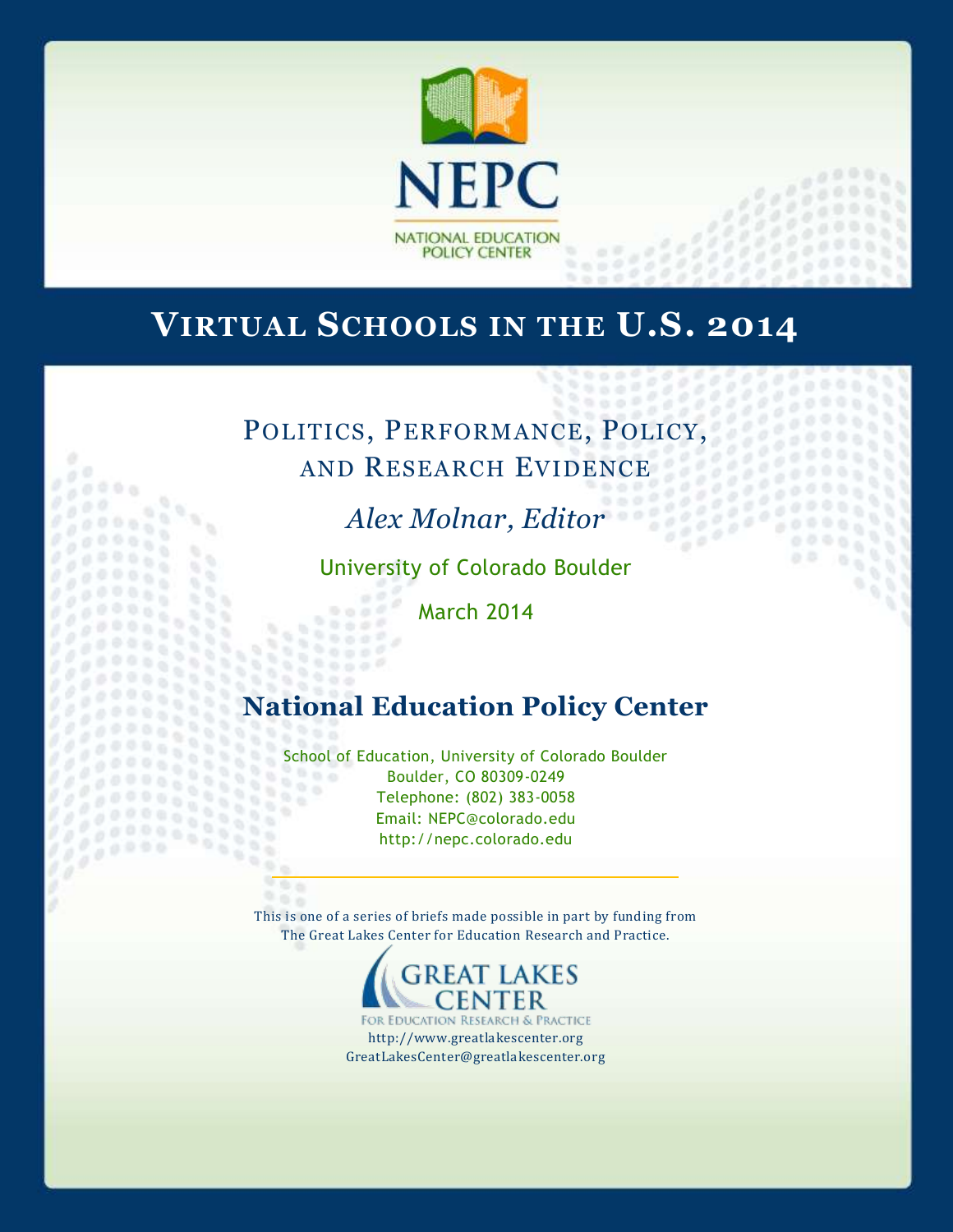NEPC

NATIONAL EDUCATION POLICY CENTER

# Virtual Schools in the U.S. 2014

## Politics, Performance, Policy, and Research Evidence

*Alex Molnar, Editor*

University of Colorado Boulder

March 2014

## National Education Policy Center

School of Education, University of Colorado Boulder
Boulder, CO 80309-0249
Telephone: (802) 383-0058
Email: NEPC@colorado.edu
http://nepc.colorado.edu

---

This is one of a series of briefs made possible in part by funding from The Great Lakes Center for Education Research and Practice.

GREAT LAKES CENTER

FOR EDUCATION RESEARCH & PRACTICE

http://www.greatlakescenter.org
GreatLakesCenter@greatlakescenter.org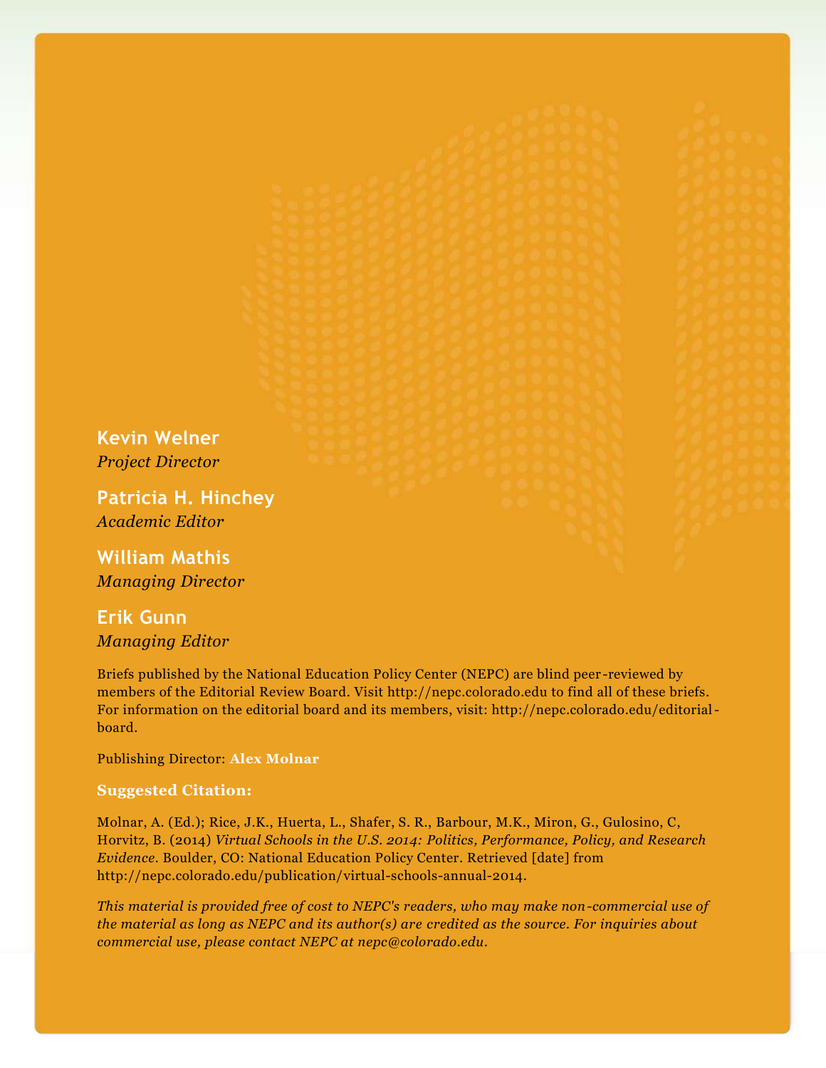**Kevin Welner**
*Project Director*

**Patricia H. Hinchey**
*Academic Editor*

**William Mathis**
*Managing Director*

**Erik Gunn**
*Managing Editor*

Briefs published by the National Education Policy Center (NEPC) are blind peer-reviewed by members of the Editorial Review Board. Visit http://nepc.colorado.edu to find all of these briefs. For information on the editorial board and its members, visit: http://nepc.colorado.edu/editorial-board.

Publishing Director: **Alex Molnar**

**Suggested Citation:**

Molnar, A. (Ed.); Rice, J.K., Huerta, L., Shafer, S. R., Barbour, M.K., Miron, G., Gulosino, C, Horvitz, B. (2014) *Virtual Schools in the U.S. 2014: Politics, Performance, Policy, and Research Evidence*. Boulder, CO: National Education Policy Center. Retrieved [date] from http://nepc.colorado.edu/publication/virtual-schools-annual-2014.

*This material is provided free of cost to NEPC's readers, who may make non-commercial use of the material as long as NEPC and its author(s) are credited as the source. For inquiries about commercial use, please contact NEPC at nepc@colorado.edu.*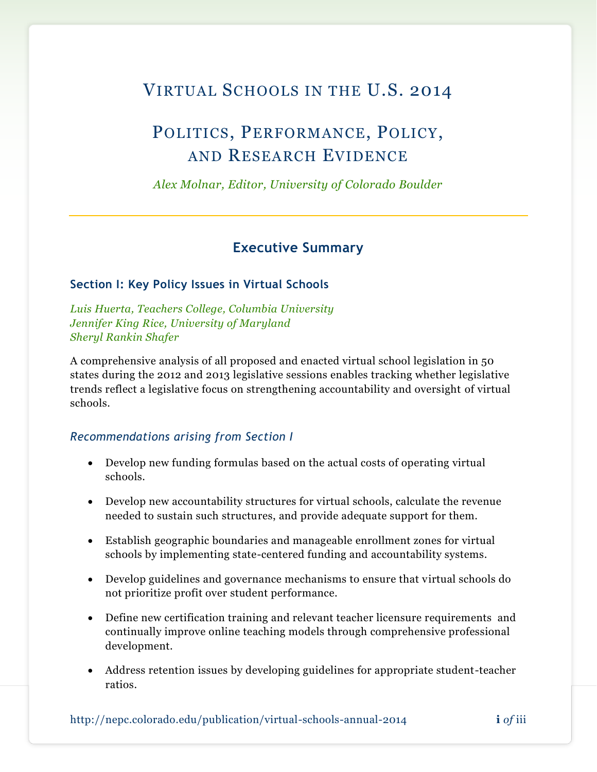# Virtual Schools in the U.S. 2014

## Politics, Performance, Policy, and Research Evidence

*Alex Molnar, Editor, University of Colorado Boulder*

---

## Executive Summary

### Section I: Key Policy Issues in Virtual Schools

*Luis Huerta, Teachers College, Columbia University*
*Jennifer King Rice, University of Maryland*
*Sheryl Rankin Shafer*

A comprehensive analysis of all proposed and enacted virtual school legislation in 50 states during the 2012 and 2013 legislative sessions enables tracking whether legislative trends reflect a legislative focus on strengthening accountability and oversight of virtual schools.

#### *Recommendations arising from Section I*

- Develop new funding formulas based on the actual costs of operating virtual schools.
- Develop new accountability structures for virtual schools, calculate the revenue needed to sustain such structures, and provide adequate support for them.
- Establish geographic boundaries and manageable enrollment zones for virtual schools by implementing state-centered funding and accountability systems.
- Develop guidelines and governance mechanisms to ensure that virtual schools do not prioritize profit over student performance.
- Define new certification training and relevant teacher licensure requirements and continually improve online teaching models through comprehensive professional development.
- Address retention issues by developing guidelines for appropriate student-teacher ratios.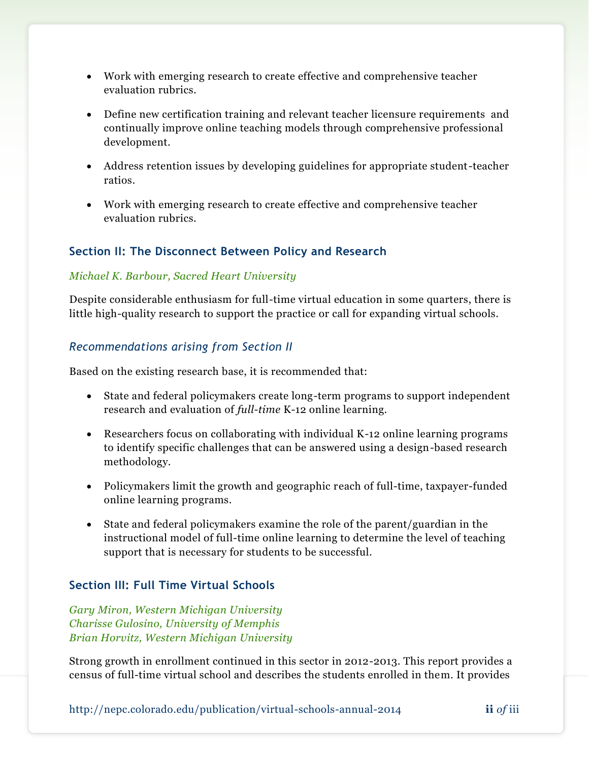- Work with emerging research to create effective and comprehensive teacher evaluation rubrics.
- Define new certification training and relevant teacher licensure requirements and continually improve online teaching models through comprehensive professional development.
- Address retention issues by developing guidelines for appropriate student-teacher ratios.
- Work with emerging research to create effective and comprehensive teacher evaluation rubrics.

### Section II: The Disconnect Between Policy and Research

*Michael K. Barbour, Sacred Heart University*

Despite considerable enthusiasm for full-time virtual education in some quarters, there is little high-quality research to support the practice or call for expanding virtual schools.

#### *Recommendations arising from Section II*

Based on the existing research base, it is recommended that:

- State and federal policymakers create long-term programs to support independent research and evaluation of *full-time* K-12 online learning.
- Researchers focus on collaborating with individual K-12 online learning programs to identify specific challenges that can be answered using a design-based research methodology.
- Policymakers limit the growth and geographic reach of full-time, taxpayer-funded online learning programs.
- State and federal policymakers examine the role of the parent/guardian in the instructional model of full-time online learning to determine the level of teaching support that is necessary for students to be successful.

### Section III: Full Time Virtual Schools

*Gary Miron, Western Michigan University*
*Charisse Gulosino, University of Memphis*
*Brian Horvitz, Western Michigan University*

Strong growth in enrollment continued in this sector in 2012-2013. This report provides a census of full-time virtual school and describes the students enrolled in them. It provides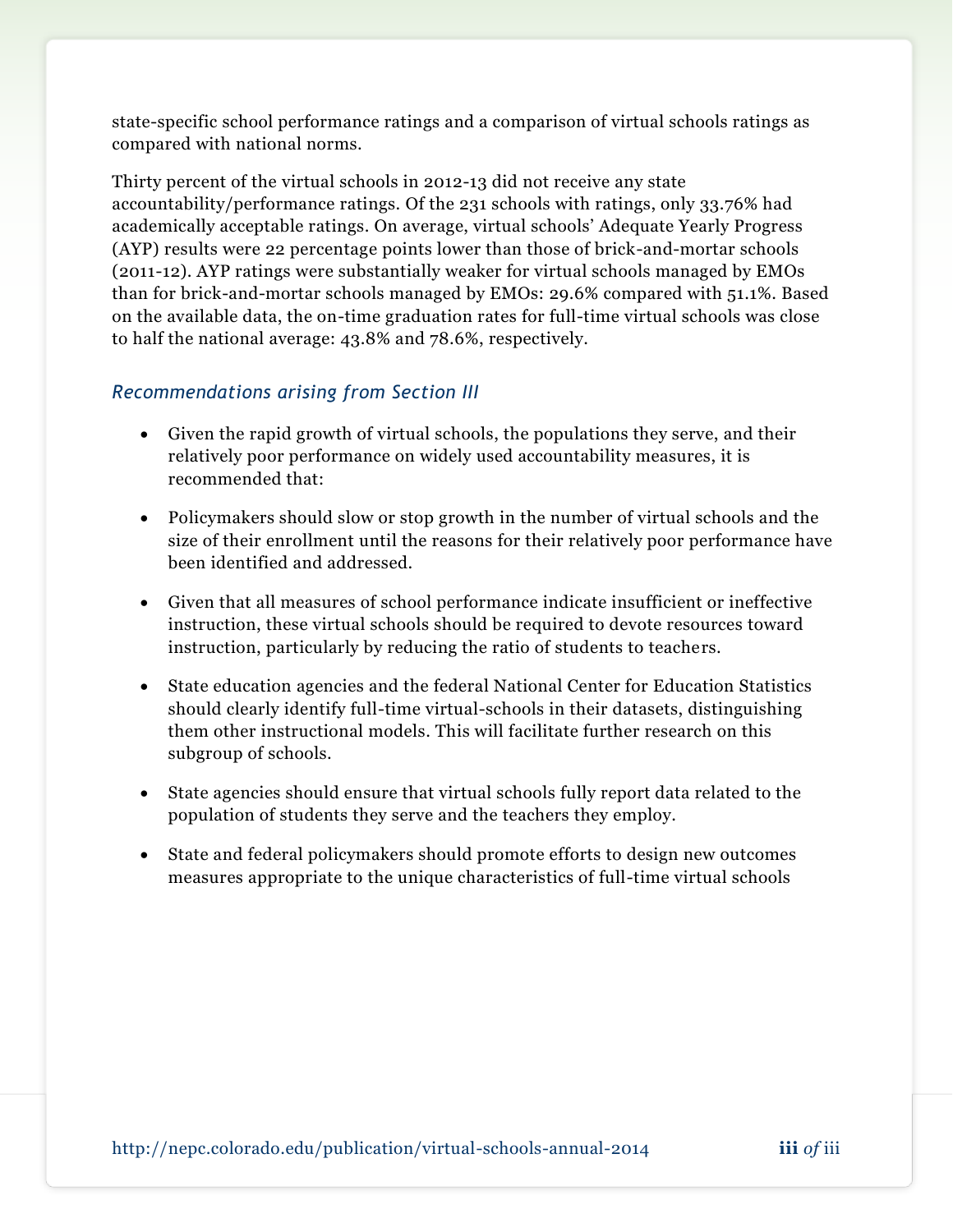state-specific school performance ratings and a comparison of virtual schools ratings as compared with national norms.

Thirty percent of the virtual schools in 2012-13 did not receive any state accountability/performance ratings. Of the 231 schools with ratings, only 33.76% had academically acceptable ratings. On average, virtual schools' Adequate Yearly Progress (AYP) results were 22 percentage points lower than those of brick-and-mortar schools (2011-12). AYP ratings were substantially weaker for virtual schools managed by EMOs than for brick-and-mortar schools managed by EMOs: 29.6% compared with 51.1%. Based on the available data, the on-time graduation rates for full-time virtual schools was close to half the national average: 43.8% and 78.6%, respectively.

### *Recommendations arising from Section III*

- Given the rapid growth of virtual schools, the populations they serve, and their relatively poor performance on widely used accountability measures, it is recommended that:
- Policymakers should slow or stop growth in the number of virtual schools and the size of their enrollment until the reasons for their relatively poor performance have been identified and addressed.
- Given that all measures of school performance indicate insufficient or ineffective instruction, these virtual schools should be required to devote resources toward instruction, particularly by reducing the ratio of students to teachers.
- State education agencies and the federal National Center for Education Statistics should clearly identify full-time virtual-schools in their datasets, distinguishing them other instructional models. This will facilitate further research on this subgroup of schools.
- State agencies should ensure that virtual schools fully report data related to the population of students they serve and the teachers they employ.
- State and federal policymakers should promote efforts to design new outcomes measures appropriate to the unique characteristics of full-time virtual schools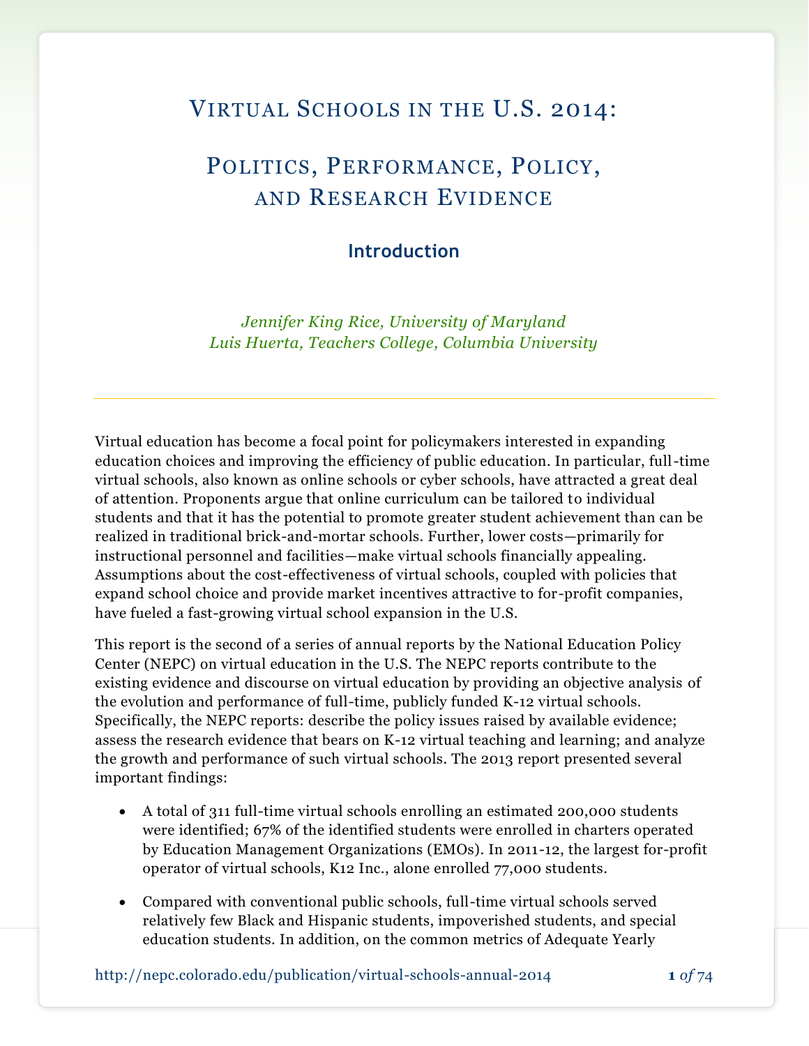# Virtual Schools in the U.S. 2014:

# Politics, Performance, Policy, and Research Evidence

## Introduction

*Jennifer King Rice, University of Maryland*
*Luis Huerta, Teachers College, Columbia University*

---

Virtual education has become a focal point for policymakers interested in expanding education choices and improving the efficiency of public education. In particular, full-time virtual schools, also known as online schools or cyber schools, have attracted a great deal of attention. Proponents argue that online curriculum can be tailored to individual students and that it has the potential to promote greater student achievement than can be realized in traditional brick-and-mortar schools. Further, lower costs—primarily for instructional personnel and facilities—make virtual schools financially appealing. Assumptions about the cost-effectiveness of virtual schools, coupled with policies that expand school choice and provide market incentives attractive to for-profit companies, have fueled a fast-growing virtual school expansion in the U.S.

This report is the second of a series of annual reports by the National Education Policy Center (NEPC) on virtual education in the U.S. The NEPC reports contribute to the existing evidence and discourse on virtual education by providing an objective analysis of the evolution and performance of full-time, publicly funded K-12 virtual schools. Specifically, the NEPC reports: describe the policy issues raised by available evidence; assess the research evidence that bears on K-12 virtual teaching and learning; and analyze the growth and performance of such virtual schools. The 2013 report presented several important findings:

- A total of 311 full-time virtual schools enrolling an estimated 200,000 students were identified; 67% of the identified students were enrolled in charters operated by Education Management Organizations (EMOs). In 2011-12, the largest for-profit operator of virtual schools, K12 Inc., alone enrolled 77,000 students.
- Compared with conventional public schools, full-time virtual schools served relatively few Black and Hispanic students, impoverished students, and special education students. In addition, on the common metrics of Adequate Yearly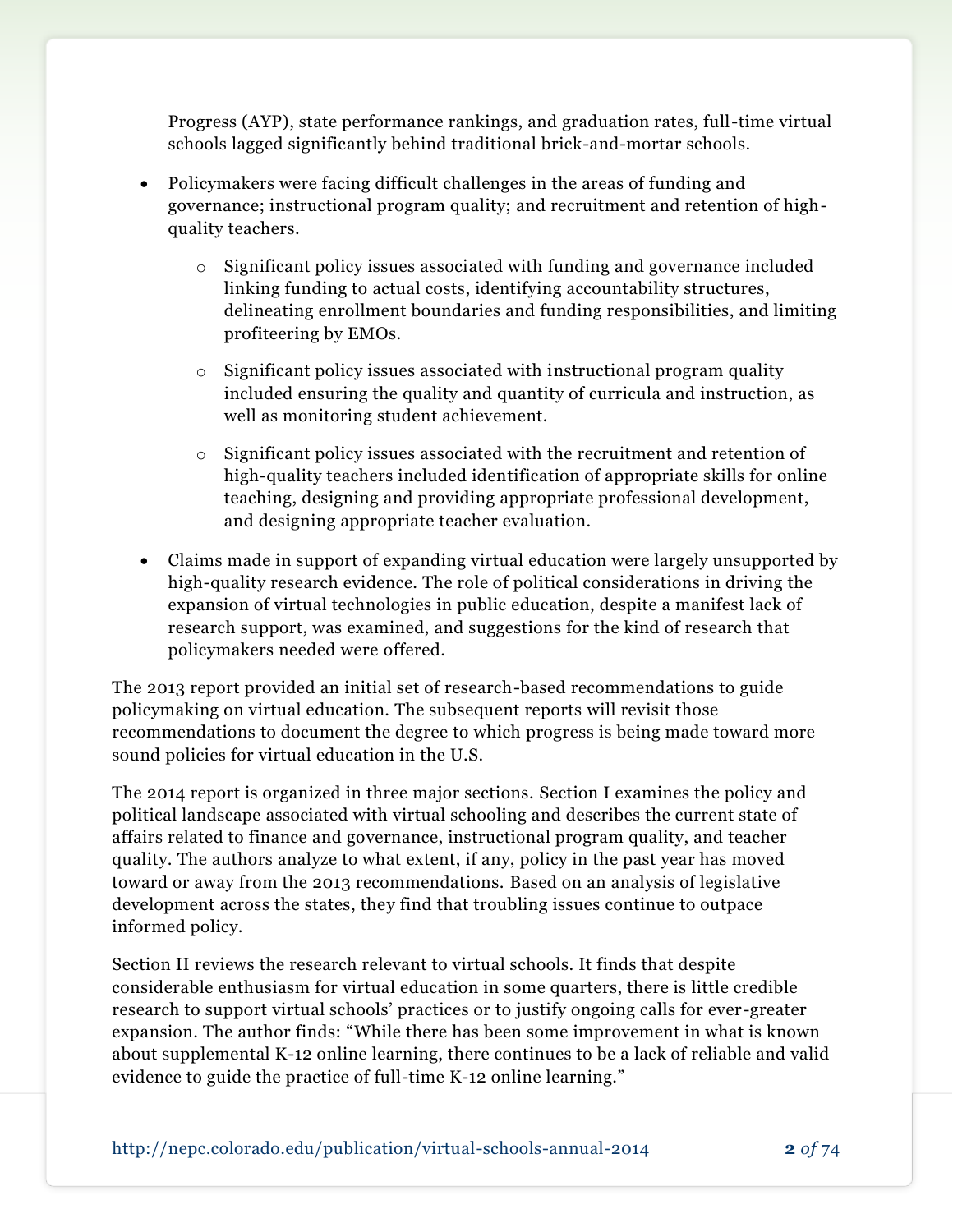Progress (AYP), state performance rankings, and graduation rates, full-time virtual schools lagged significantly behind traditional brick-and-mortar schools.

- Policymakers were facing difficult challenges in the areas of funding and governance; instructional program quality; and recruitment and retention of high-quality teachers.
    - Significant policy issues associated with funding and governance included linking funding to actual costs, identifying accountability structures, delineating enrollment boundaries and funding responsibilities, and limiting profiteering by EMOs.
    - Significant policy issues associated with instructional program quality included ensuring the quality and quantity of curricula and instruction, as well as monitoring student achievement.
    - Significant policy issues associated with the recruitment and retention of high-quality teachers included identification of appropriate skills for online teaching, designing and providing appropriate professional development, and designing appropriate teacher evaluation.
- Claims made in support of expanding virtual education were largely unsupported by high-quality research evidence. The role of political considerations in driving the expansion of virtual technologies in public education, despite a manifest lack of research support, was examined, and suggestions for the kind of research that policymakers needed were offered.

The 2013 report provided an initial set of research-based recommendations to guide policymaking on virtual education. The subsequent reports will revisit those recommendations to document the degree to which progress is being made toward more sound policies for virtual education in the U.S.

The 2014 report is organized in three major sections. Section I examines the policy and political landscape associated with virtual schooling and describes the current state of affairs related to finance and governance, instructional program quality, and teacher quality. The authors analyze to what extent, if any, policy in the past year has moved toward or away from the 2013 recommendations. Based on an analysis of legislative development across the states, they find that troubling issues continue to outpace informed policy.

Section II reviews the research relevant to virtual schools. It finds that despite considerable enthusiasm for virtual education in some quarters, there is little credible research to support virtual schools' practices or to justify ongoing calls for ever-greater expansion. The author finds: "While there has been some improvement in what is known about supplemental K-12 online learning, there continues to be a lack of reliable and valid evidence to guide the practice of full-time K-12 online learning."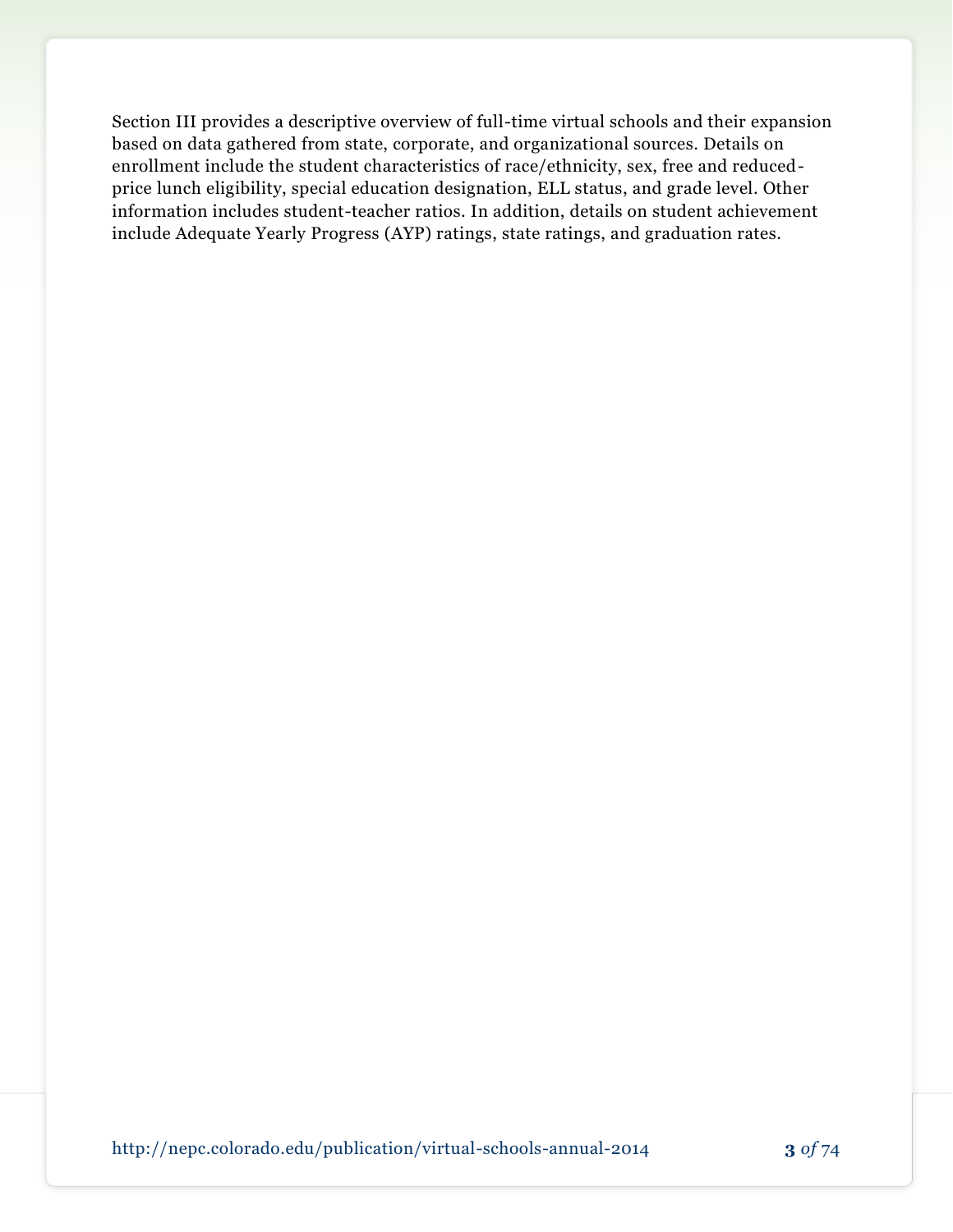Section III provides a descriptive overview of full-time virtual schools and their expansion based on data gathered from state, corporate, and organizational sources. Details on enrollment include the student characteristics of race/ethnicity, sex, free and reduced-price lunch eligibility, special education designation, ELL status, and grade level. Other information includes student-teacher ratios. In addition, details on student achievement include Adequate Yearly Progress (AYP) ratings, state ratings, and graduation rates.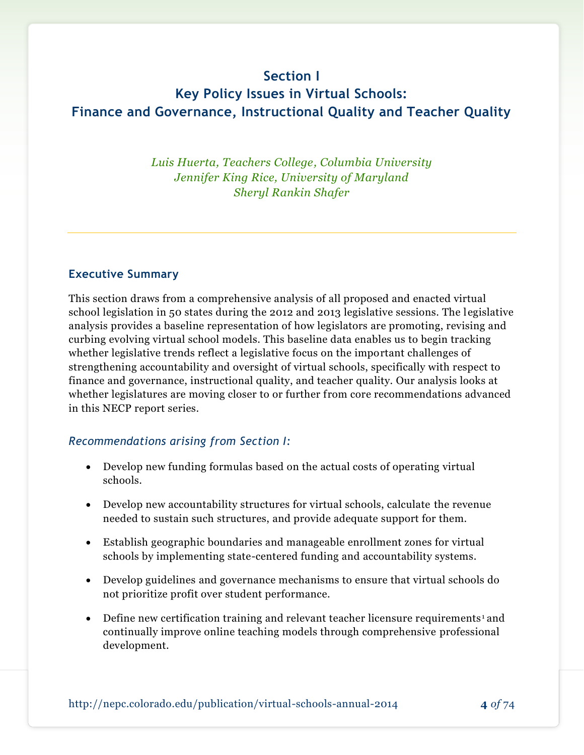## Section I
## Key Policy Issues in Virtual Schools:
## Finance and Governance, Instructional Quality and Teacher Quality

*Luis Huerta, Teachers College, Columbia University*
*Jennifer King Rice, University of Maryland*
*Sheryl Rankin Shafer*

---

### Executive Summary

This section draws from a comprehensive analysis of all proposed and enacted virtual school legislation in 50 states during the 2012 and 2013 legislative sessions. The legislative analysis provides a baseline representation of how legislators are promoting, revising and curbing evolving virtual school models. This baseline data enables us to begin tracking whether legislative trends reflect a legislative focus on the important challenges of strengthening accountability and oversight of virtual schools, specifically with respect to finance and governance, instructional quality, and teacher quality. Our analysis looks at whether legislatures are moving closer to or further from core recommendations advanced in this NECP report series.

*Recommendations arising from Section I:*

- Develop new funding formulas based on the actual costs of operating virtual schools.
- Develop new accountability structures for virtual schools, calculate the revenue needed to sustain such structures, and provide adequate support for them.
- Establish geographic boundaries and manageable enrollment zones for virtual schools by implementing state-centered funding and accountability systems.
- Develop guidelines and governance mechanisms to ensure that virtual schools do not prioritize profit over student performance.
- Define new certification training and relevant teacher licensure requirements[1] and continually improve online teaching models through comprehensive professional development.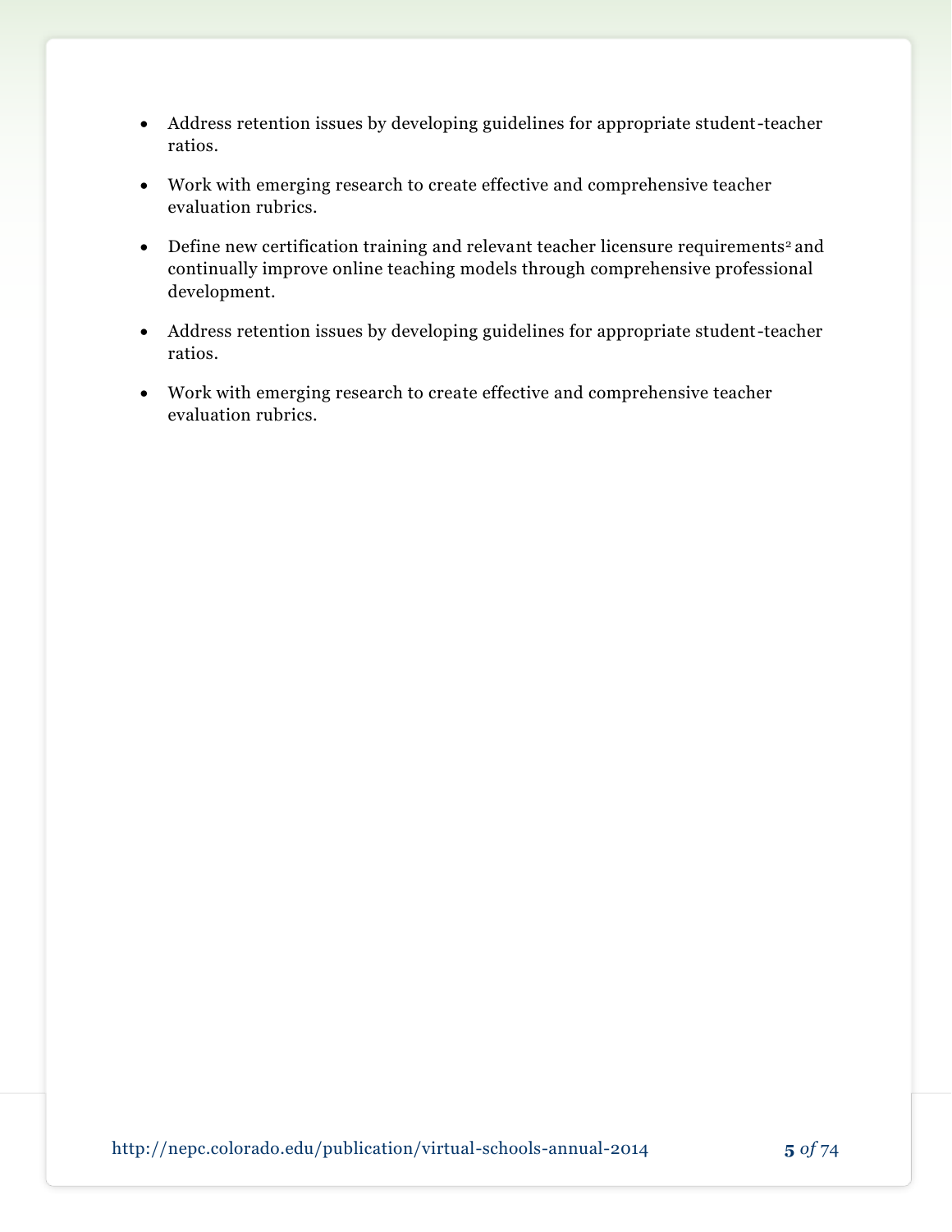- Address retention issues by developing guidelines for appropriate student-teacher ratios.
- Work with emerging research to create effective and comprehensive teacher evaluation rubrics.
- Define new certification training and relevant teacher licensure requirements[2] and continually improve online teaching models through comprehensive professional development.
- Address retention issues by developing guidelines for appropriate student-teacher ratios.
- Work with emerging research to create effective and comprehensive teacher evaluation rubrics.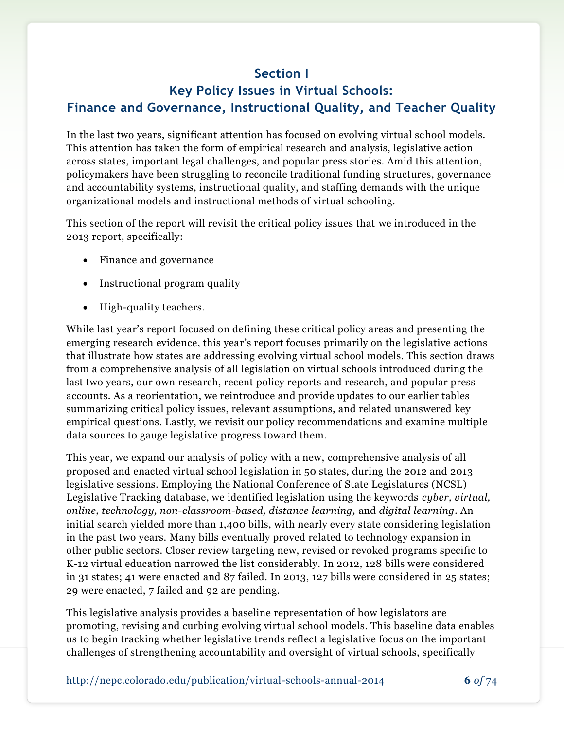# Section I

## Key Policy Issues in Virtual Schools: Finance and Governance, Instructional Quality, and Teacher Quality

In the last two years, significant attention has focused on evolving virtual school models. This attention has taken the form of empirical research and analysis, legislative action across states, important legal challenges, and popular press stories. Amid this attention, policymakers have been struggling to reconcile traditional funding structures, governance and accountability systems, instructional quality, and staffing demands with the unique organizational models and instructional methods of virtual schooling.

This section of the report will revisit the critical policy issues that we introduced in the 2013 report, specifically:

- Finance and governance
- Instructional program quality
- High-quality teachers.

While last year's report focused on defining these critical policy areas and presenting the emerging research evidence, this year's report focuses primarily on the legislative actions that illustrate how states are addressing evolving virtual school models. This section draws from a comprehensive analysis of all legislation on virtual schools introduced during the last two years, our own research, recent policy reports and research, and popular press accounts. As a reorientation, we reintroduce and provide updates to our earlier tables summarizing critical policy issues, relevant assumptions, and related unanswered key empirical questions. Lastly, we revisit our policy recommendations and examine multiple data sources to gauge legislative progress toward them.

This year, we expand our analysis of policy with a new, comprehensive analysis of all proposed and enacted virtual school legislation in 50 states, during the 2012 and 2013 legislative sessions. Employing the National Conference of State Legislatures (NCSL) Legislative Tracking database, we identified legislation using the keywords *cyber, virtual, online, technology, non-classroom-based, distance learning,* and *digital learning*. An initial search yielded more than 1,400 bills, with nearly every state considering legislation in the past two years. Many bills eventually proved related to technology expansion in other public sectors. Closer review targeting new, revised or revoked programs specific to K-12 virtual education narrowed the list considerably. In 2012, 128 bills were considered in 31 states; 41 were enacted and 87 failed. In 2013, 127 bills were considered in 25 states; 29 were enacted, 7 failed and 92 are pending.

This legislative analysis provides a baseline representation of how legislators are promoting, revising and curbing evolving virtual school models. This baseline data enables us to begin tracking whether legislative trends reflect a legislative focus on the important challenges of strengthening accountability and oversight of virtual schools, specifically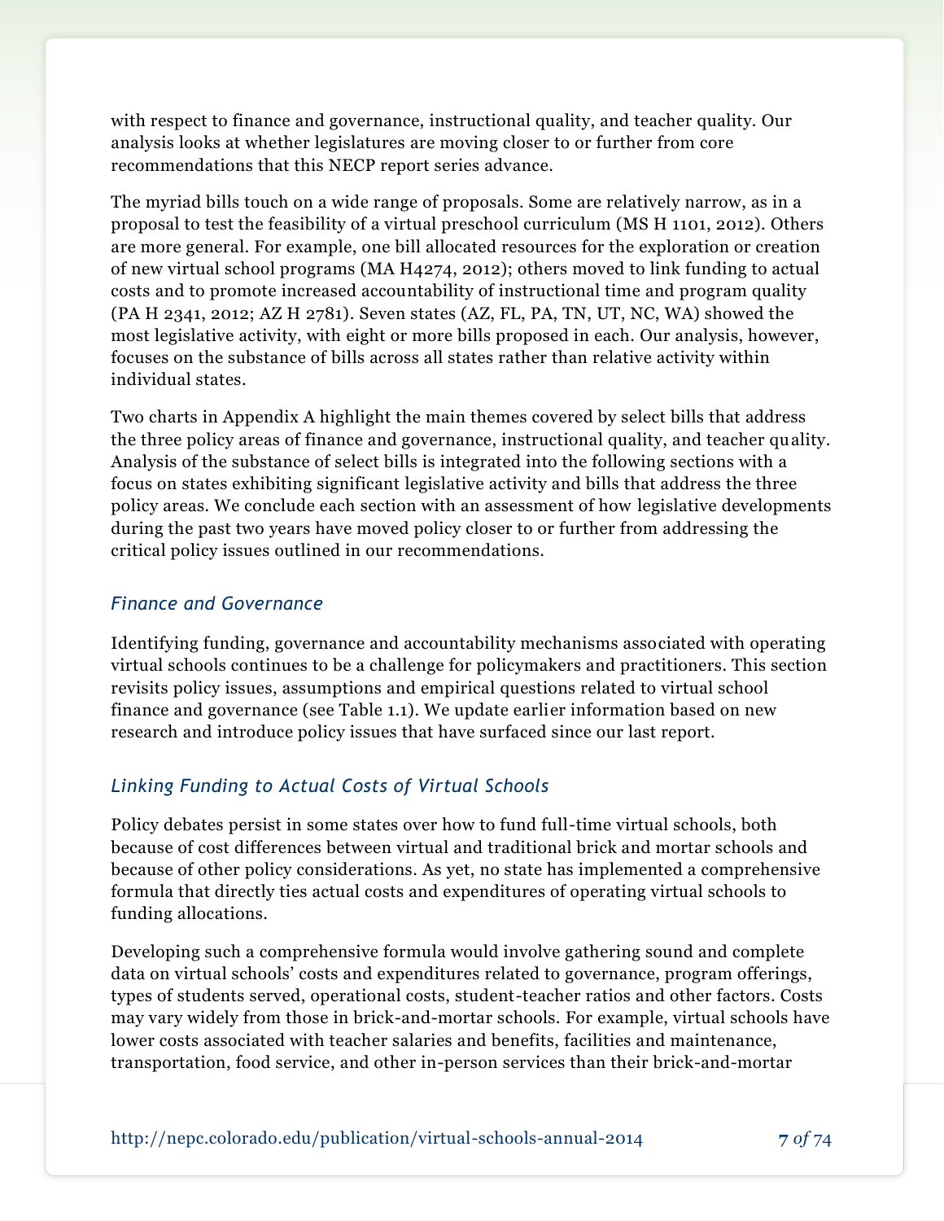with respect to finance and governance, instructional quality, and teacher quality. Our analysis looks at whether legislatures are moving closer to or further from core recommendations that this NECP report series advance.

The myriad bills touch on a wide range of proposals. Some are relatively narrow, as in a proposal to test the feasibility of a virtual preschool curriculum (MS H 1101, 2012). Others are more general. For example, one bill allocated resources for the exploration or creation of new virtual school programs (MA H4274, 2012); others moved to link funding to actual costs and to promote increased accountability of instructional time and program quality (PA H 2341, 2012; AZ H 2781). Seven states (AZ, FL, PA, TN, UT, NC, WA) showed the most legislative activity, with eight or more bills proposed in each. Our analysis, however, focuses on the substance of bills across all states rather than relative activity within individual states.

Two charts in Appendix A highlight the main themes covered by select bills that address the three policy areas of finance and governance, instructional quality, and teacher quality. Analysis of the substance of select bills is integrated into the following sections with a focus on states exhibiting significant legislative activity and bills that address the three policy areas. We conclude each section with an assessment of how legislative developments during the past two years have moved policy closer to or further from addressing the critical policy issues outlined in our recommendations.

### *Finance and Governance*

Identifying funding, governance and accountability mechanisms associated with operating virtual schools continues to be a challenge for policymakers and practitioners. This section revisits policy issues, assumptions and empirical questions related to virtual school finance and governance (see Table 1.1). We update earlier information based on new research and introduce policy issues that have surfaced since our last report.

### *Linking Funding to Actual Costs of Virtual Schools*

Policy debates persist in some states over how to fund full-time virtual schools, both because of cost differences between virtual and traditional brick and mortar schools and because of other policy considerations. As yet, no state has implemented a comprehensive formula that directly ties actual costs and expenditures of operating virtual schools to funding allocations.

Developing such a comprehensive formula would involve gathering sound and complete data on virtual schools' costs and expenditures related to governance, program offerings, types of students served, operational costs, student-teacher ratios and other factors. Costs may vary widely from those in brick-and-mortar schools. For example, virtual schools have lower costs associated with teacher salaries and benefits, facilities and maintenance, transportation, food service, and other in-person services than their brick-and-mortar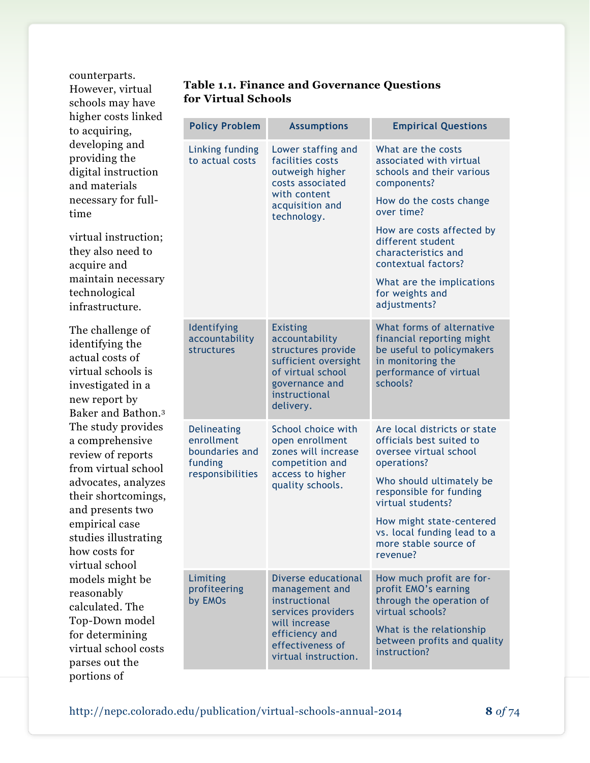counterparts. However, virtual schools may have higher costs linked to acquiring, developing and providing the digital instruction and materials necessary for full-time virtual instruction; they also need to acquire and maintain necessary technological infrastructure.

The challenge of identifying the actual costs of virtual schools is investigated in a new report by Baker and Bathon.[3] The study provides a comprehensive review of reports from virtual school advocates, analyzes their shortcomings, and presents two empirical case studies illustrating how costs for virtual school models might be reasonably calculated. The Top-Down model for determining virtual school costs parses out the portions of

**Table 1.1. Finance and Governance Questions for Virtual Schools**

| Policy Problem | Assumptions | Empirical Questions |
|---|---|---|
| Linking funding to actual costs | Lower staffing and facilities costs outweigh higher costs associated with content acquisition and technology. | What are the costs associated with virtual schools and their various components?<br><br>How do the costs change over time?<br><br>How are costs affected by different student characteristics and contextual factors?<br><br>What are the implications for weights and adjustments? |
| Identifying accountability structures | Existing accountability structures provide sufficient oversight of virtual school governance and instructional delivery. | What forms of alternative financial reporting might be useful to policymakers in monitoring the performance of virtual schools? |
| Delineating enrollment boundaries and funding responsibilities | School choice with open enrollment zones will increase competition and access to higher quality schools. | Are local districts or state officials best suited to oversee virtual school operations?<br><br>Who should ultimately be responsible for funding virtual students?<br><br>How might state-centered vs. local funding lead to a more stable source of revenue? |
| Limiting profiteering by EMOs | Diverse educational management and instructional services providers will increase efficiency and effectiveness of virtual instruction. | How much profit are for-profit EMO's earning through the operation of virtual schools?<br><br>What is the relationship between profits and quality instruction? |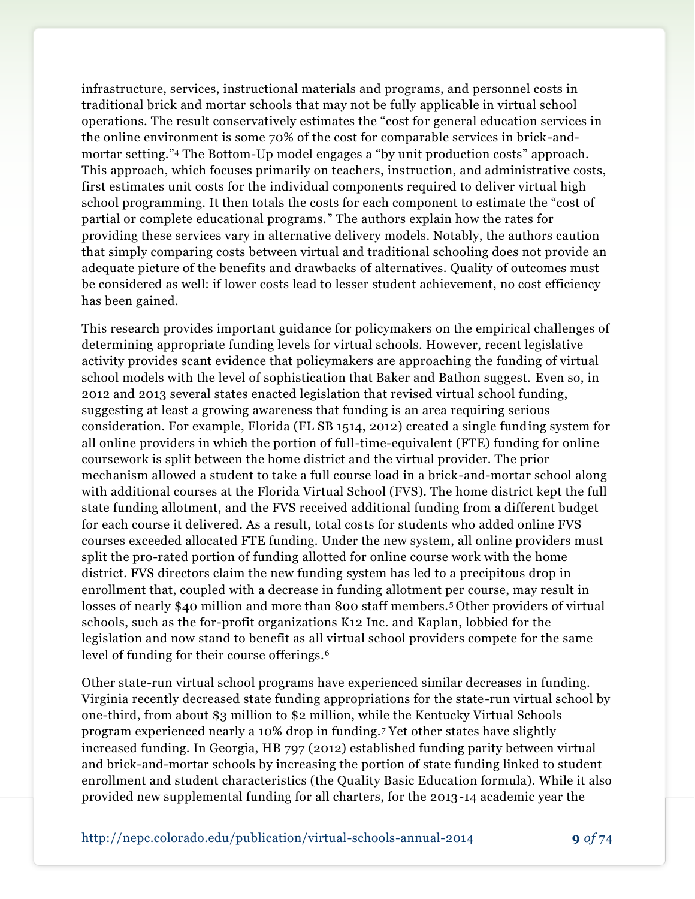infrastructure, services, instructional materials and programs, and personnel costs in traditional brick and mortar schools that may not be fully applicable in virtual school operations. The result conservatively estimates the "cost for general education services in the online environment is some 70% of the cost for comparable services in brick-and-mortar setting."[4] The Bottom-Up model engages a "by unit production costs" approach. This approach, which focuses primarily on teachers, instruction, and administrative costs, first estimates unit costs for the individual components required to deliver virtual high school programming. It then totals the costs for each component to estimate the "cost of partial or complete educational programs." The authors explain how the rates for providing these services vary in alternative delivery models. Notably, the authors caution that simply comparing costs between virtual and traditional schooling does not provide an adequate picture of the benefits and drawbacks of alternatives. Quality of outcomes must be considered as well: if lower costs lead to lesser student achievement, no cost efficiency has been gained.

This research provides important guidance for policymakers on the empirical challenges of determining appropriate funding levels for virtual schools. However, recent legislative activity provides scant evidence that policymakers are approaching the funding of virtual school models with the level of sophistication that Baker and Bathon suggest. Even so, in 2012 and 2013 several states enacted legislation that revised virtual school funding, suggesting at least a growing awareness that funding is an area requiring serious consideration. For example, Florida (FL SB 1514, 2012) created a single funding system for all online providers in which the portion of full-time-equivalent (FTE) funding for online coursework is split between the home district and the virtual provider. The prior mechanism allowed a student to take a full course load in a brick-and-mortar school along with additional courses at the Florida Virtual School (FVS). The home district kept the full state funding allotment, and the FVS received additional funding from a different budget for each course it delivered. As a result, total costs for students who added online FVS courses exceeded allocated FTE funding. Under the new system, all online providers must split the pro-rated portion of funding allotted for online course work with the home district. FVS directors claim the new funding system has led to a precipitous drop in enrollment that, coupled with a decrease in funding allotment per course, may result in losses of nearly $40 million and more than 800 staff members.[5] Other providers of virtual schools, such as the for-profit organizations K12 Inc. and Kaplan, lobbied for the legislation and now stand to benefit as all virtual school providers compete for the same level of funding for their course offerings.[6]

Other state-run virtual school programs have experienced similar decreases in funding. Virginia recently decreased state funding appropriations for the state-run virtual school by one-third, from about $3 million to $2 million, while the Kentucky Virtual Schools program experienced nearly a 10% drop in funding.[7] Yet other states have slightly increased funding. In Georgia, HB 797 (2012) established funding parity between virtual and brick-and-mortar schools by increasing the portion of state funding linked to student enrollment and student characteristics (the Quality Basic Education formula). While it also provided new supplemental funding for all charters, for the 2013-14 academic year the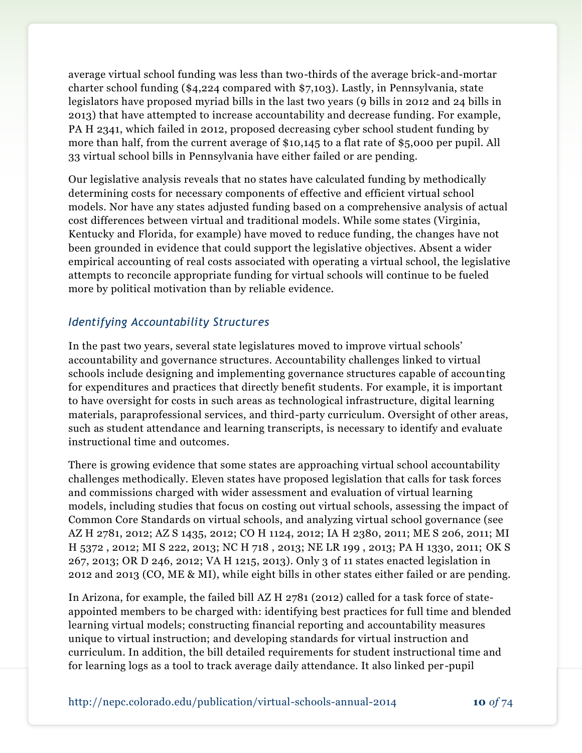average virtual school funding was less than two-thirds of the average brick-and-mortar charter school funding ($4,224 compared with $7,103). Lastly, in Pennsylvania, state legislators have proposed myriad bills in the last two years (9 bills in 2012 and 24 bills in 2013) that have attempted to increase accountability and decrease funding. For example, PA H 2341, which failed in 2012, proposed decreasing cyber school student funding by more than half, from the current average of $10,145 to a flat rate of $5,000 per pupil. All 33 virtual school bills in Pennsylvania have either failed or are pending.

Our legislative analysis reveals that no states have calculated funding by methodically determining costs for necessary components of effective and efficient virtual school models. Nor have any states adjusted funding based on a comprehensive analysis of actual cost differences between virtual and traditional models. While some states (Virginia, Kentucky and Florida, for example) have moved to reduce funding, the changes have not been grounded in evidence that could support the legislative objectives. Absent a wider empirical accounting of real costs associated with operating a virtual school, the legislative attempts to reconcile appropriate funding for virtual schools will continue to be fueled more by political motivation than by reliable evidence.

### *Identifying Accountability Structures*

In the past two years, several state legislatures moved to improve virtual schools' accountability and governance structures. Accountability challenges linked to virtual schools include designing and implementing governance structures capable of accounting for expenditures and practices that directly benefit students. For example, it is important to have oversight for costs in such areas as technological infrastructure, digital learning materials, paraprofessional services, and third-party curriculum. Oversight of other areas, such as student attendance and learning transcripts, is necessary to identify and evaluate instructional time and outcomes.

There is growing evidence that some states are approaching virtual school accountability challenges methodically. Eleven states have proposed legislation that calls for task forces and commissions charged with wider assessment and evaluation of virtual learning models, including studies that focus on costing out virtual schools, assessing the impact of Common Core Standards on virtual schools, and analyzing virtual school governance (see AZ H 2781, 2012; AZ S 1435, 2012; CO H 1124, 2012; IA H 2380, 2011; ME S 206, 2011; MI H 5372 , 2012; MI S 222, 2013; NC H 718 , 2013; NE LR 199 , 2013; PA H 1330, 2011; OK S 267, 2013; OR D 246, 2012; VA H 1215, 2013). Only 3 of 11 states enacted legislation in 2012 and 2013 (CO, ME & MI), while eight bills in other states either failed or are pending.

In Arizona, for example, the failed bill AZ H 2781 (2012) called for a task force of state-appointed members to be charged with: identifying best practices for full time and blended learning virtual models; constructing financial reporting and accountability measures unique to virtual instruction; and developing standards for virtual instruction and curriculum. In addition, the bill detailed requirements for student instructional time and for learning logs as a tool to track average daily attendance. It also linked per-pupil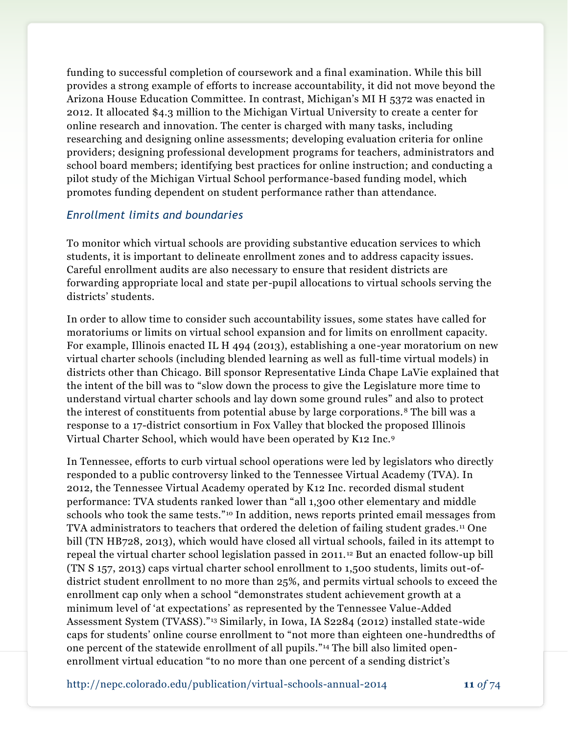funding to successful completion of coursework and a final examination. While this bill provides a strong example of efforts to increase accountability, it did not move beyond the Arizona House Education Committee. In contrast, Michigan's MI H 5372 was enacted in 2012. It allocated $4.3 million to the Michigan Virtual University to create a center for online research and innovation. The center is charged with many tasks, including researching and designing online assessments; developing evaluation criteria for online providers; designing professional development programs for teachers, administrators and school board members; identifying best practices for online instruction; and conducting a pilot study of the Michigan Virtual School performance-based funding model, which promotes funding dependent on student performance rather than attendance.

### *Enrollment limits and boundaries*

To monitor which virtual schools are providing substantive education services to which students, it is important to delineate enrollment zones and to address capacity issues. Careful enrollment audits are also necessary to ensure that resident districts are forwarding appropriate local and state per-pupil allocations to virtual schools serving the districts' students.

In order to allow time to consider such accountability issues, some states have called for moratoriums or limits on virtual school expansion and for limits on enrollment capacity. For example, Illinois enacted IL H 494 (2013), establishing a one-year moratorium on new virtual charter schools (including blended learning as well as full-time virtual models) in districts other than Chicago. Bill sponsor Representative Linda Chape LaVie explained that the intent of the bill was to "slow down the process to give the Legislature more time to understand virtual charter schools and lay down some ground rules" and also to protect the interest of constituents from potential abuse by large corporations.[8] The bill was a response to a 17-district consortium in Fox Valley that blocked the proposed Illinois Virtual Charter School, which would have been operated by K12 Inc.[9]

In Tennessee, efforts to curb virtual school operations were led by legislators who directly responded to a public controversy linked to the Tennessee Virtual Academy (TVA). In 2012, the Tennessee Virtual Academy operated by K12 Inc. recorded dismal student performance: TVA students ranked lower than "all 1,300 other elementary and middle schools who took the same tests."[10] In addition, news reports printed email messages from TVA administrators to teachers that ordered the deletion of failing student grades.[11] One bill (TN HB728, 2013), which would have closed all virtual schools, failed in its attempt to repeal the virtual charter school legislation passed in 2011.[12] But an enacted follow-up bill (TN S 157, 2013) caps virtual charter school enrollment to 1,500 students, limits out-of-district student enrollment to no more than 25%, and permits virtual schools to exceed the enrollment cap only when a school "demonstrates student achievement growth at a minimum level of 'at expectations' as represented by the Tennessee Value-Added Assessment System (TVASS)."[13] Similarly, in Iowa, IA S2284 (2012) installed state-wide caps for students' online course enrollment to "not more than eighteen one-hundredths of one percent of the statewide enrollment of all pupils."[14] The bill also limited open-enrollment virtual education "to no more than one percent of a sending district's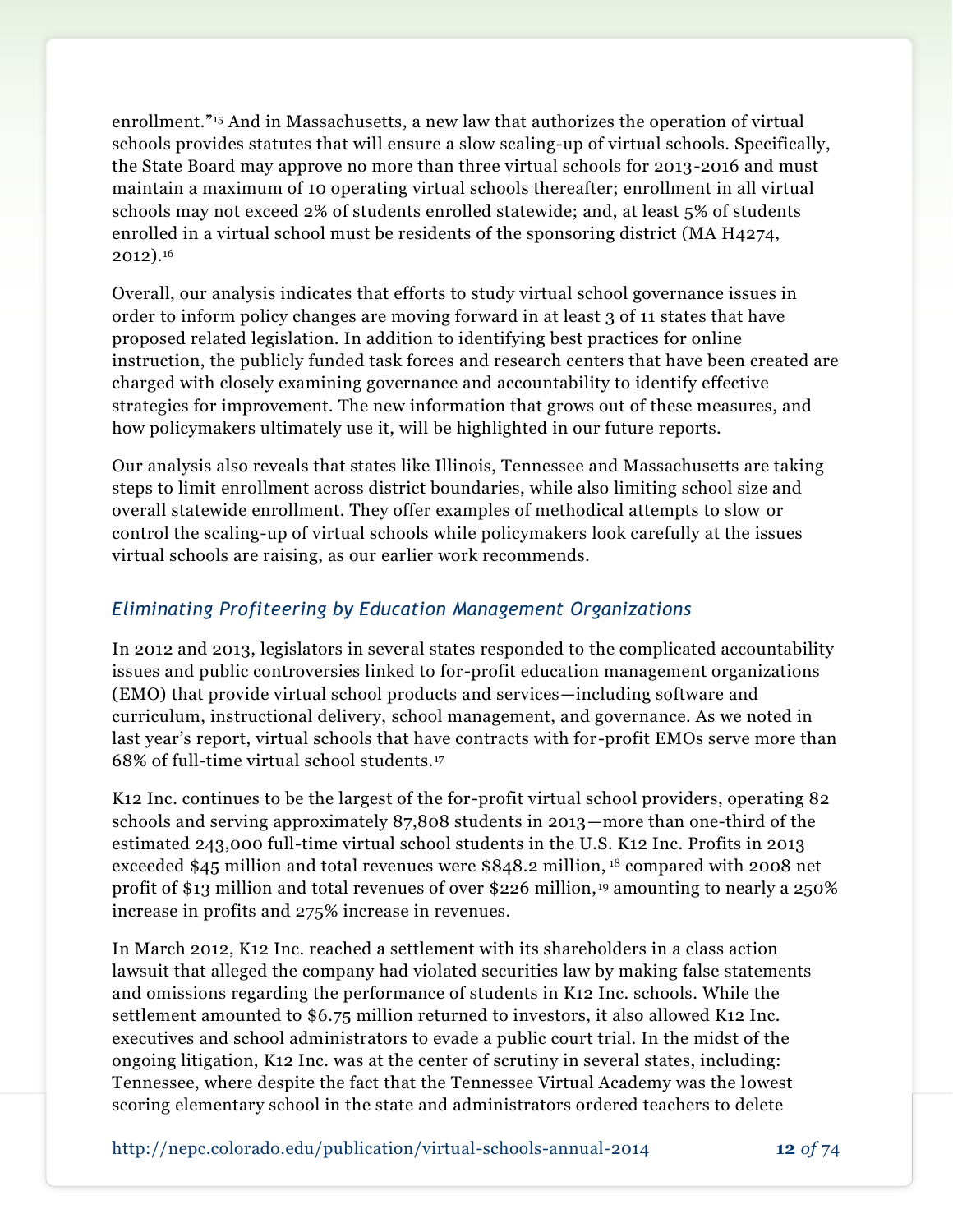enrollment."[15] And in Massachusetts, a new law that authorizes the operation of virtual schools provides statutes that will ensure a slow scaling-up of virtual schools. Specifically, the State Board may approve no more than three virtual schools for 2013-2016 and must maintain a maximum of 10 operating virtual schools thereafter; enrollment in all virtual schools may not exceed 2% of students enrolled statewide; and, at least 5% of students enrolled in a virtual school must be residents of the sponsoring district (MA H4274, 2012).[16]

Overall, our analysis indicates that efforts to study virtual school governance issues in order to inform policy changes are moving forward in at least 3 of 11 states that have proposed related legislation. In addition to identifying best practices for online instruction, the publicly funded task forces and research centers that have been created are charged with closely examining governance and accountability to identify effective strategies for improvement. The new information that grows out of these measures, and how policymakers ultimately use it, will be highlighted in our future reports.

Our analysis also reveals that states like Illinois, Tennessee and Massachusetts are taking steps to limit enrollment across district boundaries, while also limiting school size and overall statewide enrollment. They offer examples of methodical attempts to slow or control the scaling-up of virtual schools while policymakers look carefully at the issues virtual schools are raising, as our earlier work recommends.

### *Eliminating Profiteering by Education Management Organizations*

In 2012 and 2013, legislators in several states responded to the complicated accountability issues and public controversies linked to for-profit education management organizations (EMO) that provide virtual school products and services—including software and curriculum, instructional delivery, school management, and governance. As we noted in last year's report, virtual schools that have contracts with for-profit EMOs serve more than 68% of full-time virtual school students.[17]

K12 Inc. continues to be the largest of the for-profit virtual school providers, operating 82 schools and serving approximately 87,808 students in 2013—more than one-third of the estimated 243,000 full-time virtual school students in the U.S. K12 Inc. Profits in 2013 exceeded $45 million and total revenues were $848.2 million,[18] compared with 2008 net profit of $13 million and total revenues of over $226 million,[19] amounting to nearly a 250% increase in profits and 275% increase in revenues.

In March 2012, K12 Inc. reached a settlement with its shareholders in a class action lawsuit that alleged the company had violated securities law by making false statements and omissions regarding the performance of students in K12 Inc. schools. While the settlement amounted to $6.75 million returned to investors, it also allowed K12 Inc. executives and school administrators to evade a public court trial. In the midst of the ongoing litigation, K12 Inc. was at the center of scrutiny in several states, including: Tennessee, where despite the fact that the Tennessee Virtual Academy was the lowest scoring elementary school in the state and administrators ordered teachers to delete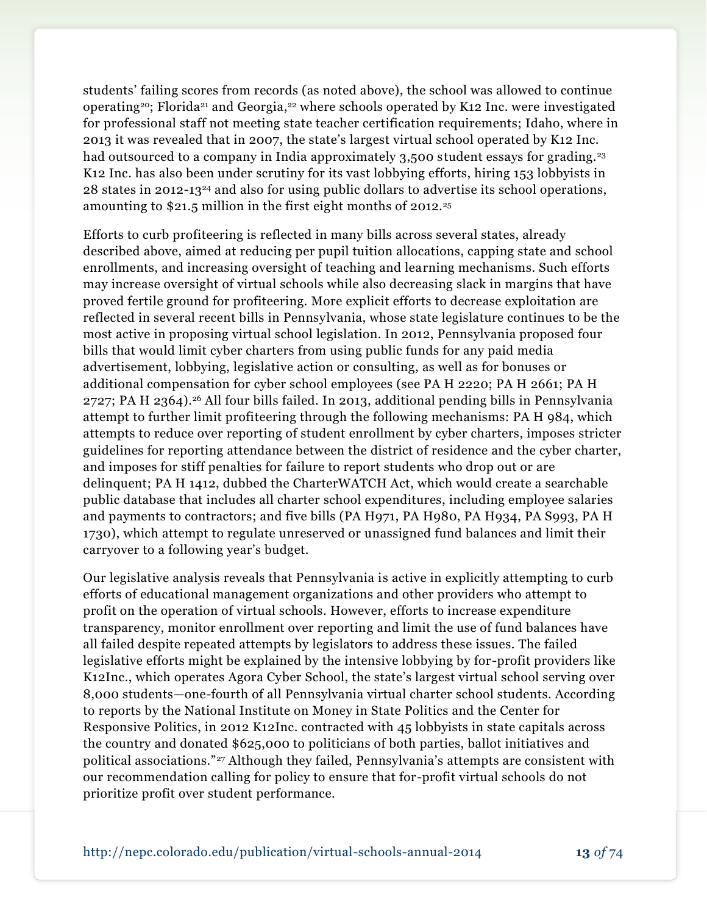students' failing scores from records (as noted above), the school was allowed to continue operating[20]; Florida[21] and Georgia,[22] where schools operated by K12 Inc. were investigated for professional staff not meeting state teacher certification requirements; Idaho, where in 2013 it was revealed that in 2007, the state's largest virtual school operated by K12 Inc. had outsourced to a company in India approximately 3,500 student essays for grading.[23] K12 Inc. has also been under scrutiny for its vast lobbying efforts, hiring 153 lobbyists in 28 states in 2012-13[24] and also for using public dollars to advertise its school operations, amounting to $21.5 million in the first eight months of 2012.[25]

Efforts to curb profiteering is reflected in many bills across several states, already described above, aimed at reducing per pupil tuition allocations, capping state and school enrollments, and increasing oversight of teaching and learning mechanisms. Such efforts may increase oversight of virtual schools while also decreasing slack in margins that have proved fertile ground for profiteering. More explicit efforts to decrease exploitation are reflected in several recent bills in Pennsylvania, whose state legislature continues to be the most active in proposing virtual school legislation. In 2012, Pennsylvania proposed four bills that would limit cyber charters from using public funds for any paid media advertisement, lobbying, legislative action or consulting, as well as for bonuses or additional compensation for cyber school employees (see PA H 2220; PA H 2661; PA H 2727; PA H 2364).[26] All four bills failed. In 2013, additional pending bills in Pennsylvania attempt to further limit profiteering through the following mechanisms: PA H 984, which attempts to reduce over reporting of student enrollment by cyber charters, imposes stricter guidelines for reporting attendance between the district of residence and the cyber charter, and imposes for stiff penalties for failure to report students who drop out or are delinquent; PA H 1412, dubbed the CharterWATCH Act, which would create a searchable public database that includes all charter school expenditures, including employee salaries and payments to contractors; and five bills (PA H971, PA H980, PA H934, PA S993, PA H 1730), which attempt to regulate unreserved or unassigned fund balances and limit their carryover to a following year's budget.

Our legislative analysis reveals that Pennsylvania is active in explicitly attempting to curb efforts of educational management organizations and other providers who attempt to profit on the operation of virtual schools. However, efforts to increase expenditure transparency, monitor enrollment over reporting and limit the use of fund balances have all failed despite repeated attempts by legislators to address these issues. The failed legislative efforts might be explained by the intensive lobbying by for-profit providers like K12Inc., which operates Agora Cyber School, the state's largest virtual school serving over 8,000 students—one-fourth of all Pennsylvania virtual charter school students. According to reports by the National Institute on Money in State Politics and the Center for Responsive Politics, in 2012 K12Inc. contracted with 45 lobbyists in state capitals across the country and donated $625,000 to politicians of both parties, ballot initiatives and political associations."[27] Although they failed, Pennsylvania's attempts are consistent with our recommendation calling for policy to ensure that for-profit virtual schools do not prioritize profit over student performance.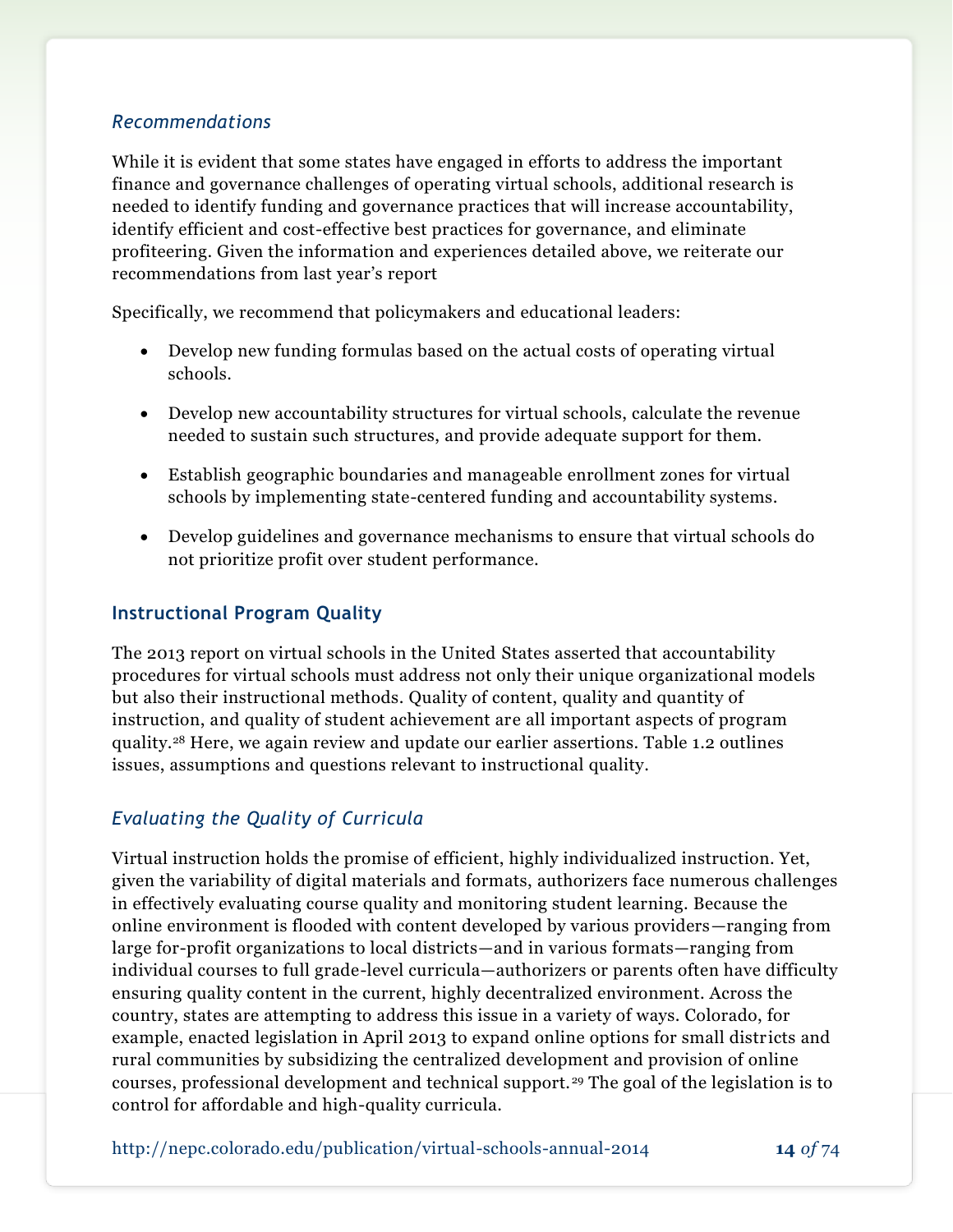*Recommendations*

While it is evident that some states have engaged in efforts[25] to address the important finance and governance challenges of operating virtual schools, additional research is needed to identify funding and governance practices that will increase accountability, identify efficient and cost-effective best practices for governance, and eliminate profiteering. Given the information and experiences detailed above, we reiterate our recommendations from last year's report

Specifically, we recommend that policymakers and educational leaders:

- Develop new funding formulas based on the actual costs of operating virtual schools.
- Develop new accountability structures for virtual schools, calculate the revenue needed to sustain such structures, and provide adequate support for them.
- Establish geographic boundaries and manageable enrollment zones for virtual schools by implementing state-centered funding and accountability systems.
- Develop guidelines and governance mechanisms to ensure that virtual schools do not prioritize profit over student performance.

## Instructional Program Quality

The 2013 report on virtual schools in the United States asserted that accountability procedures for virtual schools must address not only their unique organizational models but also their instructional methods. Quality of content, quality and quantity of instruction, and quality of student achievement are all important aspects of program quality.[28] Here, we again review and update our earlier assertions. Table 1.2 outlines issues, assumptions and questions relevant to instructional quality.

### *Evaluating the Quality of Curricula*

Virtual instruction holds the promise of efficient, highly individualized instruction. Yet, given the variability of digital materials and formats, authorizers face numerous challenges in effectively evaluating course quality and monitoring student learning. Because the online environment is flooded with content developed by various providers—ranging from large for-profit organizations to local districts—and in various formats—ranging from individual courses to full grade-level curricula—authorizers or parents often have difficulty ensuring quality content in the current, highly decentralized environment. Across the country, states are attempting to address this issue in a variety of ways. Colorado, for example, enacted legislation in April 2013 to expand online options for small districts and rural communities by subsidizing the centralized development and provision of online courses, professional development and technical support.[29] The goal of the legislation is to control for affordable and high-quality curricula.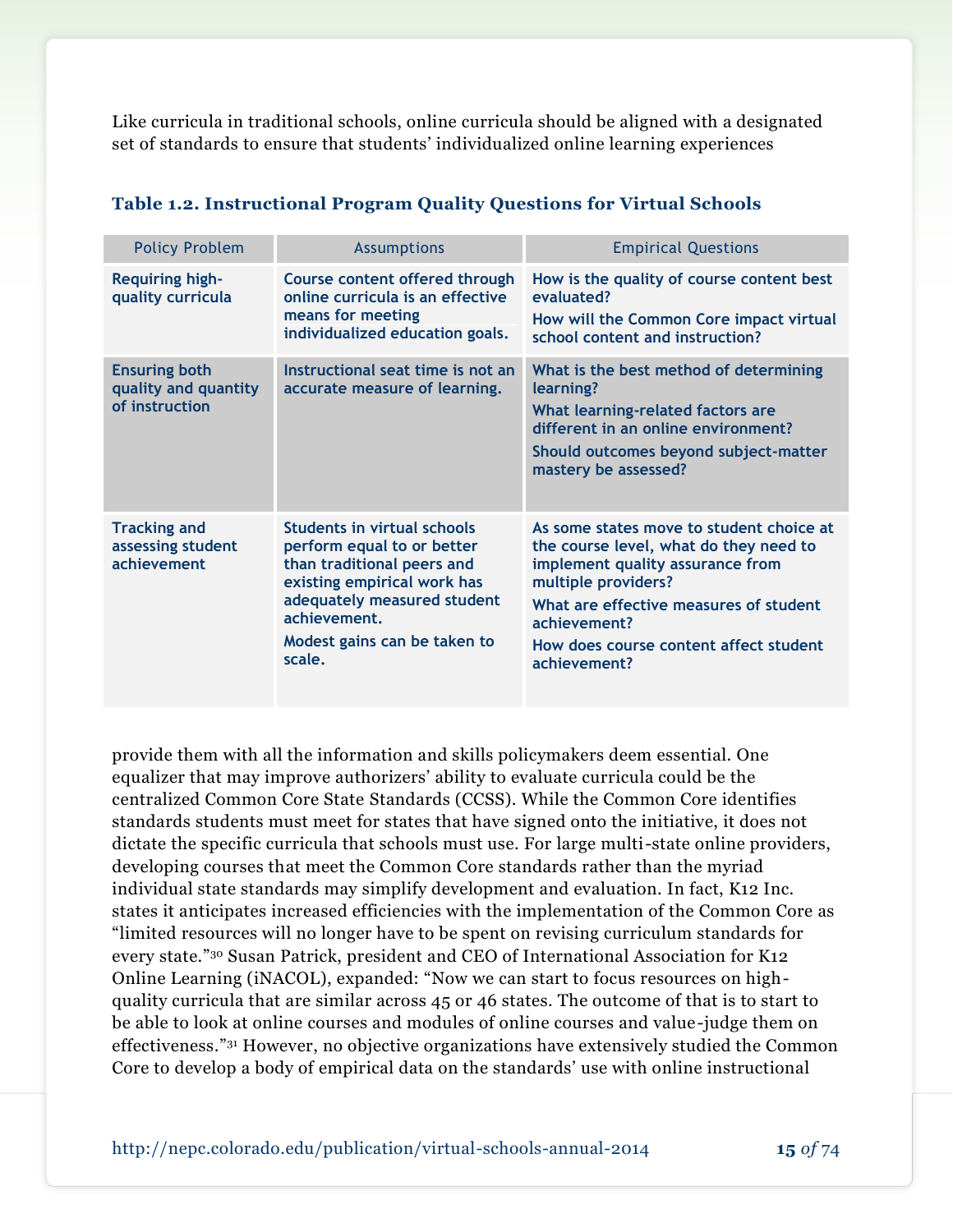Like curricula in traditional schools, online curricula should be aligned with a designated set of standards to ensure that students' individualized online learning experiences

**Table 1.2. Instructional Program Quality Questions for Virtual Schools**

| Policy Problem | Assumptions | Empirical Questions |
|---|---|---|
| Requiring high-quality curricula | Course content offered through online curricula is an effective means for meeting individualized education goals. | How is the quality of course content best evaluated?<br>How will the Common Core impact virtual school content and instruction? |
| Ensuring both quality and quantity of instruction | Instructional seat time is not an accurate measure of learning. | What is the best method of determining learning?<br>What learning-related factors are different in an online environment?<br>Should outcomes beyond subject-matter mastery be assessed? |
| Tracking and assessing student achievement | Students in virtual schools perform equal to or better than traditional peers and existing empirical work has adequately measured student achievement.<br>Modest gains can be taken to scale. | As some states move to student choice at the course level, what do they need to implement quality assurance from multiple providers?<br>What are effective measures of student achievement?<br>How does course content affect student achievement? |

provide them with all the information and skills policymakers deem essential. One equalizer that may improve authorizers' ability to evaluate curricula could be the centralized Common Core State Standards (CCSS). While the Common Core identifies standards students must meet for states that have signed onto the initiative, it does not dictate the specific curricula that schools must use. For large multi-state online providers, developing courses that meet the Common Core standards rather than the myriad individual state standards may simplify development and evaluation. In fact, K12 Inc. states it anticipates increased efficiencies with the implementation of the Common Core as "limited resources will no longer have to be spent on revising curriculum standards for every state."[30] Susan Patrick, president and CEO of International Association for K12 Online Learning (iNACOL), expanded: "Now we can start to focus resources on high-quality curricula that are similar across 45 or 46 states. The outcome of that is to start to be able to look at online courses and modules of online courses and value-judge them on effectiveness."[31] However, no objective organizations have extensively studied the Common Core to develop a body of empirical data on the standards' use with online instructional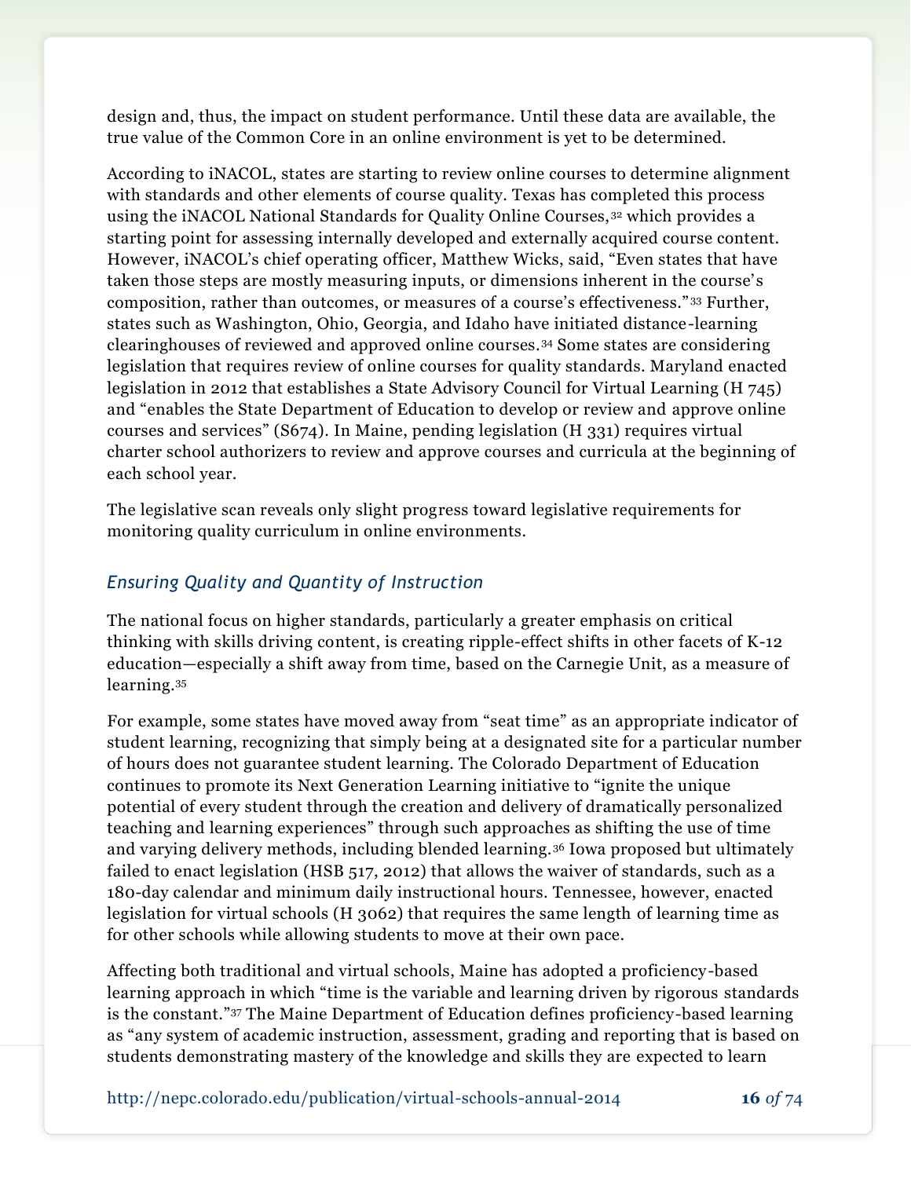design and, thus, the impact on student performance. Until these data are available, the true value of the Common Core in an online environment is yet to be determined.

According to iNACOL, states are starting to review online courses to determine alignment with standards and other elements of course quality. Texas has completed this process using the iNACOL National Standards for Quality Online Courses,[32] which provides a starting point for assessing internally developed and externally acquired course content. However, iNACOL's chief operating officer, Matthew Wicks, said, "Even states that have taken those steps are mostly measuring inputs, or dimensions inherent in the course's composition, rather than outcomes, or measures of a course's effectiveness."[33] Further, states such as Washington, Ohio, Georgia, and Idaho have initiated distance-learning clearinghouses of reviewed and approved online courses.[34] Some states are considering legislation that requires review of online courses for quality standards. Maryland enacted legislation in 2012 that establishes a State Advisory Council for Virtual Learning (H 745) and "enables the State Department of Education to develop or review and approve online courses and services" (S674). In Maine, pending legislation (H 331) requires virtual charter school authorizers to review and approve courses and curricula at the beginning of each school year.

The legislative scan reveals only slight progress toward legislative requirements for monitoring quality curriculum in online environments.

### *Ensuring Quality and Quantity of Instruction*

The national focus on higher standards, particularly a greater emphasis on critical thinking with skills driving content, is creating ripple-effect shifts in other facets of K-12 education—especially a shift away from time, based on the Carnegie Unit, as a measure of learning.[35]

For example, some states have moved away from "seat time" as an appropriate indicator of student learning, recognizing that simply being at a designated site for a particular number of hours does not guarantee student learning. The Colorado Department of Education continues to promote its Next Generation Learning initiative to "ignite the unique potential of every student through the creation and delivery of dramatically personalized teaching and learning experiences" through such approaches as shifting the use of time and varying delivery methods, including blended learning.[36] Iowa proposed but ultimately failed to enact legislation (HSB 517, 2012) that allows the waiver of standards, such as a 180-day calendar and minimum daily instructional hours. Tennessee, however, enacted legislation for virtual schools (H 3062) that requires the same length of learning time as for other schools while allowing students to move at their own pace.

Affecting both traditional and virtual schools, Maine has adopted a proficiency-based learning approach in which "time is the variable and learning driven by rigorous standards is the constant."[37] The Maine Department of Education defines proficiency-based learning as "any system of academic instruction, assessment, grading and reporting that is based on students demonstrating mastery of the knowledge and skills they are expected to learn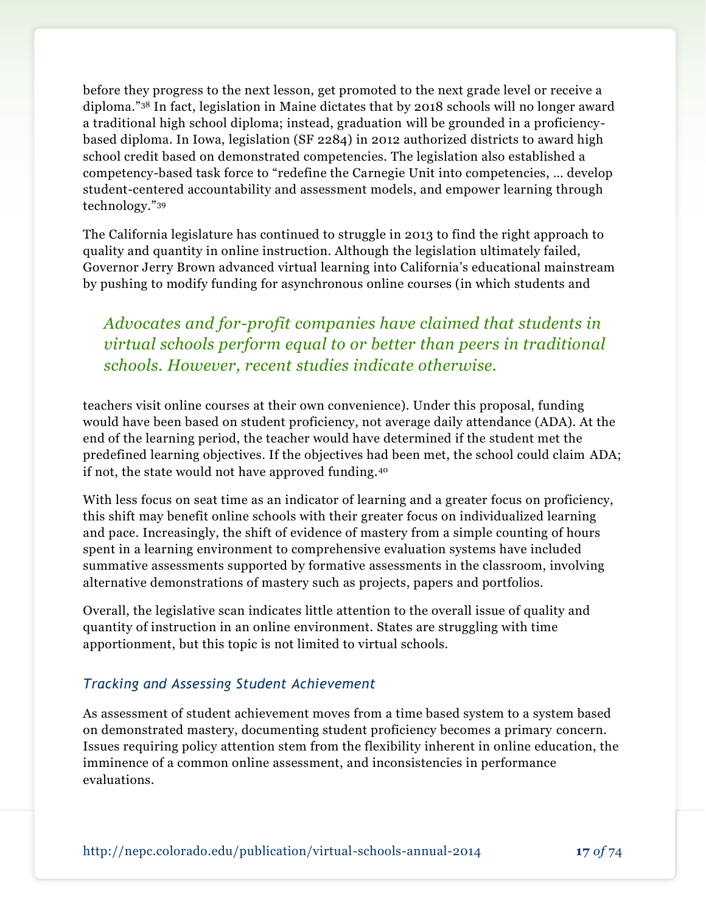before they progress to the next lesson, get promoted to the next grade level or receive a diploma."[38] In fact, legislation in Maine dictates that by 2018 schools will no longer award a traditional high school diploma; instead, graduation will be grounded in a proficiency-based diploma. In Iowa, legislation (SF 2284) in 2012 authorized districts to award high school credit based on demonstrated competencies. The legislation also established a competency-based task force to "redefine the Carnegie Unit into competencies, … develop student-centered accountability and assessment models, and empower learning through technology."[39]

The California legislature has continued to struggle in 2013 to find the right approach to quality and quantity in online instruction. Although the legislation ultimately failed, Governor Jerry Brown advanced virtual learning into California's educational mainstream by pushing to modify funding for asynchronous online courses (in which students and teachers visit online courses at their own convenience). Under this proposal, funding would have been based on student proficiency, not average daily attendance (ADA). At the end of the learning period, the teacher would have determined if the student met the predefined learning objectives. If the objectives had been met, the school could claim ADA; if not, the state would not have approved funding.[40]

> *Advocates and for-profit companies have claimed that students in virtual schools perform equal to or better than peers in traditional schools. However, recent studies indicate otherwise.*

With less focus on seat time as an indicator of learning and a greater focus on proficiency, this shift may benefit online schools with their greater focus on individualized learning and pace. Increasingly, the shift of evidence of mastery from a simple counting of hours spent in a learning environment to comprehensive evaluation systems have included summative assessments supported by formative assessments in the classroom, involving alternative demonstrations of mastery such as projects, papers and portfolios.

Overall, the legislative scan indicates little attention to the overall issue of quality and quantity of instruction in an online environment. States are struggling with time apportionment, but this topic is not limited to virtual schools.

### *Tracking and Assessing Student Achievement*

As assessment of student achievement moves from a time based system to a system based on demonstrated mastery, documenting student proficiency becomes a primary concern. Issues requiring policy attention stem from the flexibility inherent in online education, the imminence of a common online assessment, and inconsistencies in performance evaluations.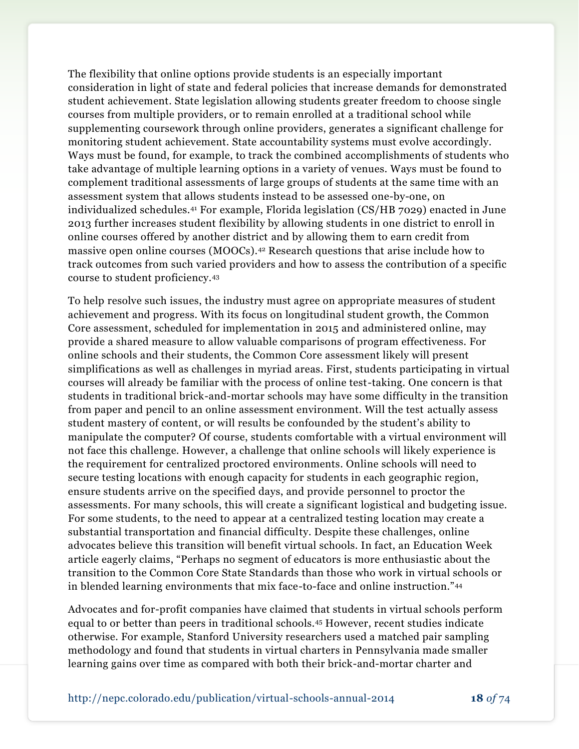The flexibility that online options provide students is an especially important consideration in light of state and federal policies that increase demands for demonstrated student achievement. State legislation allowing students greater freedom to choose single courses from multiple providers, or to remain enrolled at a traditional school while supplementing coursework through online providers, generates a significant challenge for monitoring student achievement. State accountability systems must evolve accordingly. Ways must be found, for example, to track the combined accomplishments of students who take advantage of multiple learning options in a variety of venues. Ways must be found to complement traditional assessments of large groups of students at the same time with an assessment system that allows students instead to be assessed one-by-one, on individualized schedules.[41] For example, Florida legislation (CS/HB 7029) enacted in June 2013 further increases student flexibility by allowing students in one district to enroll in online courses offered by another district and by allowing them to earn credit from massive open online courses (MOOCs).[42] Research questions that arise include how to track outcomes from such varied providers and how to assess the contribution of a specific course to student proficiency.[43]

To help resolve such issues, the industry must agree on appropriate measures of student achievement and progress. With its focus on longitudinal student growth, the Common Core assessment, scheduled for implementation in 2015 and administered online, may provide a shared measure to allow valuable comparisons of program effectiveness. For online schools and their students, the Common Core assessment likely will present simplifications as well as challenges in myriad areas. First, students participating in virtual courses will already be familiar with the process of online test-taking. One concern is that students in traditional brick-and-mortar schools may have some difficulty in the transition from paper and pencil to an online assessment environment. Will the test actually assess student mastery of content, or will results be confounded by the student's ability to manipulate the computer? Of course, students comfortable with a virtual environment will not face this challenge. However, a challenge that online schools will likely experience is the requirement for centralized proctored environments. Online schools will need to secure testing locations with enough capacity for students in each geographic region, ensure students arrive on the specified days, and provide personnel to proctor the assessments. For many schools, this will create a significant logistical and budgeting issue. For some students, to the need to appear at a centralized testing location may create a substantial transportation and financial difficulty. Despite these challenges, online advocates believe this transition will benefit virtual schools. In fact, an Education Week article eagerly claims, "Perhaps no segment of educators is more enthusiastic about the transition to the Common Core State Standards than those who work in virtual schools or in blended learning environments that mix face-to-face and online instruction."[44]

Advocates and for-profit companies have claimed that students in virtual schools perform equal to or better than peers in traditional schools.[45] However, recent studies indicate otherwise. For example, Stanford University researchers used a matched pair sampling methodology and found that students in virtual charters in Pennsylvania made smaller learning gains over time as compared with both their brick-and-mortar charter and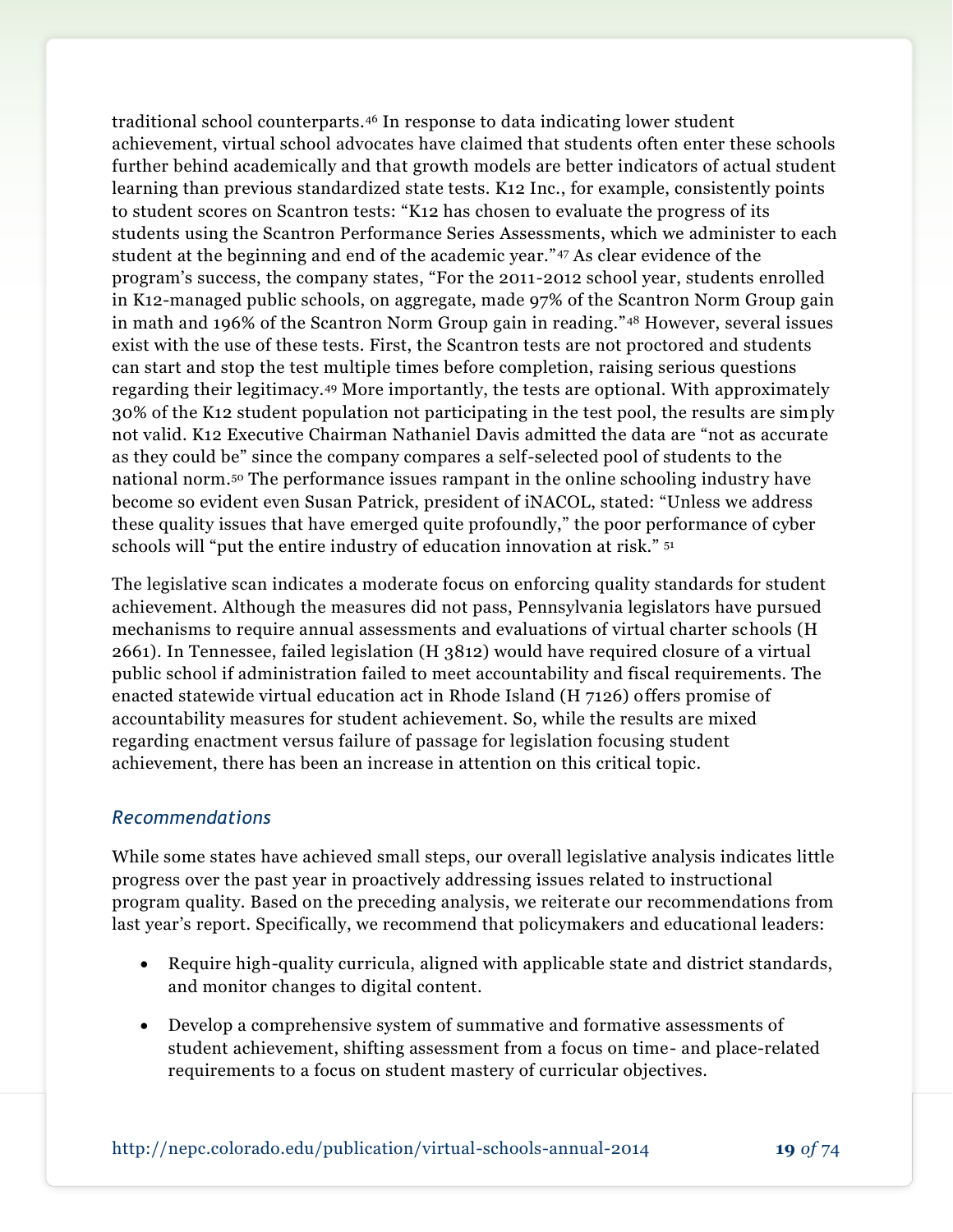traditional school counterparts.[46] In response to data indicating lower student achievement, virtual school advocates have claimed that students often enter these schools further behind academically and that growth models are better indicators of actual student learning than previous standardized state tests. K12 Inc., for example, consistently points to student scores on Scantron tests: "K12 has chosen to evaluate the progress of its students using the Scantron Performance Series Assessments, which we administer to each student at the beginning and end of the academic year."[47] As clear evidence of the program's success, the company states, "For the 2011-2012 school year, students enrolled in K12-managed public schools, on aggregate, made 97% of the Scantron Norm Group gain in math and 196% of the Scantron Norm Group gain in reading."[48] However, several issues exist with the use of these tests. First, the Scantron tests are not proctored and students can start and stop the test multiple times before completion, raising serious questions regarding their legitimacy.[49] More importantly, the tests are optional. With approximately 30% of the K12 student population not participating in the test pool, the results are simply not valid. K12 Executive Chairman Nathaniel Davis admitted the data are "not as accurate as they could be" since the company compares a self-selected pool of students to the national norm.[50] The performance issues rampant in the online schooling industry have become so evident even Susan Patrick, president of iNACOL, stated: "Unless we address these quality issues that have emerged quite profoundly," the poor performance of cyber schools will "put the entire industry of education innovation at risk." [51]

The legislative scan indicates a moderate focus on enforcing quality standards for student achievement. Although the measures did not pass, Pennsylvania legislators have pursued mechanisms to require annual assessments and evaluations of virtual charter schools (H 2661). In Tennessee, failed legislation (H 3812) would have required closure of a virtual public school if administration failed to meet accountability and fiscal requirements. The enacted statewide virtual education act in Rhode Island (H 7126) offers promise of accountability measures for student achievement. So, while the results are mixed regarding enactment versus failure of passage for legislation focusing student achievement, there has been an increase in attention on this critical topic.

### *Recommendations*

While some states have achieved small steps, our overall legislative analysis indicates little progress over the past year in proactively addressing issues related to instructional program quality. Based on the preceding analysis, we reiterate our recommendations from last year's report. Specifically, we recommend that policymakers and educational leaders:

- Require high-quality curricula, aligned with applicable state and district standards, and monitor changes to digital content.
- Develop a comprehensive system of summative and formative assessments of student achievement, shifting assessment from a focus on time- and place-related requirements to a focus on student mastery of curricular objectives.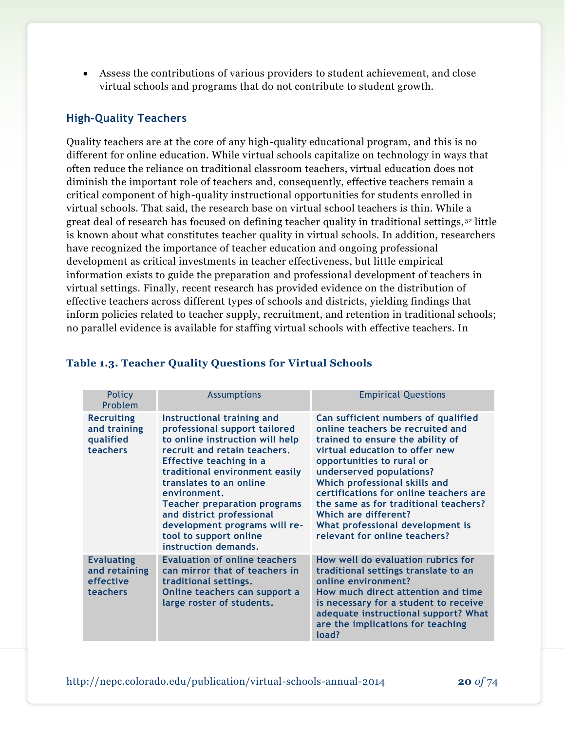- Assess the contributions of various providers to student achievement, and close virtual schools and programs that do not contribute to student growth.

### High-Quality Teachers

Quality teachers are at the core of any high-quality educational program, and this is no different for online education. While virtual schools capitalize on technology in ways that often reduce the reliance on traditional classroom teachers, virtual education does not diminish the important role of teachers and, consequently, effective teachers remain a critical component of high-quality instructional opportunities for students enrolled in virtual schools. That said, the research base on virtual school teachers is thin. While a great deal of research has focused on defining teacher quality in traditional settings,[52] little is known about what constitutes teacher quality in virtual schools. In addition, researchers have recognized the importance of teacher education and ongoing professional development as critical investments in teacher effectiveness, but little empirical information exists to guide the preparation and professional development of teachers in virtual settings. Finally, recent research has provided evidence on the distribution of effective teachers across different types of schools and districts, yielding findings that inform policies related to teacher supply, recruitment, and retention in traditional schools; no parallel evidence is available for staffing virtual schools with effective teachers. In

**Table 1.3. Teacher Quality Questions for Virtual Schools**

| Policy Problem | Assumptions | Empirical Questions |
|---|---|---|
| **Recruiting and training qualified teachers** | **Instructional training and professional support tailored to online instruction will help recruit and retain teachers.<br>Effective teaching in a traditional environment easily translates to an online environment.<br>Teacher preparation programs and district professional development programs will re-tool to support online instruction demands.** | **Can sufficient numbers of qualified online teachers be recruited and trained to ensure the ability of virtual education to offer new opportunities to rural or underserved populations?<br>Which professional skills and certifications for online teachers are the same as for traditional teachers? Which are different?<br>What professional development is relevant for online teachers?** |
| **Evaluating and retaining effective teachers** | **Evaluation of online teachers can mirror that of teachers in traditional settings.<br>Online teachers can support a large roster of students.** | **How well do evaluation rubrics for traditional settings translate to an online environment?<br>How much direct attention and time is necessary for a student to receive adequate instructional support? What are the implications for teaching load?** |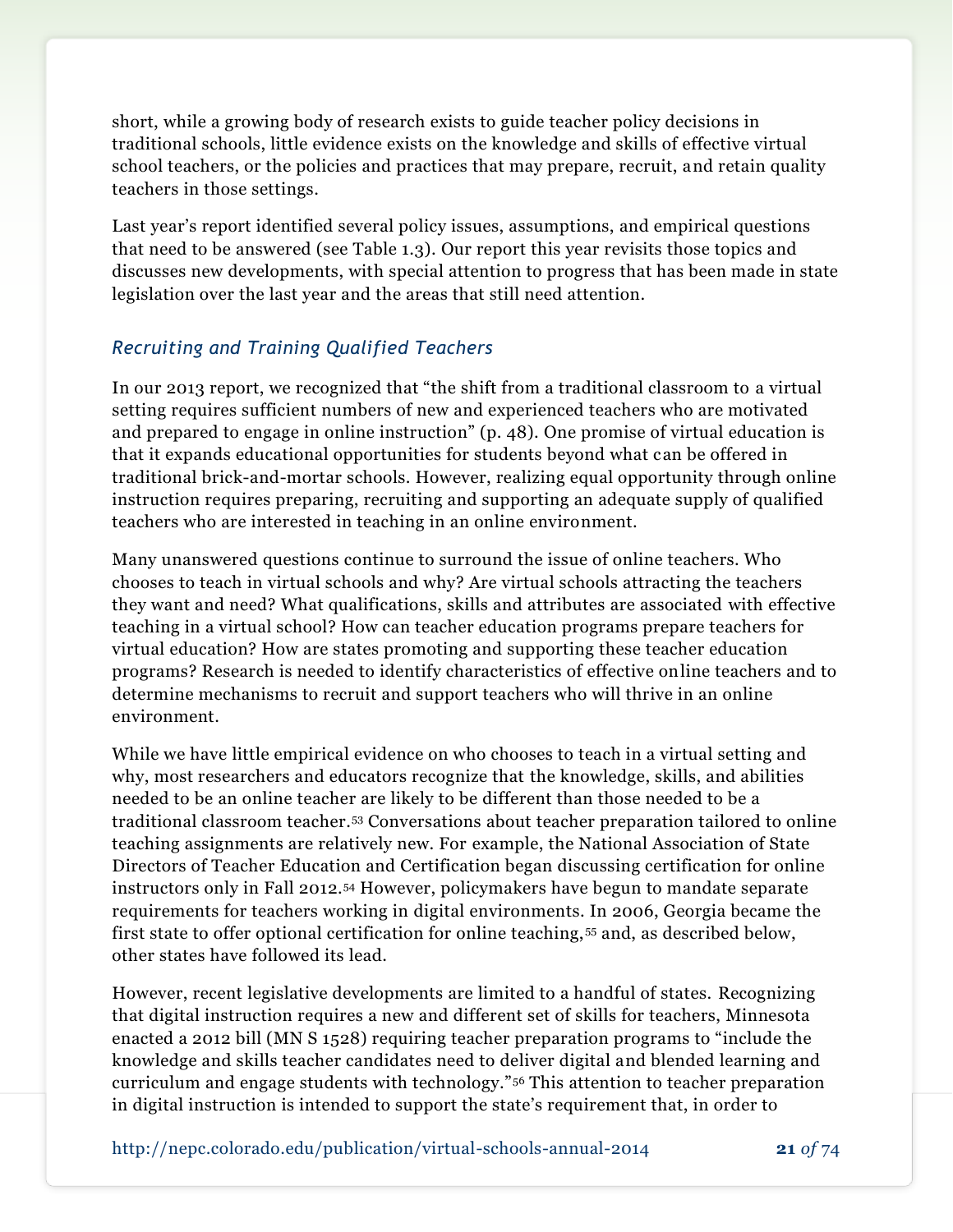short, while a growing body of research exists to guide teacher policy decisions in traditional schools, little evidence exists on the knowledge and skills of effective virtual school teachers, or the policies and practices that may prepare, recruit, and retain quality teachers in those settings.

Last year's report identified several policy issues, assumptions, and empirical questions that need to be answered (see Table 1.3). Our report this year revisits those topics and discusses new developments, with special attention to progress that has been made in state legislation over the last year and the areas that still need attention.

### *Recruiting and Training Qualified Teachers*

In our 2013 report, we recognized that "the shift from a traditional classroom to a virtual setting requires sufficient numbers of new and experienced teachers who are motivated and prepared to engage in online instruction" (p. 48). One promise of virtual education is that it expands educational opportunities for students beyond what can be offered in traditional brick-and-mortar schools. However, realizing equal opportunity through online instruction requires preparing, recruiting and supporting an adequate supply of qualified teachers who are interested in teaching in an online environment.

Many unanswered questions continue to surround the issue of online teachers. Who chooses to teach in virtual schools and why? Are virtual schools attracting the teachers they want and need? What qualifications, skills and attributes are associated with effective teaching in a virtual school? How can teacher education programs prepare teachers for virtual education? How are states promoting and supporting these teacher education programs? Research is needed to identify characteristics of effective online teachers and to determine mechanisms to recruit and support teachers who will thrive in an online environment.

While we have little empirical evidence on who chooses to teach in a virtual setting and why, most researchers and educators recognize that the knowledge, skills, and abilities needed to be an online teacher are likely to be different than those needed to be a traditional classroom teacher.[53] Conversations about teacher preparation tailored to online teaching assignments are relatively new. For example, the National Association of State Directors of Teacher Education and Certification began discussing certification for online instructors only in Fall 2012.[54] However, policymakers have begun to mandate separate requirements for teachers working in digital environments. In 2006, Georgia became the first state to offer optional certification for online teaching,[55] and, as described below, other states have followed its lead.

However, recent legislative developments are limited to a handful of states. Recognizing that digital instruction requires a new and different set of skills for teachers, Minnesota enacted a 2012 bill (MN S 1528) requiring teacher preparation programs to "include the knowledge and skills teacher candidates need to deliver digital and blended learning and curriculum and engage students with technology."[56] This attention to teacher preparation in digital instruction is intended to support the state's requirement that, in order to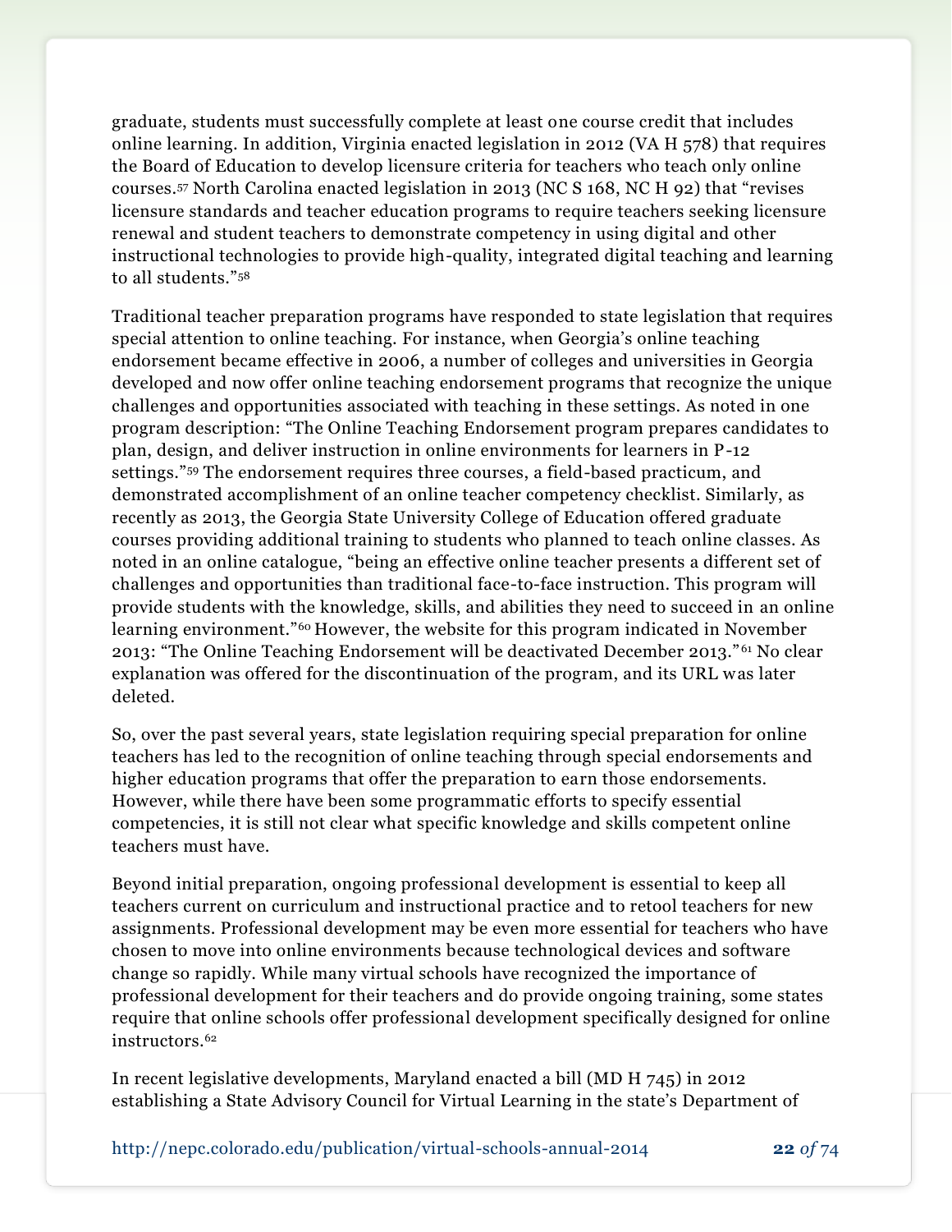graduate, students must successfully complete at least one course credit that includes online learning. In addition, Virginia enacted legislation in 2012 (VA H 578) that requires the Board of Education to develop licensure criteria for teachers who teach only online courses.[57] North Carolina enacted legislation in 2013 (NC S 168, NC H 92) that "revises licensure standards and teacher education programs to require teachers seeking licensure renewal and student teachers to demonstrate competency in using digital and other instructional technologies to provide high-quality, integrated digital teaching and learning to all students."[58]

Traditional teacher preparation programs have responded to state legislation that requires special attention to online teaching. For instance, when Georgia's online teaching endorsement became effective in 2006, a number of colleges and universities in Georgia developed and now offer online teaching endorsement programs that recognize the unique challenges and opportunities associated with teaching in these settings. As noted in one program description: "The Online Teaching Endorsement program prepares candidates to plan, design, and deliver instruction in online environments for learners in P-12 settings."[59] The endorsement requires three courses, a field-based practicum, and demonstrated accomplishment of an online teacher competency checklist. Similarly, as recently as 2013, the Georgia State University College of Education offered graduate courses providing additional training to students who planned to teach online classes. As noted in an online catalogue, "being an effective online teacher presents a different set of challenges and opportunities than traditional face-to-face instruction. This program will provide students with the knowledge, skills, and abilities they need to succeed in an online learning environment."[60] However, the website for this program indicated in November 2013: "The Online Teaching Endorsement will be deactivated December 2013."[61] No clear explanation was offered for the discontinuation of the program, and its URL was later deleted.

So, over the past several years, state legislation requiring special preparation for online teachers has led to the recognition of online teaching through special endorsements and higher education programs that offer the preparation to earn those endorsements. However, while there have been some programmatic efforts to specify essential competencies, it is still not clear what specific knowledge and skills competent online teachers must have.

Beyond initial preparation, ongoing professional development is essential to keep all teachers current on curriculum and instructional practice and to retool teachers for new assignments. Professional development may be even more essential for teachers who have chosen to move into online environments because technological devices and software change so rapidly. While many virtual schools have recognized the importance of professional development for their teachers and do provide ongoing training, some states require that online schools offer professional development specifically designed for online instructors.[62]

In recent legislative developments, Maryland enacted a bill (MD H 745) in 2012 establishing a State Advisory Council for Virtual Learning in the state's Department of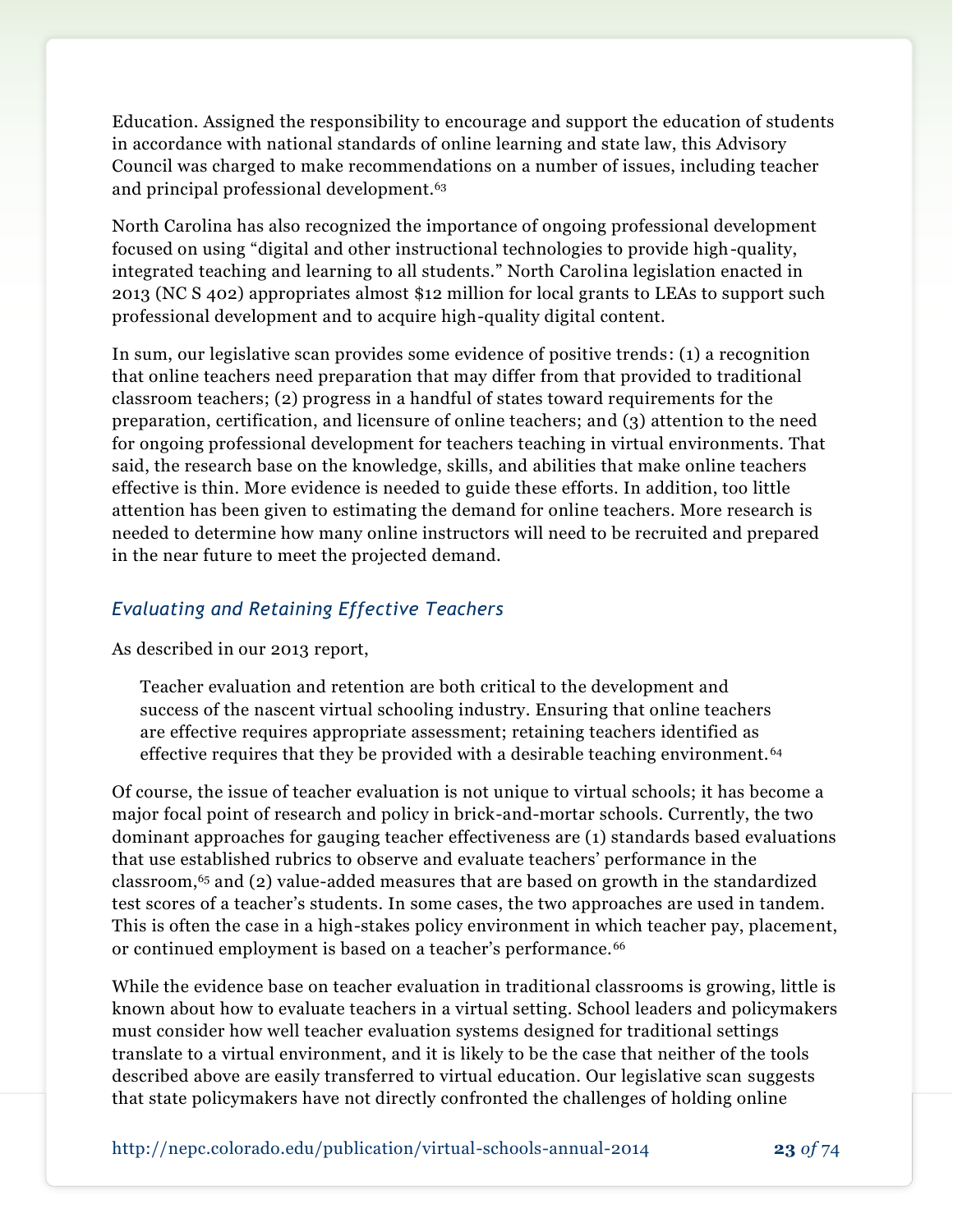Education. Assigned the responsibility to encourage and support the education of students in accordance with national standards of online learning and state law, this Advisory Council was charged to make recommendations on a number of issues, including teacher and principal professional development.[63]

North Carolina has also recognized the importance of ongoing professional development focused on using "digital and other instructional technologies to provide high-quality, integrated teaching and learning to all students." North Carolina legislation enacted in 2013 (NC S 402) appropriates almost $12 million for local grants to LEAs to support such professional development and to acquire high-quality digital content.

In sum, our legislative scan provides some evidence of positive trends: (1) a recognition that online teachers need preparation that may differ from that provided to traditional classroom teachers; (2) progress in a handful of states toward requirements for the preparation, certification, and licensure of online teachers; and (3) attention to the need for ongoing professional development for teachers teaching in virtual environments. That said, the research base on the knowledge, skills, and abilities that make online teachers effective is thin. More evidence is needed to guide these efforts. In addition, too little attention has been given to estimating the demand for online teachers. More research is needed to determine how many online instructors will need to be recruited and prepared in the near future to meet the projected demand.

### *Evaluating and Retaining Effective Teachers*

As described in our 2013 report,

> Teacher evaluation and retention are both critical to the development and success of the nascent virtual schooling industry. Ensuring that online teachers are effective requires appropriate assessment; retaining teachers identified as effective requires that they be provided with a desirable teaching environment.[64]

Of course, the issue of teacher evaluation is not unique to virtual schools; it has become a major focal point of research and policy in brick-and-mortar schools. Currently, the two dominant approaches for gauging teacher effectiveness are (1) standards based evaluations that use established rubrics to observe and evaluate teachers' performance in the classroom,[65] and (2) value-added measures that are based on growth in the standardized test scores of a teacher's students. In some cases, the two approaches are used in tandem. This is often the case in a high-stakes policy environment in which teacher pay, placement, or continued employment is based on a teacher's performance.[66]

While the evidence base on teacher evaluation in traditional classrooms is growing, little is known about how to evaluate teachers in a virtual setting. School leaders and policymakers must consider how well teacher evaluation systems designed for traditional settings translate to a virtual environment, and it is likely to be the case that neither of the tools described above are easily transferred to virtual education. Our legislative scan suggests that state policymakers have not directly confronted the challenges of holding online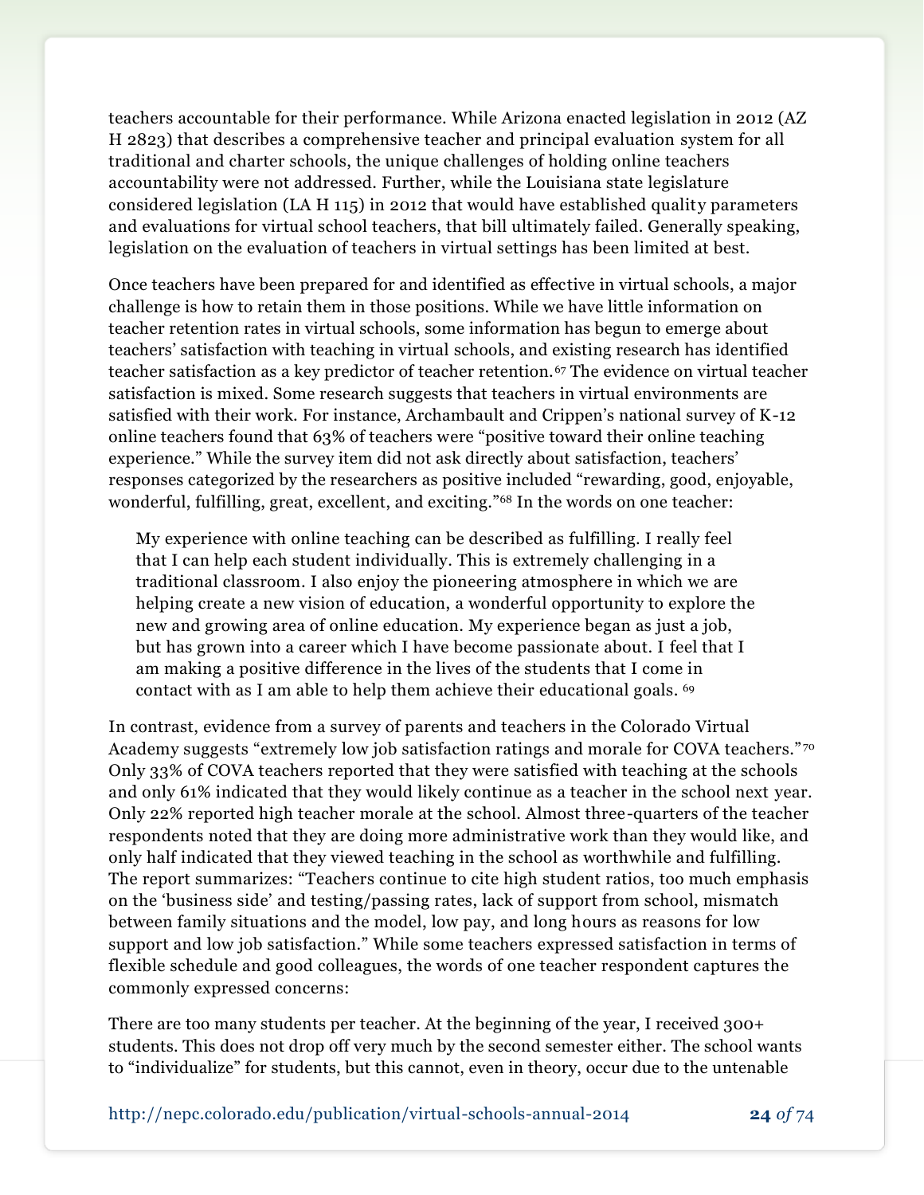teachers accountable for their performance. While Arizona enacted legislation in 2012 (AZ H 2823) that describes a comprehensive teacher and principal evaluation system for all traditional and charter schools, the unique challenges of holding online teachers accountability were not addressed. Further, while the Louisiana state legislature considered legislation (LA H 115) in 2012 that would have established quality parameters and evaluations for virtual school teachers, that bill ultimately failed. Generally speaking, legislation on the evaluation of teachers in virtual settings has been limited at best.

Once teachers have been prepared for and identified as effective in virtual schools, a major challenge is how to retain them in those positions. While we have little information on teacher retention rates in virtual schools, some information has begun to emerge about teachers' satisfaction with teaching in virtual schools, and existing research has identified teacher satisfaction as a key predictor of teacher retention.[67] The evidence on virtual teacher satisfaction is mixed. Some research suggests that teachers in virtual environments are satisfied with their work. For instance, Archambault and Crippen's national survey of K-12 online teachers found that 63% of teachers were "positive toward their online teaching experience." While the survey item did not ask directly about satisfaction, teachers' responses categorized by the researchers as positive included "rewarding, good, enjoyable, wonderful, fulfilling, great, excellent, and exciting."[68] In the words on one teacher:

> My experience with online teaching can be described as fulfilling. I really feel that I can help each student individually. This is extremely challenging in a traditional classroom. I also enjoy the pioneering atmosphere in which we are helping create a new vision of education, a wonderful opportunity to explore the new and growing area of online education. My experience began as just a job, but has grown into a career which I have become passionate about. I feel that I am making a positive difference in the lives of the students that I come in contact with as I am able to help them achieve their educational goals. [69]

In contrast, evidence from a survey of parents and teachers in the Colorado Virtual Academy suggests "extremely low job satisfaction ratings and morale for COVA teachers."[70] Only 33% of COVA teachers reported that they were satisfied with teaching at the schools and only 61% indicated that they would likely continue as a teacher in the school next year. Only 22% reported high teacher morale at the school. Almost three-quarters of the teacher respondents noted that they are doing more administrative work than they would like, and only half indicated that they viewed teaching in the school as worthwhile and fulfilling. The report summarizes: "Teachers continue to cite high student ratios, too much emphasis on the 'business side' and testing/passing rates, lack of support from school, mismatch between family situations and the model, low pay, and long hours as reasons for low support and low job satisfaction." While some teachers expressed satisfaction in terms of flexible schedule and good colleagues, the words of one teacher respondent captures the commonly expressed concerns:

There are too many students per teacher. At the beginning of the year, I received 300+ students. This does not drop off very much by the second semester either. The school wants to "individualize" for students, but this cannot, even in theory, occur due to the untenable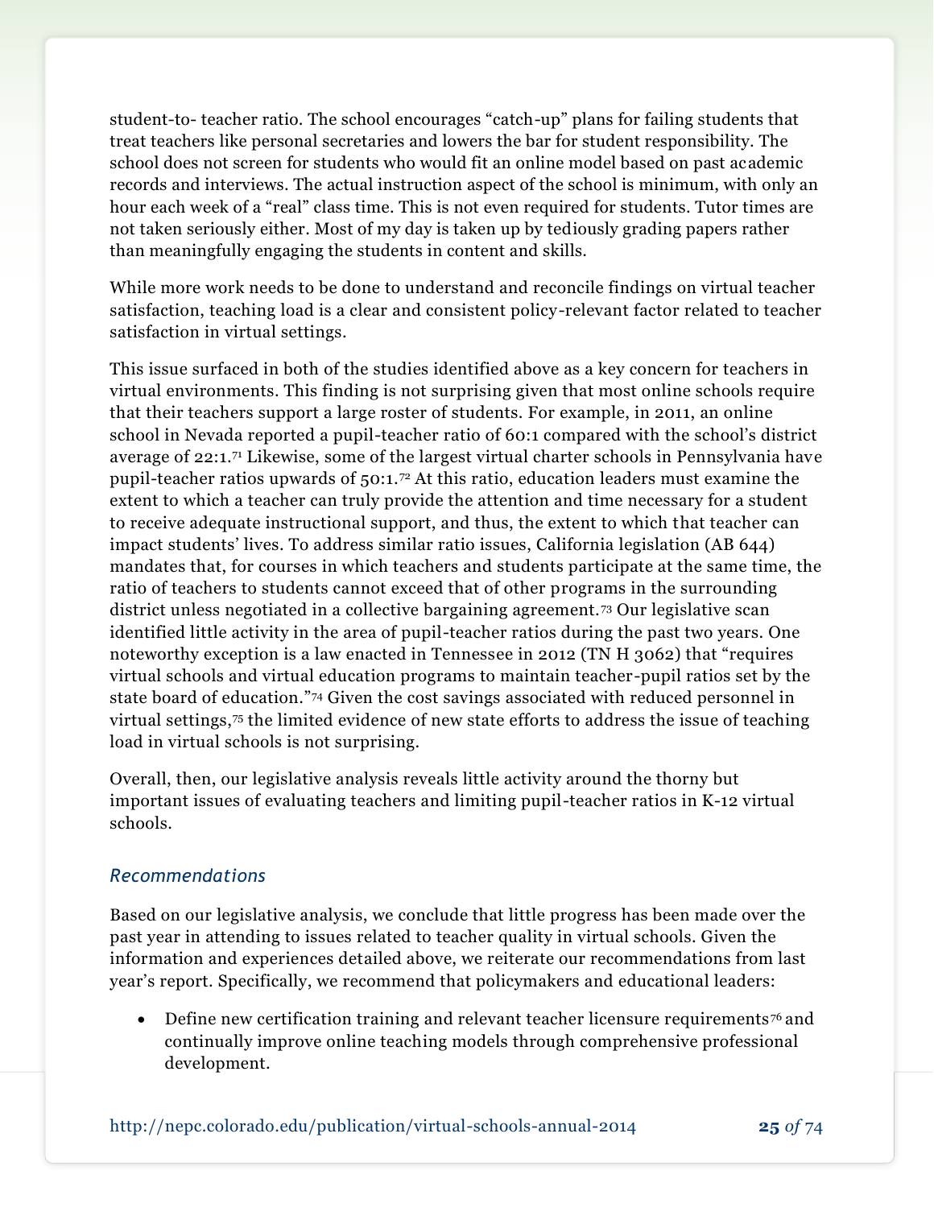student-to- teacher ratio. The school encourages "catch-up" plans for failing students that treat teachers like personal secretaries and lowers the bar for student responsibility. The school does not screen for students who would fit an online model based on past academic records and interviews. The actual instruction aspect of the school is minimum, with only an hour each week of a "real" class time. This is not even required for students. Tutor times are not taken seriously either. Most of my day is taken up by tediously grading papers rather than meaningfully engaging the students in content and skills.

While more work needs to be done to understand and reconcile findings on virtual teacher satisfaction, teaching load is a clear and consistent policy-relevant factor related to teacher satisfaction in virtual settings.

This issue surfaced in both of the studies identified above as a key concern for teachers in virtual environments. This finding is not surprising given that most online schools require that their teachers support a large roster of students. For example, in 2011, an online school in Nevada reported a pupil-teacher ratio of 60:1 compared with the school's district average of 22:1.[71] Likewise, some of the largest virtual charter schools in Pennsylvania have pupil-teacher ratios upwards of 50:1.[72] At this ratio, education leaders must examine the extent to which a teacher can truly provide the attention and time necessary for a student to receive adequate instructional support, and thus, the extent to which that teacher can impact students' lives. To address similar ratio issues, California legislation (AB 644) mandates that, for courses in which teachers and students participate at the same time, the ratio of teachers to students cannot exceed that of other programs in the surrounding district unless negotiated in a collective bargaining agreement.[73] Our legislative scan identified little activity in the area of pupil-teacher ratios during the past two years. One noteworthy exception is a law enacted in Tennessee in 2012 (TN H 3062) that "requires virtual schools and virtual education programs to maintain teacher-pupil ratios set by the state board of education."[74] Given the cost savings associated with reduced personnel in virtual settings,[75] the limited evidence of new state efforts to address the issue of teaching load in virtual schools is not surprising.

Overall, then, our legislative analysis reveals little activity around the thorny but important issues of evaluating teachers and limiting pupil-teacher ratios in K-12 virtual schools.

### *Recommendations*

Based on our legislative analysis, we conclude that little progress has been made over the past year in attending to issues related to teacher quality in virtual schools. Given the information and experiences detailed above, we reiterate our recommendations from last year's report. Specifically, we recommend that policymakers and educational leaders:

- Define new certification training and relevant teacher licensure requirements[76] and continually improve online teaching models through comprehensive professional development.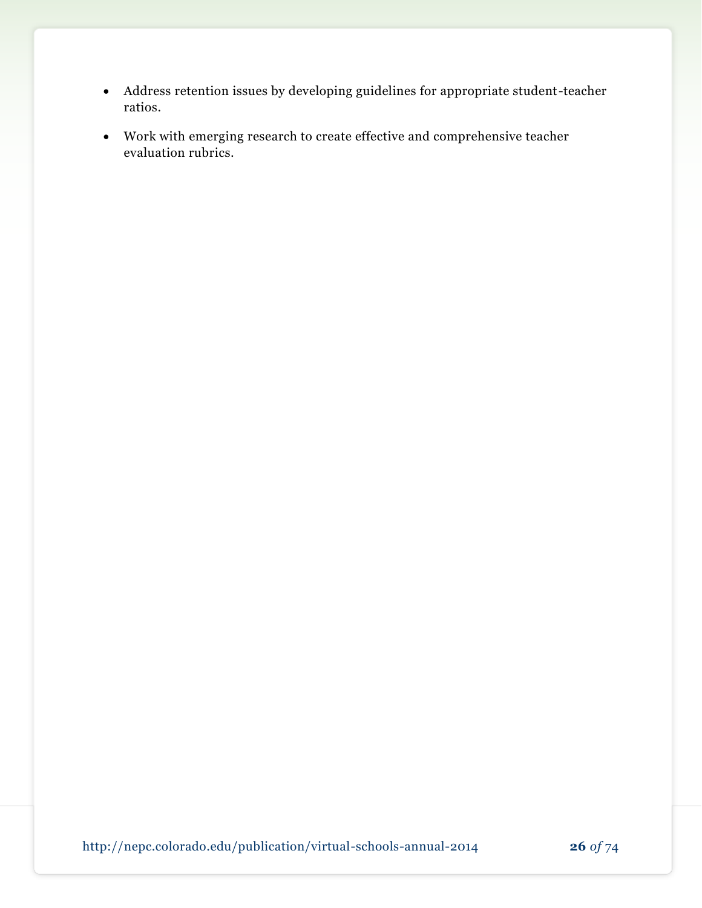- Address retention issues by developing guidelines for appropriate student-teacher ratios.
- Work with emerging research to create effective and comprehensive teacher evaluation rubrics.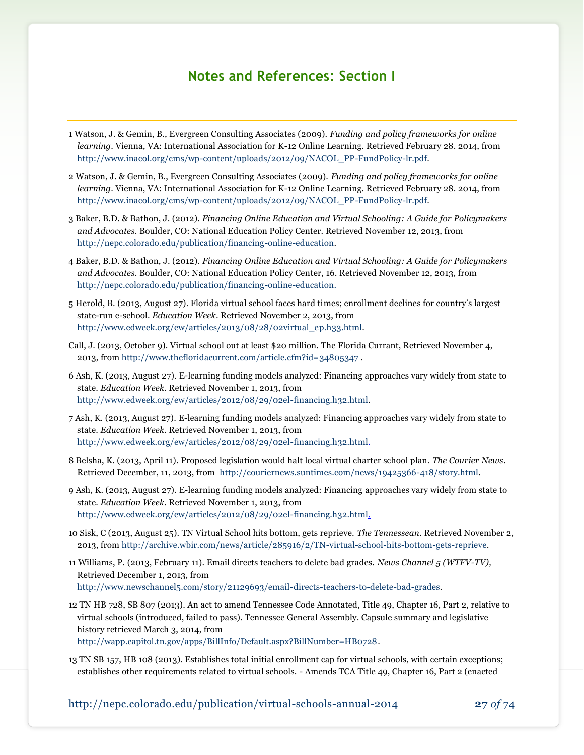## Notes and References: Section I

1 Watson, J. & Gemin, B., Evergreen Consulting Associates (2009). *Funding and policy frameworks for online learning*. Vienna, VA: International Association for K-12 Online Learning. Retrieved February 28. 2014, from http://www.inacol.org/cms/wp-content/uploads/2012/09/NACOL_PP-FundPolicy-lr.pdf.

2 Watson, J. & Gemin, B., Evergreen Consulting Associates (2009). *Funding and policy frameworks for online learning*. Vienna, VA: International Association for K-12 Online Learning. Retrieved February 28. 2014, from http://www.inacol.org/cms/wp-content/uploads/2012/09/NACOL_PP-FundPolicy-lr.pdf.

3 Baker, B.D. & Bathon, J. (2012). *Financing Online Education and Virtual Schooling: A Guide for Policymakers and Advocates*. Boulder, CO: National Education Policy Center. Retrieved November 12, 2013, from http://nepc.colorado.edu/publication/financing-online-education.

4 Baker, B.D. & Bathon, J. (2012). *Financing Online Education and Virtual Schooling: A Guide for Policymakers and Advocates*. Boulder, CO: National Education Policy Center, 16. Retrieved November 12, 2013, from http://nepc.colorado.edu/publication/financing-online-education.

5 Herold, B. (2013, August 27). Florida virtual school faces hard times; enrollment declines for country's largest state-run e-school. *Education Week*. Retrieved November 2, 2013, from http://www.edweek.org/ew/articles/2013/08/28/02virtual_ep.h33.html.

Call, J. (2013, October 9). Virtual school out at least $20 million. The Florida Currant, Retrieved November 4, 2013, from http://www.thefloridacurrent.com/article.cfm?id=34805347 .

6 Ash, K. (2013, August 27). E-learning funding models analyzed: Financing approaches vary widely from state to state. *Education Week*. Retrieved November 1, 2013, from http://www.edweek.org/ew/articles/2012/08/29/02el-financing.h32.html.

7 Ash, K. (2013, August 27). E-learning funding models analyzed: Financing approaches vary widely from state to state. *Education Week*. Retrieved November 1, 2013, from http://www.edweek.org/ew/articles/2012/08/29/02el-financing.h32.html.

8 Belsha, K. (2013, April 11). Proposed legislation would halt local virtual charter school plan. *The Courier News*. Retrieved December, 11, 2013, from http://couriernews.suntimes.com/news/19425366-418/story.html.

9 Ash, K. (2013, August 27). E-learning funding models analyzed: Financing approaches vary widely from state to state. *Education Week*. Retrieved November 1, 2013, from http://www.edweek.org/ew/articles/2012/08/29/02el-financing.h32.html.

10 Sisk, C (2013, August 25). TN Virtual School hits bottom, gets reprieve. *The Tennessean*. Retrieved November 2, 2013, from http://archive.wbir.com/news/article/285916/2/TN-virtual-school-hits-bottom-gets-reprieve.

11 Williams, P. (2013, February 11). Email directs teachers to delete bad grades. *News Channel 5 (WTFV-TV),* Retrieved December 1, 2013, from http://www.newschannel5.com/story/21129693/email-directs-teachers-to-delete-bad-grades.

12 TN HB 728, SB 807 (2013). An act to amend Tennessee Code Annotated, Title 49, Chapter 16, Part 2, relative to virtual schools (introduced, failed to pass). Tennessee General Assembly. Capsule summary and legislative history retrieved March 3, 2014, from http://wapp.capitol.tn.gov/apps/BillInfo/Default.aspx?BillNumber=HB0728.

13 TN SB 157, HB 108 (2013). Establishes total initial enrollment cap for virtual schools, with certain exceptions; establishes other requirements related to virtual schools. - Amends TCA Title 49, Chapter 16, Part 2 (enacted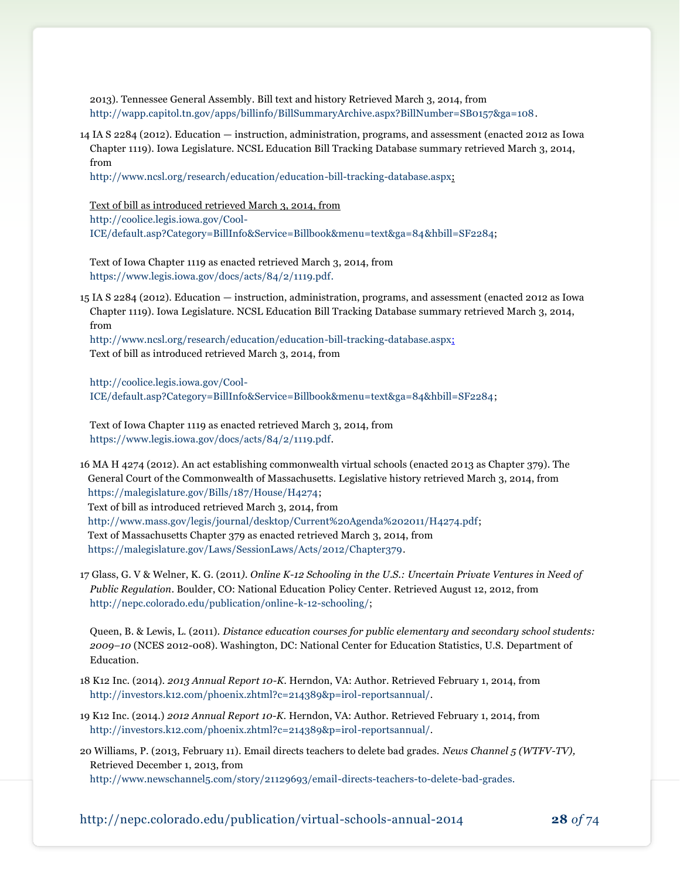2013). Tennessee General Assembly. Bill text and history Retrieved March 3, 2014, from http://wapp.capitol.tn.gov/apps/billinfo/BillSummaryArchive.aspx?BillNumber=SB0157&ga=108.

14 IA S 2284 (2012). Education — instruction, administration, programs, and assessment (enacted 2012 as Iowa Chapter 1119). Iowa Legislature. NCSL Education Bill Tracking Database summary retrieved March 3, 2014, from http://www.ncsl.org/research/education/education-bill-tracking-database.aspx;

Text of bill as introduced retrieved March 3, 2014, from http://coolice.legis.iowa.gov/Cool-ICE/default.asp?Category=BillInfo&Service=Billbook&menu=text&ga=84&hbill=SF2284;

Text of Iowa Chapter 1119 as enacted retrieved March 3, 2014, from https://www.legis.iowa.gov/docs/acts/84/2/1119.pdf.

15 IA S 2284 (2012). Education — instruction, administration, programs, and assessment (enacted 2012 as Iowa Chapter 1119). Iowa Legislature. NCSL Education Bill Tracking Database summary retrieved March 3, 2014, from http://www.ncsl.org/research/education/education-bill-tracking-database.aspx;
Text of bill as introduced retrieved March 3, 2014, from

http://coolice.legis.iowa.gov/Cool-ICE/default.asp?Category=BillInfo&Service=Billbook&menu=text&ga=84&hbill=SF2284;

Text of Iowa Chapter 1119 as enacted retrieved March 3, 2014, from https://www.legis.iowa.gov/docs/acts/84/2/1119.pdf.

16 MA H 4274 (2012). An act establishing commonwealth virtual schools (enacted 2013 as Chapter 379). The General Court of the Commonwealth of Massachusetts. Legislative history retrieved March 3, 2014, from https://malegislature.gov/Bills/187/House/H4274;
Text of bill as introduced retrieved March 3, 2014, from http://www.mass.gov/legis/journal/desktop/Current%20Agenda%202011/H4274.pdf;
Text of Massachusetts Chapter 379 as enacted retrieved March 3, 2014, from https://malegislature.gov/Laws/SessionLaws/Acts/2012/Chapter379.

17 Glass, G. V & Welner, K. G. (2011). *Online K-12 Schooling in the U.S.: Uncertain Private Ventures in Need of Public Regulation*. Boulder, CO: National Education Policy Center. Retrieved August 12, 2012, from http://nepc.colorado.edu/publication/online-k-12-schooling/;

Queen, B. & Lewis, L. (2011). *Distance education courses for public elementary and secondary school students: 2009–10* (NCES 2012-008). Washington, DC: National Center for Education Statistics, U.S. Department of Education.

18 K12 Inc. (2014). *2013 Annual Report 10-K*. Herndon, VA: Author. Retrieved February 1, 2014, from http://investors.k12.com/phoenix.zhtml?c=214389&p=irol-reportsannual/.

19 K12 Inc. (2014.) *2012 Annual Report 10-K*. Herndon, VA: Author. Retrieved February 1, 2014, from http://investors.k12.com/phoenix.zhtml?c=214389&p=irol-reportsannual/.

20 Williams, P. (2013, February 11). Email directs teachers to delete bad grades. *News Channel 5 (WTFV-TV)*, Retrieved December 1, 2013, from http://www.newschannel5.com/story/21129693/email-directs-teachers-to-delete-bad-grades.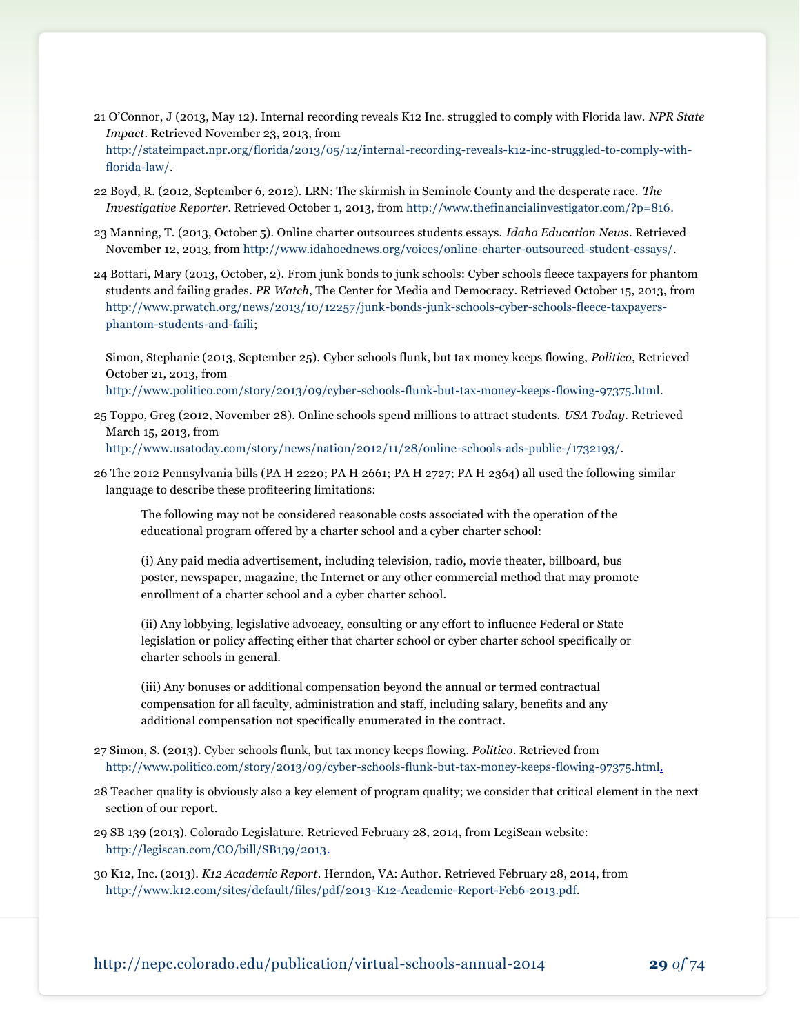21 O'Connor, J (2013, May 12). Internal recording reveals K12 Inc. struggled to comply with Florida law. *NPR State Impact*. Retrieved November 23, 2013, from http://stateimpact.npr.org/florida/2013/05/12/internal-recording-reveals-k12-inc-struggled-to-comply-with-florida-law/.

22 Boyd, R. (2012, September 6, 2012). LRN: The skirmish in Seminole County and the desperate race. *The Investigative Reporter*. Retrieved October 1, 2013, from http://www.thefinancialinvestigator.com/?p=816.

23 Manning, T. (2013, October 5). Online charter outsources students essays. *Idaho Education News*. Retrieved November 12, 2013, from http://www.idahoednews.org/voices/online-charter-outsourced-student-essays/.

24 Bottari, Mary (2013, October, 2). From junk bonds to junk schools: Cyber schools fleece taxpayers for phantom students and failing grades. *PR Watch*, The Center for Media and Democracy. Retrieved October 15, 2013, from http://www.prwatch.org/news/2013/10/12257/junk-bonds-junk-schools-cyber-schools-fleece-taxpayers-phantom-students-and-faili;

Simon, Stephanie (2013, September 25). Cyber schools flunk, but tax money keeps flowing, *Politico*, Retrieved October 21, 2013, from http://www.politico.com/story/2013/09/cyber-schools-flunk-but-tax-money-keeps-flowing-97375.html.

25 Toppo, Greg (2012, November 28). Online schools spend millions to attract students. *USA Today*. Retrieved March 15, 2013, from http://www.usatoday.com/story/news/nation/2012/11/28/online-schools-ads-public-/1732193/.

26 The 2012 Pennsylvania bills (PA H 2220; PA H 2661; PA H 2727; PA H 2364) all used the following similar language to describe these profiteering limitations:

> The following may not be considered reasonable costs associated with the operation of the educational program offered by a charter school and a cyber charter school:
>
> (i) Any paid media advertisement, including television, radio, movie theater, billboard, bus poster, newspaper, magazine, the Internet or any other commercial method that may promote enrollment of a charter school and a cyber charter school.
>
> (ii) Any lobbying, legislative advocacy, consulting or any effort to influence Federal or State legislation or policy affecting either that charter school or cyber charter school specifically or charter schools in general.
>
> (iii) Any bonuses or additional compensation beyond the annual or termed contractual compensation for all faculty, administration and staff, including salary, benefits and any additional compensation not specifically enumerated in the contract.

27 Simon, S. (2013). Cyber schools flunk, but tax money keeps flowing. *Politico*. Retrieved from http://www.politico.com/story/2013/09/cyber-schools-flunk-but-tax-money-keeps-flowing-97375.html.

28 Teacher quality is obviously also a key element of program quality; we consider that critical element in the next section of our report.

29 SB 139 (2013). Colorado Legislature. Retrieved February 28, 2014, from LegiScan website: http://legiscan.com/CO/bill/SB139/2013.

30 K12, Inc. (2013). *K12 Academic Report*. Herndon, VA: Author. Retrieved February 28, 2014, from http://www.k12.com/sites/default/files/pdf/2013-K12-Academic-Report-Feb6-2013.pdf.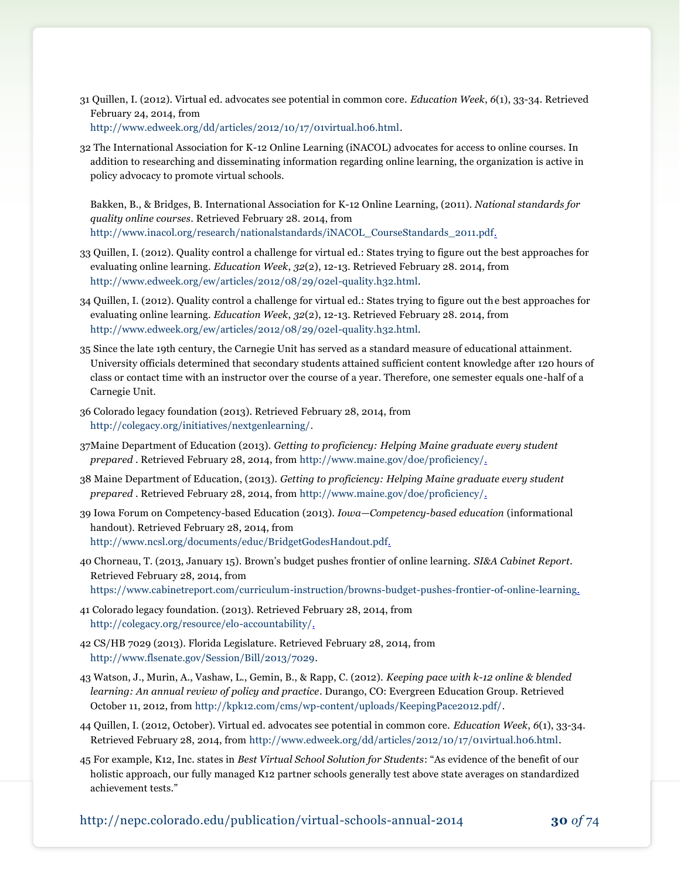31 Quillen, I. (2012). Virtual ed. advocates see potential in common core. *Education Week*, *6*(1), 33-34. Retrieved February 24, 2014, from http://www.edweek.org/dd/articles/2012/10/17/01virtual.h06.html.

32 The International Association for K-12 Online Learning (iNACOL) advocates for access to online courses. In addition to researching and disseminating information regarding online learning, the organization is active in policy advocacy to promote virtual schools.

Bakken, B., & Bridges, B. International Association for K-12 Online Learning, (2011). *National standards for quality online courses*. Retrieved February 28. 2014, from http://www.inacol.org/research/nationalstandards/iNACOL_CourseStandards_2011.pdf.

33 Quillen, I. (2012). Quality control a challenge for virtual ed.: States trying to figure out the best approaches for evaluating online learning. *Education Week*, *32*(2), 12-13. Retrieved February 28. 2014, from http://www.edweek.org/ew/articles/2012/08/29/02el-quality.h32.html.

34 Quillen, I. (2012). Quality control a challenge for virtual ed.: States trying to figure out the best approaches for evaluating online learning. *Education Week*, *32*(2), 12-13. Retrieved February 28. 2014, from http://www.edweek.org/ew/articles/2012/08/29/02el-quality.h32.html.

35 Since the late 19th century, the Carnegie Unit has served as a standard measure of educational attainment. University officials determined that secondary students attained sufficient content knowledge after 120 hours of class or contact time with an instructor over the course of a year. Therefore, one semester equals one-half of a Carnegie Unit.

36 Colorado legacy foundation (2013). Retrieved February 28, 2014, from http://colegacy.org/initiatives/nextgenlearning/.

37Maine Department of Education (2013). *Getting to proficiency: Helping Maine graduate every student prepared* . Retrieved February 28, 2014, from http://www.maine.gov/doe/proficiency/.

38 Maine Department of Education, (2013). *Getting to proficiency: Helping Maine graduate every student prepared* . Retrieved February 28, 2014, from http://www.maine.gov/doe/proficiency/.

39 Iowa Forum on Competency-based Education (2013). *Iowa—Competency-based education* (informational handout). Retrieved February 28, 2014, from http://www.ncsl.org/documents/educ/BridgetGodesHandout.pdf.

40 Chorneau, T. (2013, January 15). Brown's budget pushes frontier of online learning. *SI&A Cabinet Report*. Retrieved February 28, 2014, from https://www.cabinetreport.com/curriculum-instruction/browns-budget-pushes-frontier-of-online-learning.

41 Colorado legacy foundation. (2013). Retrieved February 28, 2014, from http://colegacy.org/resource/elo-accountability/.

42 CS/HB 7029 (2013). Florida Legislature. Retrieved February 28, 2014, from http://www.flsenate.gov/Session/Bill/2013/7029.

43 Watson, J., Murin, A., Vashaw, L., Gemin, B., & Rapp, C. (2012). *Keeping pace with k-12 online & blended learning: An annual review of policy and practice*. Durango, CO: Evergreen Education Group. Retrieved October 11, 2012, from http://kpk12.com/cms/wp-content/uploads/KeepingPace2012.pdf/.

44 Quillen, I. (2012, October). Virtual ed. advocates see potential in common core. *Education Week*, *6*(1), 33-34. Retrieved February 28, 2014, from http://www.edweek.org/dd/articles/2012/10/17/01virtual.h06.html.

45 For example, K12, Inc. states in *Best Virtual School Solution for Students*: "As evidence of the benefit of our holistic approach, our fully managed K12 partner schools generally test above state averages on standardized achievement tests."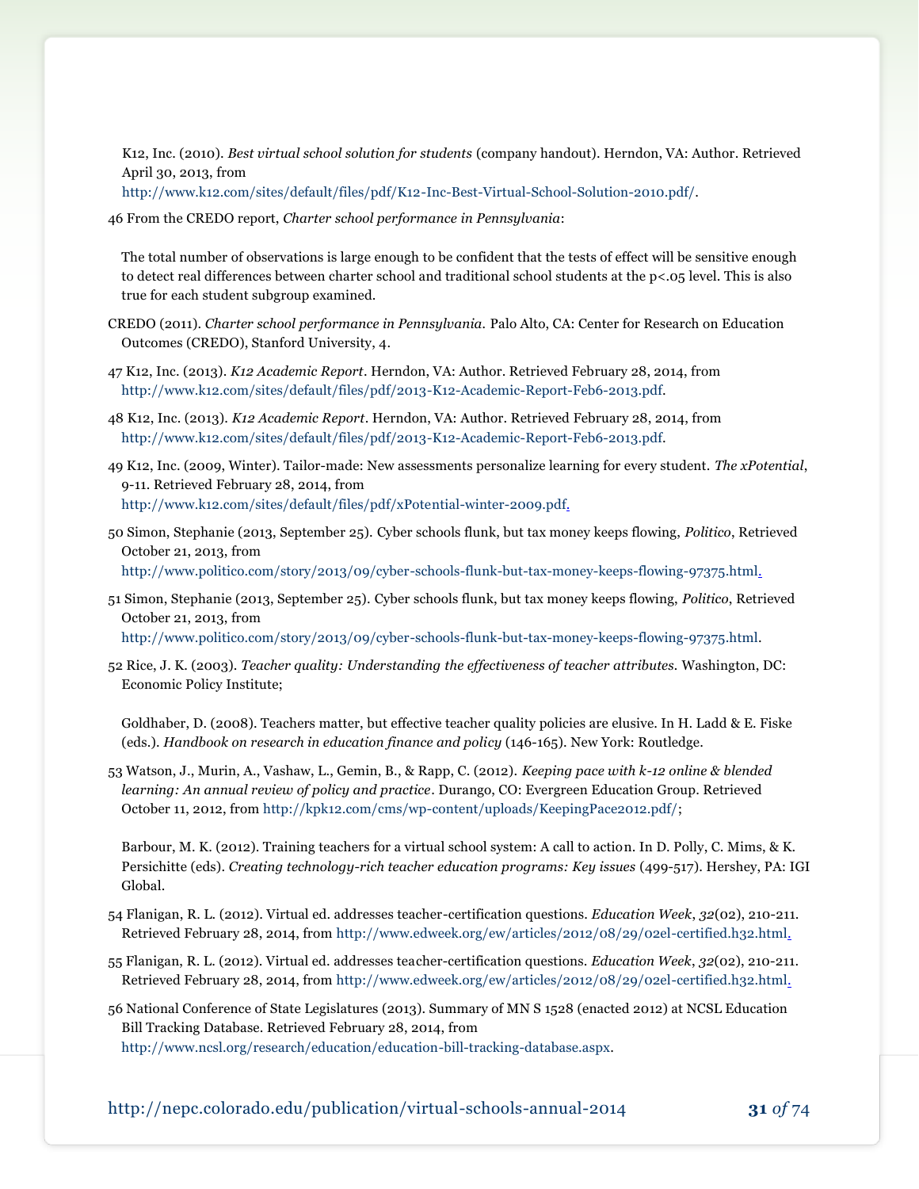K12, Inc. (2010). *Best virtual school solution for students* (company handout). Herndon, VA: Author. Retrieved April 30, 2013, from http://www.k12.com/sites/default/files/pdf/K12-Inc-Best-Virtual-School-Solution-2010.pdf/.

46 From the CREDO report, *Charter school performance in Pennsylvania*:

The total number of observations is large enough to be confident that the tests of effect will be sensitive enough to detect real differences between charter school and traditional school students at the p<.05 level. This is also true for each student subgroup examined.

CREDO (2011). *Charter school performance in Pennsylvania*. Palo Alto, CA: Center for Research on Education Outcomes (CREDO), Stanford University, 4.

47 K12, Inc. (2013). *K12 Academic Report*. Herndon, VA: Author. Retrieved February 28, 2014, from http://www.k12.com/sites/default/files/pdf/2013-K12-Academic-Report-Feb6-2013.pdf.

48 K12, Inc. (2013). *K12 Academic Report*. Herndon, VA: Author. Retrieved February 28, 2014, from http://www.k12.com/sites/default/files/pdf/2013-K12-Academic-Report-Feb6-2013.pdf.

49 K12, Inc. (2009, Winter). Tailor-made: New assessments personalize learning for every student. *The xPotential*, 9-11. Retrieved February 28, 2014, from http://www.k12.com/sites/default/files/pdf/xPotential-winter-2009.pdf.

50 Simon, Stephanie (2013, September 25). Cyber schools flunk, but tax money keeps flowing, *Politico*, Retrieved October 21, 2013, from http://www.politico.com/story/2013/09/cyber-schools-flunk-but-tax-money-keeps-flowing-97375.html.

51 Simon, Stephanie (2013, September 25). Cyber schools flunk, but tax money keeps flowing, *Politico*, Retrieved October 21, 2013, from http://www.politico.com/story/2013/09/cyber-schools-flunk-but-tax-money-keeps-flowing-97375.html.

52 Rice, J. K. (2003). *Teacher quality: Understanding the effectiveness of teacher attributes*. Washington, DC: Economic Policy Institute;

Goldhaber, D. (2008). Teachers matter, but effective teacher quality policies are elusive. In H. Ladd & E. Fiske (eds.). *Handbook on research in education finance and policy* (146-165). New York: Routledge.

53 Watson, J., Murin, A., Vashaw, L., Gemin, B., & Rapp, C. (2012). *Keeping pace with k-12 online & blended learning: An annual review of policy and practice*. Durango, CO: Evergreen Education Group. Retrieved October 11, 2012, from http://kpk12.com/cms/wp-content/uploads/KeepingPace2012.pdf/;

Barbour, M. K. (2012). Training teachers for a virtual school system: A call to action. In D. Polly, C. Mims, & K. Persichitte (eds). *Creating technology-rich teacher education programs: Key issues* (499-517). Hershey, PA: IGI Global.

54 Flanigan, R. L. (2012). Virtual ed. addresses teacher-certification questions. *Education Week*, *32*(02), 210-211. Retrieved February 28, 2014, from http://www.edweek.org/ew/articles/2012/08/29/02el-certified.h32.html.

55 Flanigan, R. L. (2012). Virtual ed. addresses teacher-certification questions. *Education Week*, *32*(02), 210-211. Retrieved February 28, 2014, from http://www.edweek.org/ew/articles/2012/08/29/02el-certified.h32.html.

56 National Conference of State Legislatures (2013). Summary of MN S 1528 (enacted 2012) at NCSL Education Bill Tracking Database. Retrieved February 28, 2014, from http://www.ncsl.org/research/education/education-bill-tracking-database.aspx.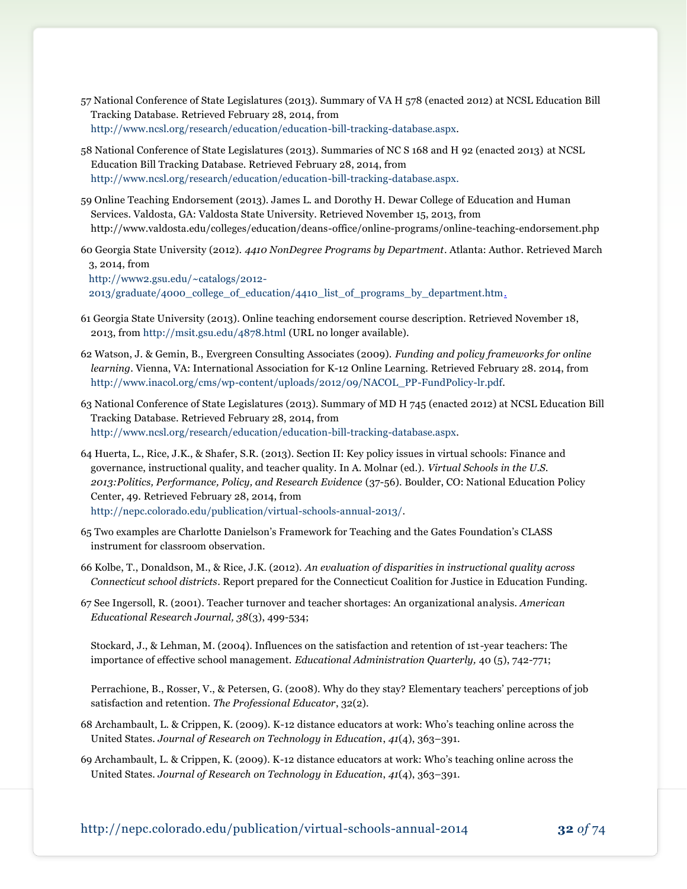57 National Conference of State Legislatures (2013). Summary of VA H 578 (enacted 2012) at NCSL Education Bill Tracking Database. Retrieved February 28, 2014, from http://www.ncsl.org/research/education/education-bill-tracking-database.aspx.

58 National Conference of State Legislatures (2013). Summaries of NC S 168 and H 92 (enacted 2013) at NCSL Education Bill Tracking Database. Retrieved February 28, 2014, from http://www.ncsl.org/research/education/education-bill-tracking-database.aspx.

59 Online Teaching Endorsement (2013). James L. and Dorothy H. Dewar College of Education and Human Services. Valdosta, GA: Valdosta State University. Retrieved November 15, 2013, from http://www.valdosta.edu/colleges/education/deans-office/online-programs/online-teaching-endorsement.php

60 Georgia State University (2012). *4410 NonDegree Programs by Department*. Atlanta: Author. Retrieved March 3, 2014, from http://www2.gsu.edu/~catalogs/2012-2013/graduate/4000_college_of_education/4410_list_of_programs_by_department.htm.

61 Georgia State University (2013). Online teaching endorsement course description. Retrieved November 18, 2013, from http://msit.gsu.edu/4878.html (URL no longer available).

62 Watson, J. & Gemin, B., Evergreen Consulting Associates (2009). *Funding and policy frameworks for online learning*. Vienna, VA: International Association for K-12 Online Learning. Retrieved February 28. 2014, from http://www.inacol.org/cms/wp-content/uploads/2012/09/NACOL_PP-FundPolicy-lr.pdf.

63 National Conference of State Legislatures (2013). Summary of MD H 745 (enacted 2012) at NCSL Education Bill Tracking Database. Retrieved February 28, 2014, from http://www.ncsl.org/research/education/education-bill-tracking-database.aspx.

64 Huerta, L., Rice, J.K., & Shafer, S.R. (2013). Section II: Key policy issues in virtual schools: Finance and governance, instructional quality, and teacher quality. In A. Molnar (ed.). *Virtual Schools in the U.S. 2013:Politics, Performance, Policy, and Research Evidence* (37-56). Boulder, CO: National Education Policy Center, 49. Retrieved February 28, 2014, from http://nepc.colorado.edu/publication/virtual-schools-annual-2013/.

65 Two examples are Charlotte Danielson's Framework for Teaching and the Gates Foundation's CLASS instrument for classroom observation.

66 Kolbe, T., Donaldson, M., & Rice, J.K. (2012). *An evaluation of disparities in instructional quality across Connecticut school districts*. Report prepared for the Connecticut Coalition for Justice in Education Funding.

67 See Ingersoll, R. (2001). Teacher turnover and teacher shortages: An organizational analysis. *American Educational Research Journal, 38*(3), 499-534;

Stockard, J., & Lehman, M. (2004). Influences on the satisfaction and retention of 1st-year teachers: The importance of effective school management. *Educational Administration Quarterly,* 40 (5), 742-771;

Perrachione, B., Rosser, V., & Petersen, G. (2008). Why do they stay? Elementary teachers' perceptions of job satisfaction and retention. *The Professional Educator*, 32(2).

68 Archambault, L. & Crippen, K. (2009). K-12 distance educators at work: Who's teaching online across the United States. *Journal of Research on Technology in Education*, *41*(4), 363–391.

69 Archambault, L. & Crippen, K. (2009). K-12 distance educators at work: Who's teaching online across the United States. *Journal of Research on Technology in Education*, *41*(4), 363–391.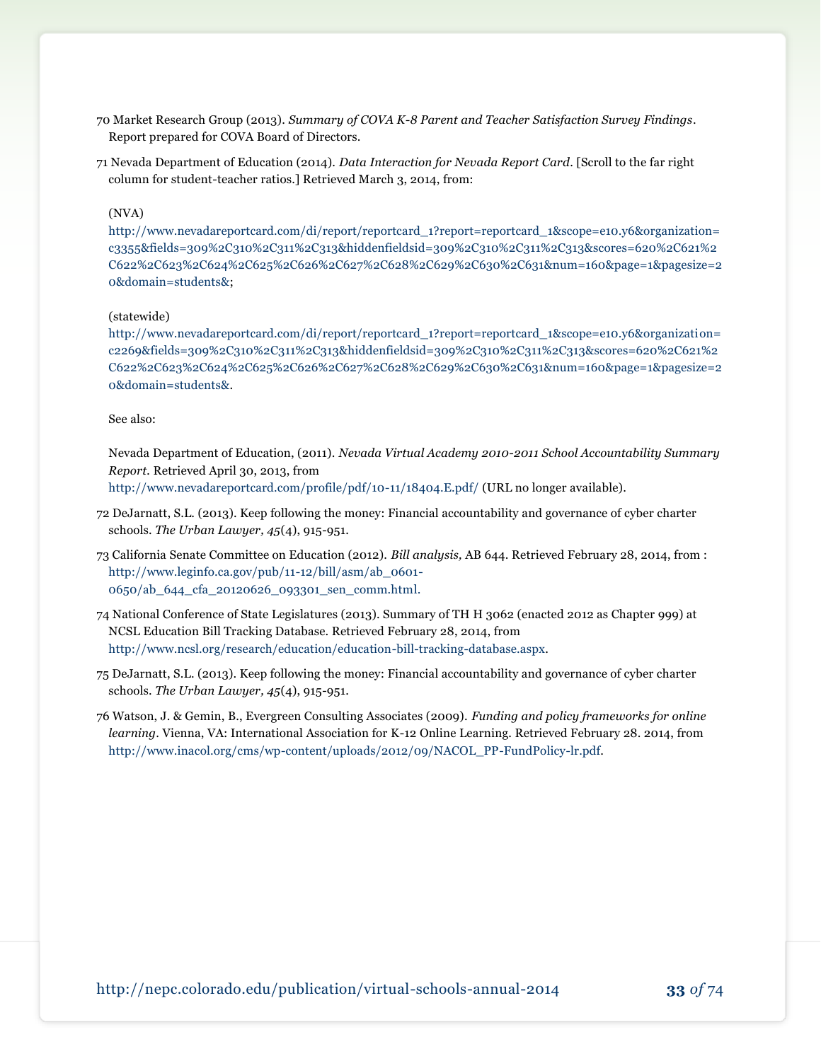70 Market Research Group (2013). *Summary of COVA K-8 Parent and Teacher Satisfaction Survey Findings*. Report prepared for COVA Board of Directors.

71 Nevada Department of Education (2014). *Data Interaction for Nevada Report Card*. [Scroll to the far right column for student-teacher ratios.] Retrieved March 3, 2014, from:

(NVA) http://www.nevadareportcard.com/di/report/reportcard_1?report=reportcard_1&scope=e10.y6&organization=c3355&fields=309%2C310%2C311%2C313&hiddenfieldsid=309%2C310%2C311%2C313&scores=620%2C621%2C622%2C623%2C624%2C625%2C626%2C627%2C628%2C629%2C630%2C631&num=160&page=1&pagesize=20&domain=students&;

(statewide) http://www.nevadareportcard.com/di/report/reportcard_1?report=reportcard_1&scope=e10.y6&organization=c2269&fields=309%2C310%2C311%2C313&hiddenfieldsid=309%2C310%2C311%2C313&scores=620%2C621%2C622%2C623%2C624%2C625%2C626%2C627%2C628%2C629%2C630%2C631&num=160&page=1&pagesize=20&domain=students&.

See also:

Nevada Department of Education, (2011). *Nevada Virtual Academy 2010-2011 School Accountability Summary Report.* Retrieved April 30, 2013, from http://www.nevadareportcard.com/profile/pdf/10-11/18404.E.pdf/ (URL no longer available).

72 DeJarnatt, S.L. (2013). Keep following the money: Financial accountability and governance of cyber charter schools. *The Urban Lawyer, 45*(4), 915-951.

73 California Senate Committee on Education (2012). *Bill analysis,* AB 644. Retrieved February 28, 2014, from : http://www.leginfo.ca.gov/pub/11-12/bill/asm/ab_0601-0650/ab_644_cfa_20120626_093301_sen_comm.html.

74 National Conference of State Legislatures (2013). Summary of TH H 3062 (enacted 2012 as Chapter 999) at NCSL Education Bill Tracking Database. Retrieved February 28, 2014, from http://www.ncsl.org/research/education/education-bill-tracking-database.aspx.

75 DeJarnatt, S.L. (2013). Keep following the money: Financial accountability and governance of cyber charter schools. *The Urban Lawyer, 45*(4), 915-951.

76 Watson, J. & Gemin, B., Evergreen Consulting Associates (2009). *Funding and policy frameworks for online learning*. Vienna, VA: International Association for K-12 Online Learning. Retrieved February 28. 2014, from http://www.inacol.org/cms/wp-content/uploads/2012/09/NACOL_PP-FundPolicy-lr.pdf.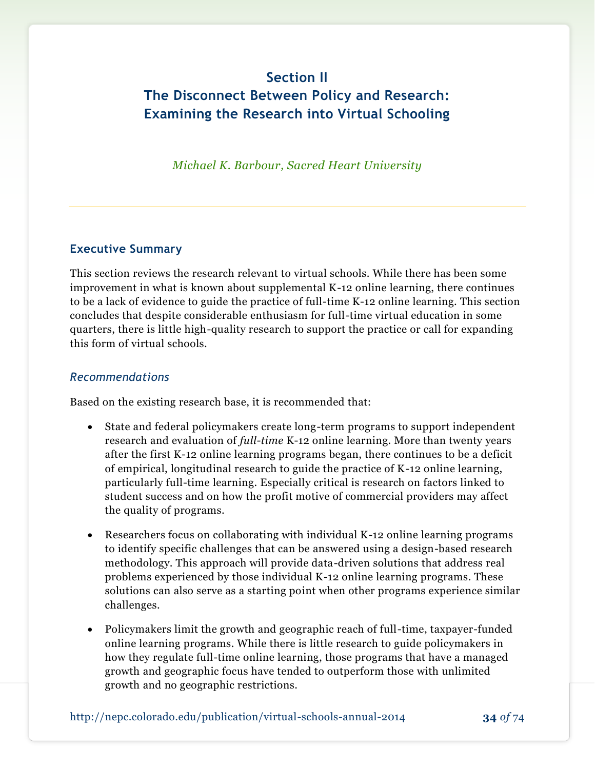## Section II
## The Disconnect Between Policy and Research: Examining the Research into Virtual Schooling

*Michael K. Barbour, Sacred Heart University*

---

### Executive Summary

This section reviews the research relevant to virtual schools. While there has been some improvement in what is known about supplemental K-12 online learning, there continues to be a lack of evidence to guide the practice of full-time K-12 online learning. This section concludes that despite considerable enthusiasm for full-time virtual education in some quarters, there is little high-quality research to support the practice or call for expanding this form of virtual schools.

#### *Recommendations*

Based on the existing research base, it is recommended that:

- State and federal policymakers create long-term programs to support independent research and evaluation of *full-time* K-12 online learning. More than twenty years after the first K-12 online learning programs began, there continues to be a deficit of empirical, longitudinal research to guide the practice of K-12 online learning, particularly full-time learning. Especially critical is research on factors linked to student success and on how the profit motive of commercial providers may affect the quality of programs.
- Researchers focus on collaborating with individual K-12 online learning programs to identify specific challenges that can be answered using a design-based research methodology. This approach will provide data-driven solutions that address real problems experienced by those individual K-12 online learning programs. These solutions can also serve as a starting point when other programs experience similar challenges.
- Policymakers limit the growth and geographic reach of full-time, taxpayer-funded online learning programs. While there is little research to guide policymakers in how they regulate full-time online learning, those programs that have a managed growth and geographic focus have tended to outperform those with unlimited growth and no geographic restrictions.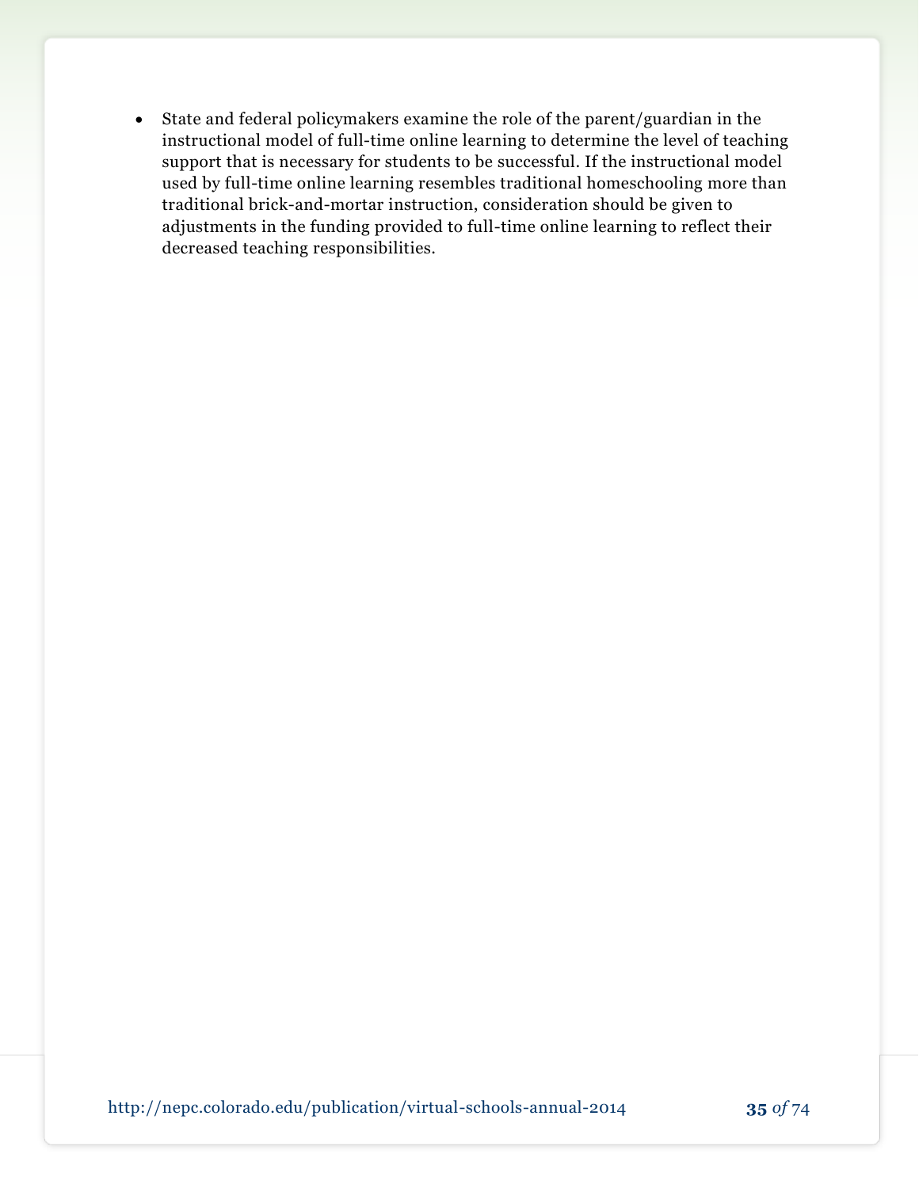- State and federal policymakers examine the role of the parent/guardian in the instructional model of full-time online learning to determine the level of teaching support that is necessary for students to be successful. If the instructional model used by full-time online learning resembles traditional homeschooling more than traditional brick-and-mortar instruction, consideration should be given to adjustments in the funding provided to full-time online learning to reflect their decreased teaching responsibilities.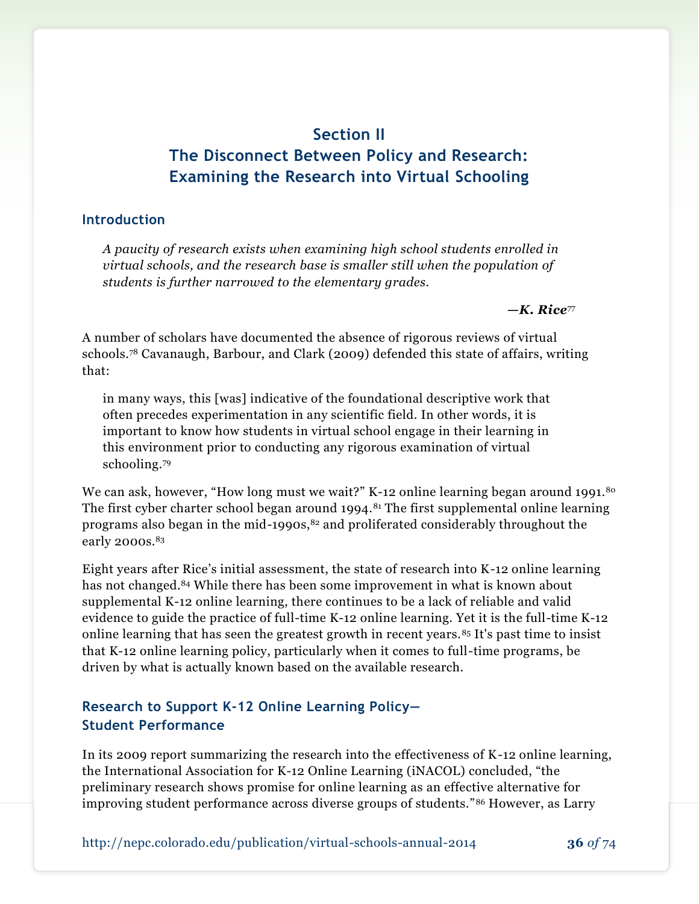# Section II
# The Disconnect Between Policy and Research: Examining the Research into Virtual Schooling

## Introduction

> *A paucity of research exists when examining high school students enrolled in virtual schools, and the research base is smaller still when the population of students is further narrowed to the elementary grades.*
>
> ***—K. Rice***[77]

A number of scholars have documented the absence of rigorous reviews of virtual schools.[78] Cavanaugh, Barbour, and Clark (2009) defended this state of affairs, writing that:

> in many ways, this [was] indicative of the foundational descriptive work that often precedes experimentation in any scientific field. In other words, it is important to know how students in virtual school engage in their learning in this environment prior to conducting any rigorous examination of virtual schooling.[79]

We can ask, however, "How long must we wait?" K-12 online learning began around 1991.[80] The first cyber charter school began around 1994.[81] The first supplemental online learning programs also began in the mid-1990s,[82] and proliferated considerably throughout the early 2000s.[83]

Eight years after Rice's initial assessment, the state of research into K-12 online learning has not changed.[84] While there has been some improvement in what is known about supplemental K-12 online learning, there continues to be a lack of reliable and valid evidence to guide the practice of full-time K-12 online learning. Yet it is the full-time K-12 online learning that has seen the greatest growth in recent years.[85] It's past time to insist that K-12 online learning policy, particularly when it comes to full-time programs, be driven by what is actually known based on the available research.

## Research to Support K-12 Online Learning Policy—Student Performance

In its 2009 report summarizing the research into the effectiveness of K-12 online learning, the International Association for K-12 Online Learning (iNACOL) concluded, "the preliminary research shows promise for online learning as an effective alternative for improving student performance across diverse groups of students."[86] However, as Larry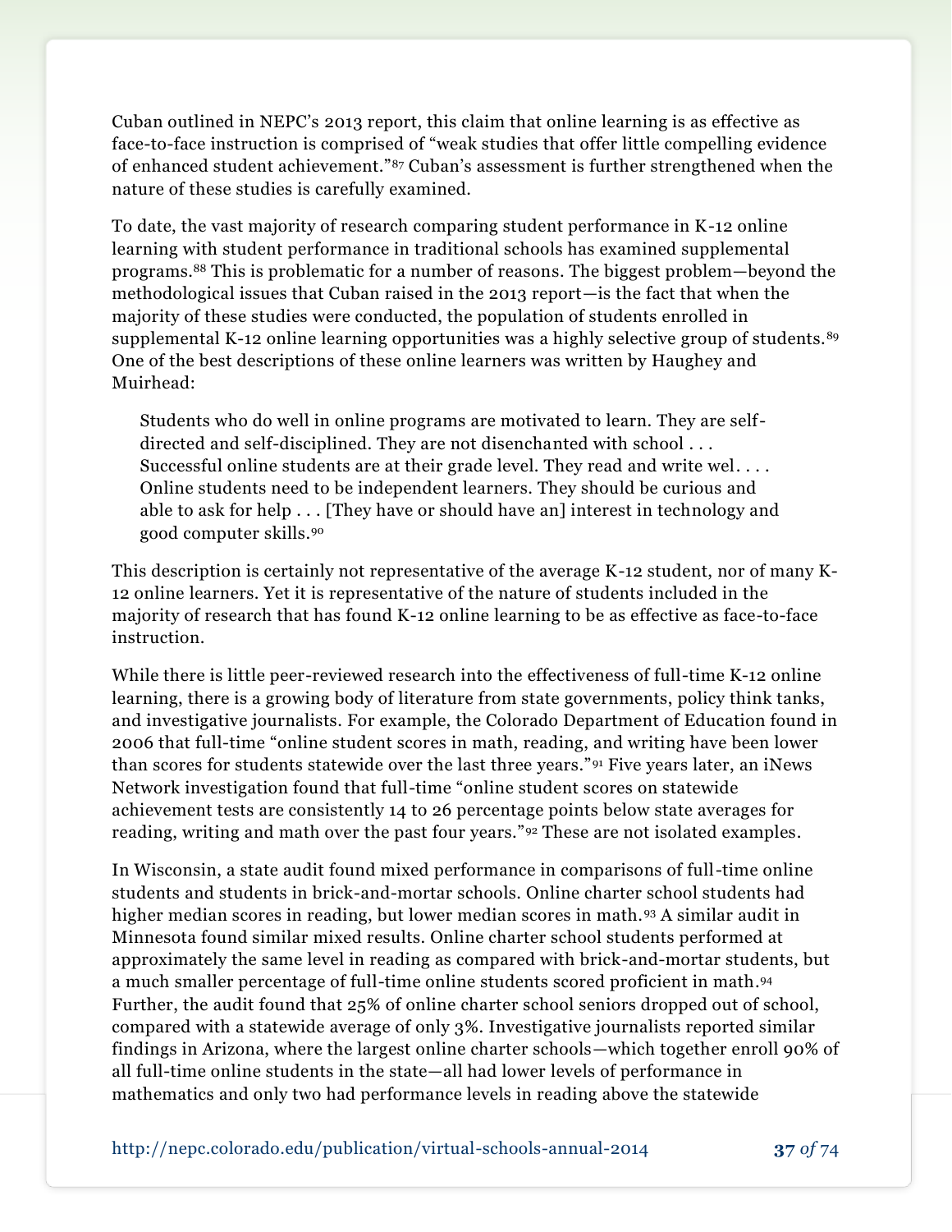Cuban outlined in NEPC's 2013 report, this claim that online learning is as effective as face-to-face instruction is comprised of "weak studies that offer little compelling evidence of enhanced student achievement."[87] Cuban's assessment is further strengthened when the nature of these studies is carefully examined.

To date, the vast majority of research comparing student performance in K-12 online learning with student performance in traditional schools has examined supplemental programs.[88] This is problematic for a number of reasons. The biggest problem—beyond the methodological issues that Cuban raised in the 2013 report—is the fact that when the majority of these studies were conducted, the population of students enrolled in supplemental K-12 online learning opportunities was a highly selective group of students.[89] One of the best descriptions of these online learners was written by Haughey and Muirhead:

> Students who do well in online programs are motivated to learn. They are self-directed and self-disciplined. They are not disenchanted with school . . . Successful online students are at their grade level. They read and write wel. . . . Online students need to be independent learners. They should be curious and able to ask for help . . . [They have or should have an] interest in technology and good computer skills.[90]

This description is certainly not representative of the average K-12 student, nor of many K-12 online learners. Yet it is representative of the nature of students included in the majority of research that has found K-12 online learning to be as effective as face-to-face instruction.

While there is little peer-reviewed research into the effectiveness of full-time K-12 online learning, there is a growing body of literature from state governments, policy think tanks, and investigative journalists. For example, the Colorado Department of Education found in 2006 that full-time "online student scores in math, reading, and writing have been lower than scores for students statewide over the last three years."[91] Five years later, an iNews Network investigation found that full-time "online student scores on statewide achievement tests are consistently 14 to 26 percentage points below state averages for reading, writing and math over the past four years."[92] These are not isolated examples.

In Wisconsin, a state audit found mixed performance in comparisons of full-time online students and students in brick-and-mortar schools. Online charter school students had higher median scores in reading, but lower median scores in math.[93] A similar audit in Minnesota found similar mixed results. Online charter school students performed at approximately the same level in reading as compared with brick-and-mortar students, but a much smaller percentage of full-time online students scored proficient in math.[94] Further, the audit found that 25% of online charter school seniors dropped out of school, compared with a statewide average of only 3%. Investigative journalists reported similar findings in Arizona, where the largest online charter schools—which together enroll 90% of all full-time online students in the state—all had lower levels of performance in mathematics and only two had performance levels in reading above the statewide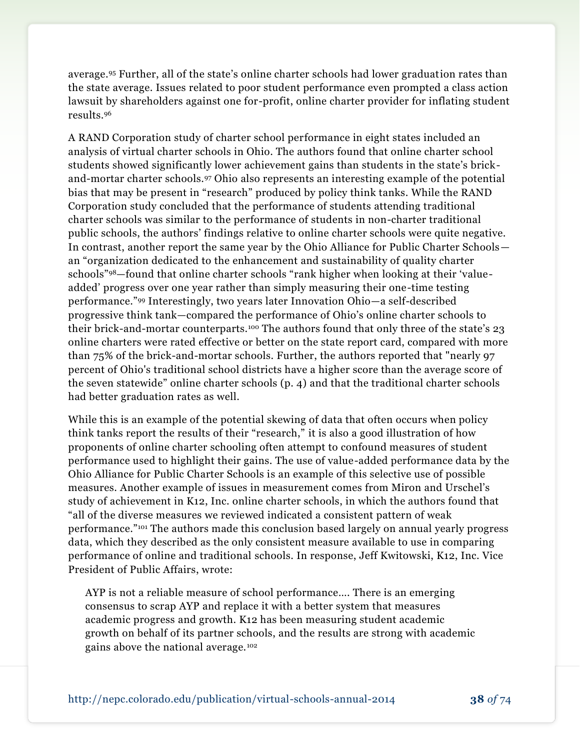average.[95] Further, all of the state's online charter schools had lower graduation rates than the state average. Issues related to poor student performance even prompted a class action lawsuit by shareholders against one for-profit, online charter provider for inflating student results.[96]

A RAND Corporation study of charter school performance in eight states included an analysis of virtual charter schools in Ohio. The authors found that online charter school students showed significantly lower achievement gains than students in the state's brick-and-mortar charter schools.[97] Ohio also represents an interesting example of the potential bias that may be present in "research" produced by policy think tanks. While the RAND Corporation study concluded that the performance of students attending traditional charter schools was similar to the performance of students in non-charter traditional public schools, the authors' findings relative to online charter schools were quite negative. In contrast, another report the same year by the Ohio Alliance for Public Charter Schools—an "organization dedicated to the enhancement and sustainability of quality charter schools"[98]—found that online charter schools "rank higher when looking at their 'value-added' progress over one year rather than simply measuring their one-time testing performance."[99] Interestingly, two years later Innovation Ohio—a self-described progressive think tank—compared the performance of Ohio's online charter schools to their brick-and-mortar counterparts.[100] The authors found that only three of the state's 23 online charters were rated effective or better on the state report card, compared with more than 75% of the brick-and-mortar schools. Further, the authors reported that "nearly 97 percent of Ohio's traditional school districts have a higher score than the average score of the seven statewide" online charter schools (p. 4) and that the traditional charter schools had better graduation rates as well.

While this is an example of the potential skewing of data that often occurs when policy think tanks report the results of their "research," it is also a good illustration of how proponents of online charter schooling often attempt to confound measures of student performance used to highlight their gains. The use of value-added performance data by the Ohio Alliance for Public Charter Schools is an example of this selective use of possible measures. Another example of issues in measurement comes from Miron and Urschel's study of achievement in K12, Inc. online charter schools, in which the authors found that "all of the diverse measures we reviewed indicated a consistent pattern of weak performance."[101] The authors made this conclusion based largely on annual yearly progress data, which they described as the only consistent measure available to use in comparing performance of online and traditional schools. In response, Jeff Kwitowski, K12, Inc. Vice President of Public Affairs, wrote:

> AYP is not a reliable measure of school performance.... There is an emerging consensus to scrap AYP and replace it with a better system that measures academic progress and growth. K12 has been measuring student academic growth on behalf of its partner schools, and the results are strong with academic gains above the national average.[102]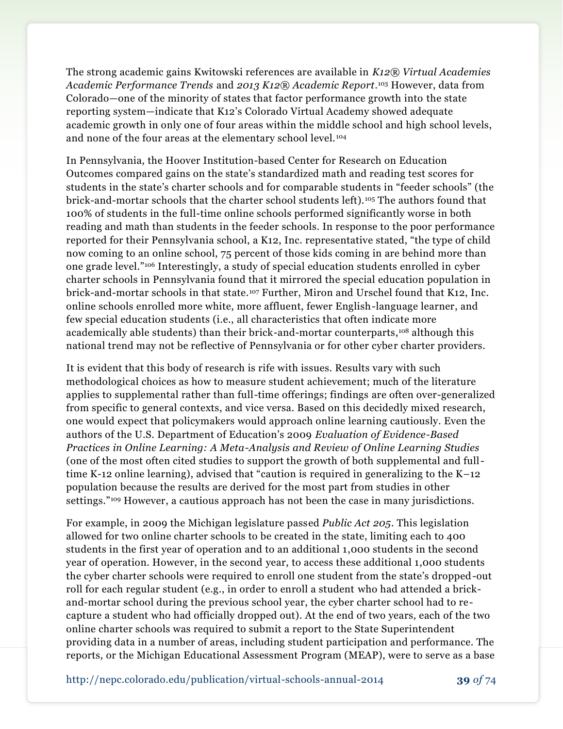The strong academic gains Kwitowski references are available in *K12® Virtual Academies Academic Performance Trends* and *2013 K12® Academic Report*.[103] However, data from Colorado—one of the minority of states that factor performance growth into the state reporting system—indicate that K12's Colorado Virtual Academy showed adequate academic growth in only one of four areas within the middle school and high school levels, and none of the four areas at the elementary school level.[104]

In Pennsylvania, the Hoover Institution-based Center for Research on Education Outcomes compared gains on the state's standardized math and reading test scores for students in the state's charter schools and for comparable students in "feeder schools" (the brick-and-mortar schools that the charter school students left).[105] The authors found that 100% of students in the full-time online schools performed significantly worse in both reading and math than students in the feeder schools. In response to the poor performance reported for their Pennsylvania school, a K12, Inc. representative stated, "the type of child now coming to an online school, 75 percent of those kids coming in are behind more than one grade level."[106] Interestingly, a study of special education students enrolled in cyber charter schools in Pennsylvania found that it mirrored the special education population in brick-and-mortar schools in that state.[107] Further, Miron and Urschel found that K12, Inc. online schools enrolled more white, more affluent, fewer English-language learner, and few special education students (i.e., all characteristics that often indicate more academically able students) than their brick-and-mortar counterparts,[108] although this national trend may not be reflective of Pennsylvania or for other cyber charter providers.

It is evident that this body of research is rife with issues. Results vary with such methodological choices as how to measure student achievement; much of the literature applies to supplemental rather than full-time offerings; findings are often over-generalized from specific to general contexts, and vice versa. Based on this decidedly mixed research, one would expect that policymakers would approach online learning cautiously. Even the authors of the U.S. Department of Education's 2009 *Evaluation of Evidence-Based Practices in Online Learning: A Meta-Analysis and Review of Online Learning Studies* (one of the most often cited studies to support the growth of both supplemental and full-time K-12 online learning), advised that "caution is required in generalizing to the K–12 population because the results are derived for the most part from studies in other settings."[109] However, a cautious approach has not been the case in many jurisdictions.

For example, in 2009 the Michigan legislature passed *Public Act 205*. This legislation allowed for two online charter schools to be created in the state, limiting each to 400 students in the first year of operation and to an additional 1,000 students in the second year of operation. However, in the second year, to access these additional 1,000 students the cyber charter schools were required to enroll one student from the state's dropped-out roll for each regular student (e.g., in order to enroll a student who had attended a brick-and-mortar school during the previous school year, the cyber charter school had to re-capture a student who had officially dropped out). At the end of two years, each of the two online charter schools was required to submit a report to the State Superintendent providing data in a number of areas, including student participation and performance. The reports, or the Michigan Educational Assessment Program (MEAP), were to serve as a base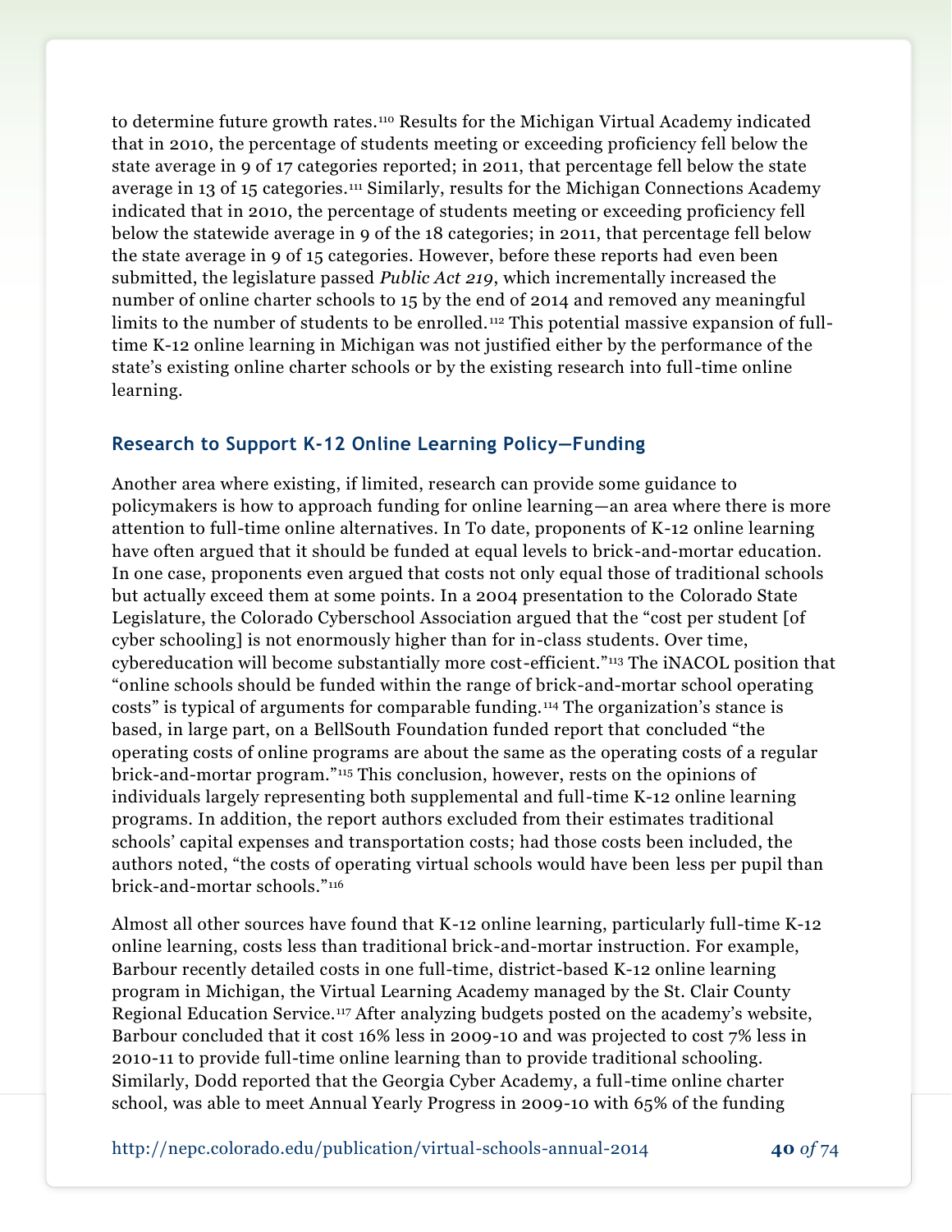to determine future growth rates.[110] Results for the Michigan Virtual Academy indicated that in 2010, the percentage of students meeting or exceeding proficiency fell below the state average in 9 of 17 categories reported; in 2011, that percentage fell below the state average in 13 of 15 categories.[111] Similarly, results for the Michigan Connections Academy indicated that in 2010, the percentage of students meeting or exceeding proficiency fell below the statewide average in 9 of the 18 categories; in 2011, that percentage fell below the state average in 9 of 15 categories. However, before these reports had even been submitted, the legislature passed *Public Act 219*, which incrementally increased the number of online charter schools to 15 by the end of 2014 and removed any meaningful limits to the number of students to be enrolled.[112] This potential massive expansion of full-time K-12 online learning in Michigan was not justified either by the performance of the state's existing online charter schools or by the existing research into full-time online learning.

## Research to Support K-12 Online Learning Policy—Funding

Another area where existing, if limited, research can provide some guidance to policymakers is how to approach funding for online learning—an area where there is more attention to full-time online alternatives. In To date, proponents of K-12 online learning have often argued that it should be funded at equal levels to brick-and-mortar education. In one case, proponents even argued that costs not only equal those of traditional schools but actually exceed them at some points. In a 2004 presentation to the Colorado State Legislature, the Colorado Cyberschool Association argued that the "cost per student [of cyber schooling] is not enormously higher than for in-class students. Over time, cybereducation will become substantially more cost-efficient."[113] The iNACOL position that "online schools should be funded within the range of brick-and-mortar school operating costs" is typical of arguments for comparable funding.[114] The organization's stance is based, in large part, on a BellSouth Foundation funded report that concluded "the operating costs of online programs are about the same as the operating costs of a regular brick-and-mortar program."[115] This conclusion, however, rests on the opinions of individuals largely representing both supplemental and full-time K-12 online learning programs. In addition, the report authors excluded from their estimates traditional schools' capital expenses and transportation costs; had those costs been included, the authors noted, "the costs of operating virtual schools would have been less per pupil than brick-and-mortar schools."[116]

Almost all other sources have found that K-12 online learning, particularly full-time K-12 online learning, costs less than traditional brick-and-mortar instruction. For example, Barbour recently detailed costs in one full-time, district-based K-12 online learning program in Michigan, the Virtual Learning Academy managed by the St. Clair County Regional Education Service.[117] After analyzing budgets posted on the academy's website, Barbour concluded that it cost 16% less in 2009-10 and was projected to cost 7% less in 2010-11 to provide full-time online learning than to provide traditional schooling. Similarly, Dodd reported that the Georgia Cyber Academy, a full-time online charter school, was able to meet Annual Yearly Progress in 2009-10 with 65% of the funding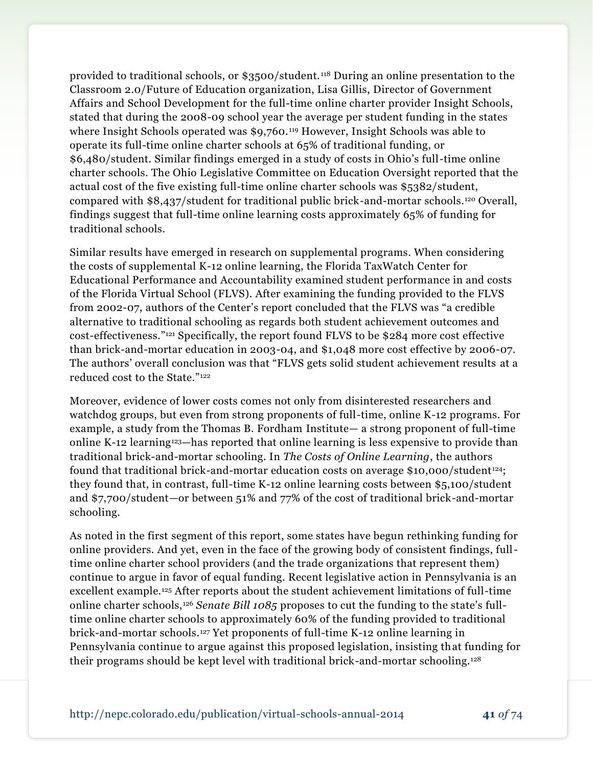provided to traditional schools, or $3500/student.[118] During an online presentation to the Classroom 2.0/Future of Education organization, Lisa Gillis, Director of Government Affairs and School Development for the full-time online charter provider Insight Schools, stated that during the 2008-09 school year the average per student funding in the states where Insight Schools operated was $9,760.[119] However, Insight Schools was able to operate its full-time online charter schools at 65% of traditional funding, or $6,480/student. Similar findings emerged in a study of costs in Ohio's full-time online charter schools. The Ohio Legislative Committee on Education Oversight reported that the actual cost of the five existing full-time online charter schools was $5382/student, compared with $8,437/student for traditional public brick-and-mortar schools.[120] Overall, findings suggest that full-time online learning costs approximately 65% of funding for traditional schools.

Similar results have emerged in research on supplemental programs. When considering the costs of supplemental K-12 online learning, the Florida TaxWatch Center for Educational Performance and Accountability examined student performance in and costs of the Florida Virtual School (FLVS). After examining the funding provided to the FLVS from 2002-07, authors of the Center's report concluded that the FLVS was "a credible alternative to traditional schooling as regards both student achievement outcomes and cost-effectiveness."[121] Specifically, the report found FLVS to be $284 more cost effective than brick-and-mortar education in 2003-04, and $1,048 more cost effective by 2006-07. The authors' overall conclusion was that "FLVS gets solid student achievement results at a reduced cost to the State."[122]

Moreover, evidence of lower costs comes not only from disinterested researchers and watchdog groups, but even from strong proponents of full-time, online K-12 programs. For example, a study from the Thomas B. Fordham Institute— a strong proponent of full-time online K-12 learning[123]—has reported that online learning is less expensive to provide than traditional brick-and-mortar schooling. In *The Costs of Online Learning*, the authors found that traditional brick-and-mortar education costs on average $10,000/student[124]; they found that, in contrast, full-time K-12 online learning costs between $5,100/student and $7,700/student—or between 51% and 77% of the cost of traditional brick-and-mortar schooling.

As noted in the first segment of this report, some states have begun rethinking funding for online providers. And yet, even in the face of the growing body of consistent findings, full-time online charter school providers (and the trade organizations that represent them) continue to argue in favor of equal funding. Recent legislative action in Pennsylvania is an excellent example.[125] After reports about the student achievement limitations of full-time online charter schools,[126] *Senate Bill 1085* proposes to cut the funding to the state's full-time online charter schools to approximately 60% of the funding provided to traditional brick-and-mortar schools.[127] Yet proponents of full-time K-12 online learning in Pennsylvania continue to argue against this proposed legislation, insisting that funding for their programs should be kept level with traditional brick-and-mortar schooling.[128]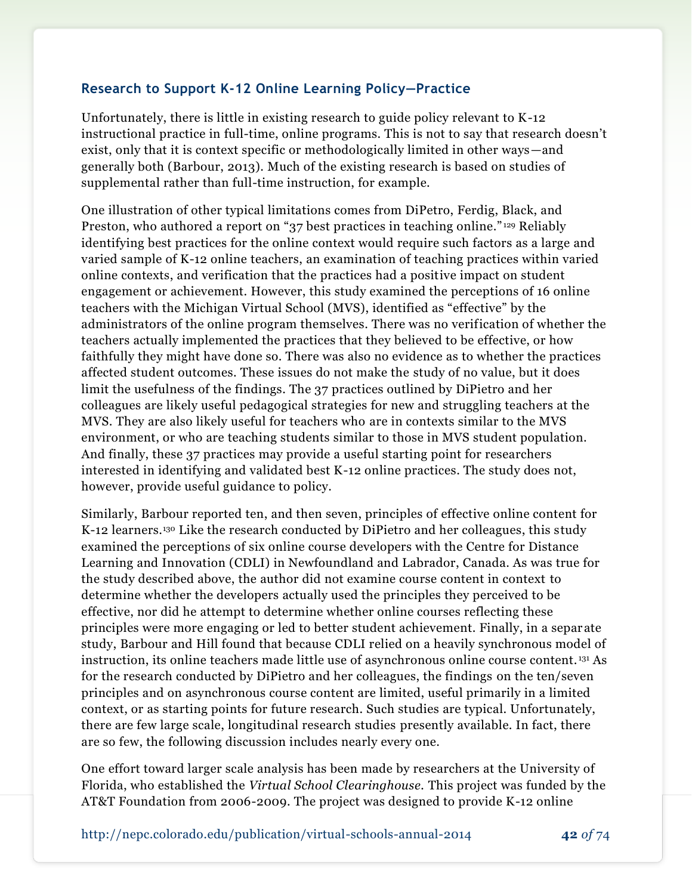### Research to Support K-12 Online Learning Policy—Practice

Unfortunately, there is little in existing research to guide policy relevant to K-12 instructional practice in full-time, online programs. This is not to say that research doesn't exist, only that it is context specific or methodologically limited in other ways—and generally both (Barbour, 2013). Much of the existing research is based on studies of supplemental rather than full-time instruction, for example.

One illustration of other typical limitations comes from DiPetro, Ferdig, Black, and Preston, who authored a report on "37 best practices in teaching online."[129] Reliably identifying best practices for the online context would require such factors as a large and varied sample of K-12 online teachers, an examination of teaching practices within varied online contexts, and verification that the practices had a positive impact on student engagement or achievement. However, this study examined the perceptions of 16 online teachers with the Michigan Virtual School (MVS), identified as "effective" by the administrators of the online program themselves. There was no verification of whether the teachers actually implemented the practices that they believed to be effective, or how faithfully they might have done so. There was also no evidence as to whether the practices affected student outcomes. These issues do not make the study of no value, but it does limit the usefulness of the findings. The 37 practices outlined by DiPietro and her colleagues are likely useful pedagogical strategies for new and struggling teachers at the MVS. They are also likely useful for teachers who are in contexts similar to the MVS environment, or who are teaching students similar to those in MVS student population. And finally, these 37 practices may provide a useful starting point for researchers interested in identifying and validated best K-12 online practices. The study does not, however, provide useful guidance to policy.

Similarly, Barbour reported ten, and then seven, principles of effective online content for K-12 learners.[130] Like the research conducted by DiPietro and her colleagues, this study examined the perceptions of six online course developers with the Centre for Distance Learning and Innovation (CDLI) in Newfoundland and Labrador, Canada. As was true for the study described above, the author did not examine course content in context to determine whether the developers actually used the principles they perceived to be effective, nor did he attempt to determine whether online courses reflecting these principles were more engaging or led to better student achievement. Finally, in a separate study, Barbour and Hill found that because CDLI relied on a heavily synchronous model of instruction, its online teachers made little use of asynchronous online course content.[131] As for the research conducted by DiPietro and her colleagues, the findings on the ten/seven principles and on asynchronous course content are limited, useful primarily in a limited context, or as starting points for future research. Such studies are typical. Unfortunately, there are few large scale, longitudinal research studies presently available. In fact, there are so few, the following discussion includes nearly every one.

One effort toward larger scale analysis has been made by researchers at the University of Florida, who established the *Virtual School Clearinghouse*. This project was funded by the AT&T Foundation from 2006-2009. The project was designed to provide K-12 online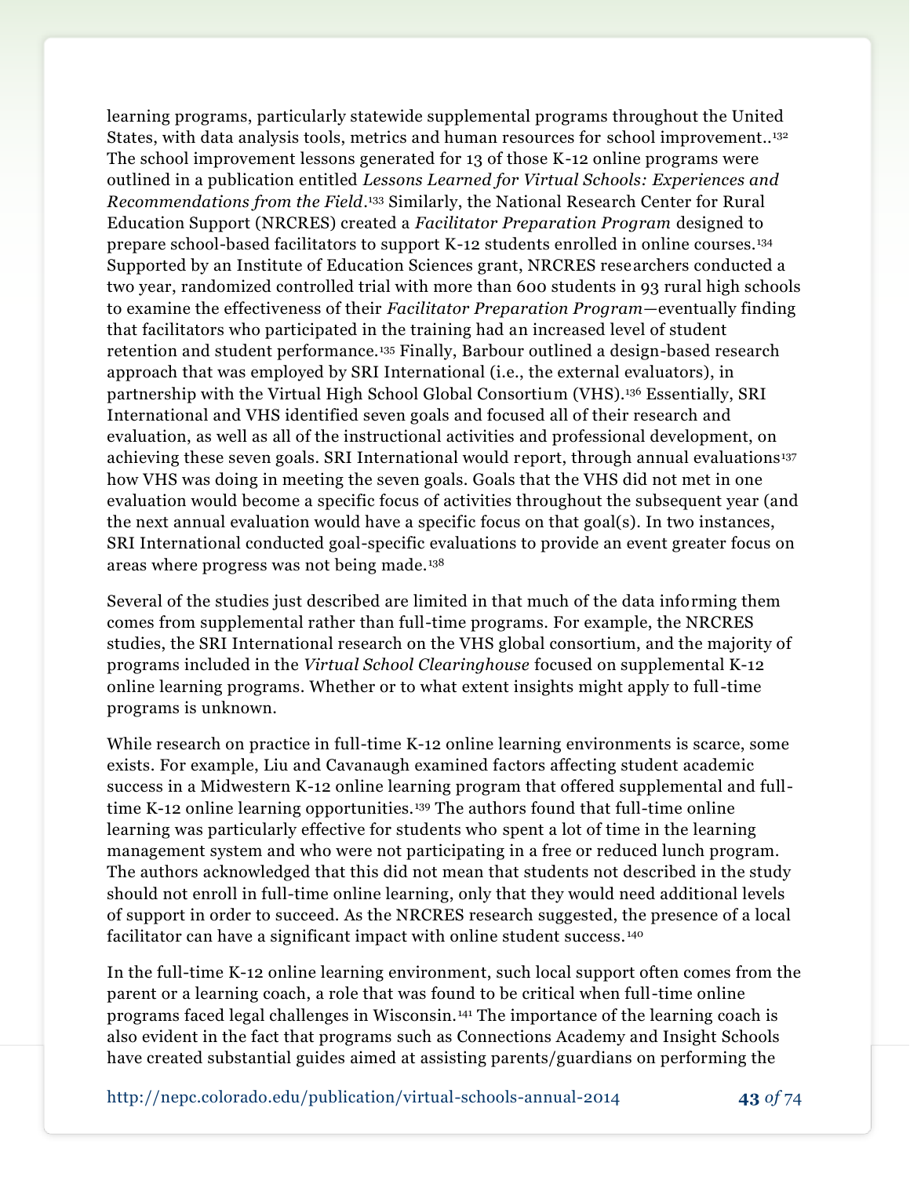learning programs, particularly statewide supplemental programs throughout the United States, with data analysis tools, metrics and human resources for school improvement..[132] The school improvement lessons generated for 13 of those K-12 online programs were outlined in a publication entitled *Lessons Learned for Virtual Schools: Experiences and Recommendations from the Field*.[133] Similarly, the National Research Center for Rural Education Support (NRCRES) created a *Facilitator Preparation Program* designed to prepare school-based facilitators to support K-12 students enrolled in online courses.[134] Supported by an Institute of Education Sciences grant, NRCRES researchers conducted a two year, randomized controlled trial with more than 600 students in 93 rural high schools to examine the effectiveness of their *Facilitator Preparation Program*—eventually finding that facilitators who participated in the training had an increased level of student retention and student performance.[135] Finally, Barbour outlined a design-based research approach that was employed by SRI International (i.e., the external evaluators), in partnership with the Virtual High School Global Consortium (VHS).[136] Essentially, SRI International and VHS identified seven goals and focused all of their research and evaluation, as well as all of the instructional activities and professional development, on achieving these seven goals. SRI International would report, through annual evaluations[137] how VHS was doing in meeting the seven goals. Goals that the VHS did not met in one evaluation would become a specific focus of activities throughout the subsequent year (and the next annual evaluation would have a specific focus on that goal(s). In two instances, SRI International conducted goal-specific evaluations to provide an event greater focus on areas where progress was not being made.[138]

Several of the studies just described are limited in that much of the data informing them comes from supplemental rather than full-time programs. For example, the NRCRES studies, the SRI International research on the VHS global consortium, and the majority of programs included in the *Virtual School Clearinghouse* focused on supplemental K-12 online learning programs. Whether or to what extent insights might apply to full-time programs is unknown.

While research on practice in full-time K-12 online learning environments is scarce, some exists. For example, Liu and Cavanaugh examined factors affecting student academic success in a Midwestern K-12 online learning program that offered supplemental and full-time K-12 online learning opportunities.[139] The authors found that full-time online learning was particularly effective for students who spent a lot of time in the learning management system and who were not participating in a free or reduced lunch program. The authors acknowledged that this did not mean that students not described in the study should not enroll in full-time online learning, only that they would need additional levels of support in order to succeed. As the NRCRES research suggested, the presence of a local facilitator can have a significant impact with online student success.[140]

In the full-time K-12 online learning environment, such local support often comes from the parent or a learning coach, a role that was found to be critical when full-time online programs faced legal challenges in Wisconsin.[141] The importance of the learning coach is also evident in the fact that programs such as Connections Academy and Insight Schools have created substantial guides aimed at assisting parents/guardians on performing the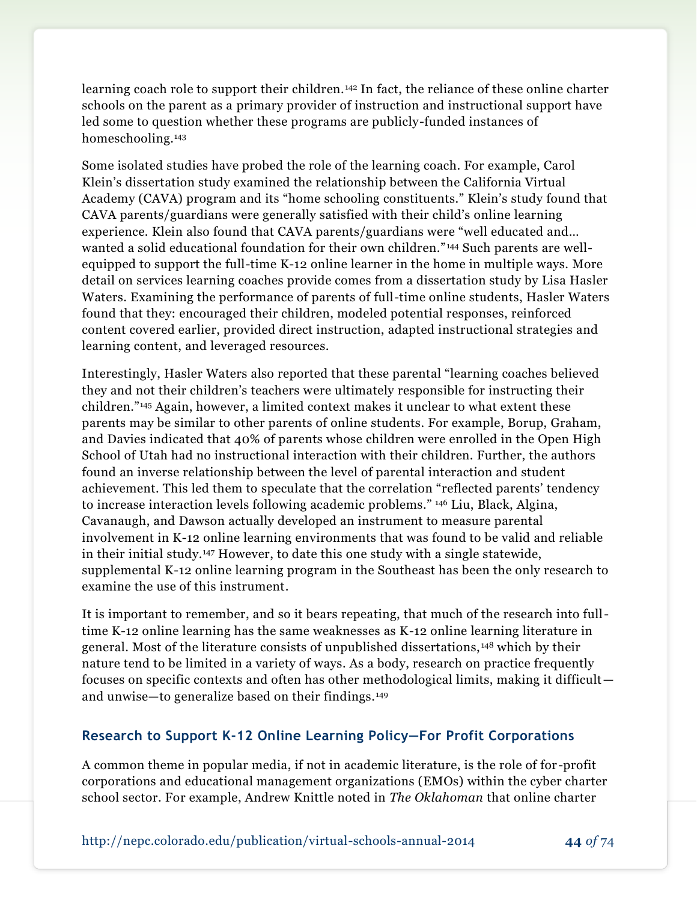learning coach role to support their children.[142] In fact, the reliance of these online charter schools on the parent as a primary provider of instruction and instructional support have led some to question whether these programs are publicly-funded instances of homeschooling.[143]

Some isolated studies have probed the role of the learning coach. For example, Carol Klein's dissertation study examined the relationship between the California Virtual Academy (CAVA) program and its "home schooling constituents." Klein's study found that CAVA parents/guardians were generally satisfied with their child's online learning experience. Klein also found that CAVA parents/guardians were "well educated and… wanted a solid educational foundation for their own children."[144] Such parents are well-equipped to support the full-time K-12 online learner in the home in multiple ways. More detail on services learning coaches provide comes from a dissertation study by Lisa Hasler Waters. Examining the performance of parents of full-time online students, Hasler Waters found that they: encouraged their children, modeled potential responses, reinforced content covered earlier, provided direct instruction, adapted instructional strategies and learning content, and leveraged resources.

Interestingly, Hasler Waters also reported that these parental "learning coaches believed they and not their children's teachers were ultimately responsible for instructing their children."[145] Again, however, a limited context makes it unclear to what extent these parents may be similar to other parents of online students. For example, Borup, Graham, and Davies indicated that 40% of parents whose children were enrolled in the Open High School of Utah had no instructional interaction with their children. Further, the authors found an inverse relationship between the level of parental interaction and student achievement. This led them to speculate that the correlation "reflected parents' tendency to increase interaction levels following academic problems." [146] Liu, Black, Algina, Cavanaugh, and Dawson actually developed an instrument to measure parental involvement in K-12 online learning environments that was found to be valid and reliable in their initial study.[147] However, to date this one study with a single statewide, supplemental K-12 online learning program in the Southeast has been the only research to examine the use of this instrument.

It is important to remember, and so it bears repeating, that much of the research into full-time K-12 online learning has the same weaknesses as K-12 online learning literature in general. Most of the literature consists of unpublished dissertations,[148] which by their nature tend to be limited in a variety of ways. As a body, research on practice frequently focuses on specific contexts and often has other methodological limits, making it difficult—and unwise—to generalize based on their findings.[149]

### Research to Support K-12 Online Learning Policy—For Profit Corporations

A common theme in popular media, if not in academic literature, is the role of for-profit corporations and educational management organizations (EMOs) within the cyber charter school sector. For example, Andrew Knittle noted in *The Oklahoman* that online charter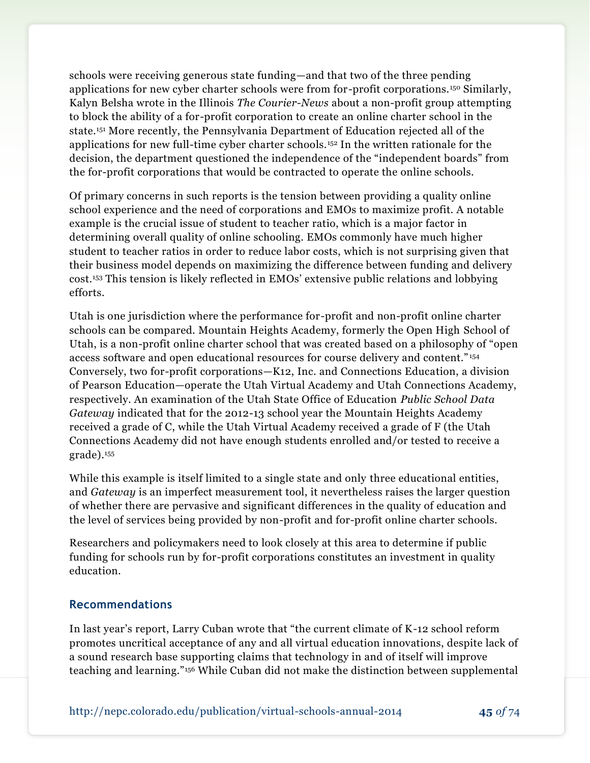schools were receiving generous state funding—and that two of the three pending applications for new cyber charter schools were from for-profit corporations.[150] Similarly, Kalyn Belsha wrote in the Illinois *The Courier-News* about a non-profit group attempting to block the ability of a for-profit corporation to create an online charter school in the state.[151] More recently, the Pennsylvania Department of Education rejected all of the applications for new full-time cyber charter schools.[152] In the written rationale for the decision, the department questioned the independence of the "independent boards" from the for-profit corporations that would be contracted to operate the online schools.

Of primary concerns in such reports is the tension between providing a quality online school experience and the need of corporations and EMOs to maximize profit. A notable example is the crucial issue of student to teacher ratio, which is a major factor in determining overall quality of online schooling. EMOs commonly have much higher student to teacher ratios in order to reduce labor costs, which is not surprising given that their business model depends on maximizing the difference between funding and delivery cost.[153] This tension is likely reflected in EMOs' extensive public relations and lobbying efforts.

Utah is one jurisdiction where the performance for-profit and non-profit online charter schools can be compared. Mountain Heights Academy, formerly the Open High School of Utah, is a non-profit online charter school that was created based on a philosophy of "open access software and open educational resources for course delivery and content."[154] Conversely, two for-profit corporations—K12, Inc. and Connections Education, a division of Pearson Education—operate the Utah Virtual Academy and Utah Connections Academy, respectively. An examination of the Utah State Office of Education *Public School Data Gateway* indicated that for the 2012-13 school year the Mountain Heights Academy received a grade of C, while the Utah Virtual Academy received a grade of F (the Utah Connections Academy did not have enough students enrolled and/or tested to receive a grade).[155]

While this example is itself limited to a single state and only three educational entities, and *Gateway* is an imperfect measurement tool, it nevertheless raises the larger question of whether there are pervasive and significant differences in the quality of education and the level of services being provided by non-profit and for-profit online charter schools.

Researchers and policymakers need to look closely at this area to determine if public funding for schools run by for-profit corporations constitutes an investment in quality education.

### Recommendations

In last year's report, Larry Cuban wrote that "the current climate of K-12 school reform promotes uncritical acceptance of any and all virtual education innovations, despite lack of a sound research base supporting claims that technology in and of itself will improve teaching and learning."[156] While Cuban did not make the distinction between supplemental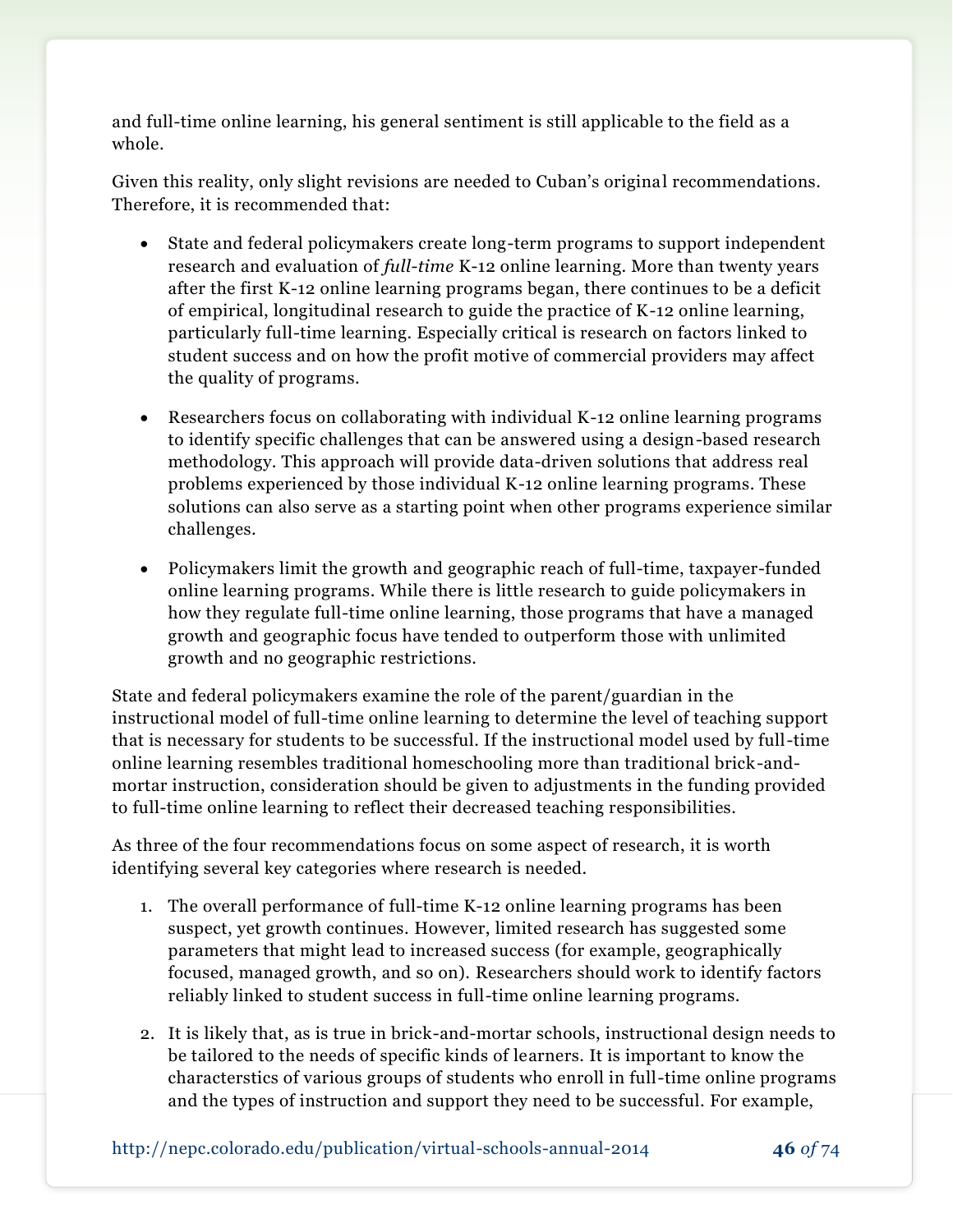and full-time online learning, his general sentiment is still applicable to the field as a whole.

Given this reality, only slight revisions are needed to Cuban's original recommendations. Therefore, it is recommended that:

- State and federal policymakers create long-term programs to support independent research and evaluation of *full-time* K-12 online learning. More than twenty years after the first K-12 online learning programs began, there continues to be a deficit of empirical, longitudinal research to guide the practice of K-12 online learning, particularly full-time learning. Especially critical is research on factors linked to student success and on how the profit motive of commercial providers may affect the quality of programs.
- Researchers focus on collaborating with individual K-12 online learning programs to identify specific challenges that can be answered using a design-based research methodology. This approach will provide data-driven solutions that address real problems experienced by those individual K-12 online learning programs. These solutions can also serve as a starting point when other programs experience similar challenges.
- Policymakers limit the growth and geographic reach of full-time, taxpayer-funded online learning programs. While there is little research to guide policymakers in how they regulate full-time online learning, those programs that have a managed growth and geographic focus have tended to outperform those with unlimited growth and no geographic restrictions.

State and federal policymakers examine the role of the parent/guardian in the instructional model of full-time online learning to determine the level of teaching support that is necessary for students to be successful. If the instructional model used by full-time online learning resembles traditional homeschooling more than traditional brick-and-mortar instruction, consideration should be given to adjustments in the funding provided to full-time online learning to reflect their decreased teaching responsibilities.

As three of the four recommendations focus on some aspect of research, it is worth identifying several key categories where research is needed.

1. The overall performance of full-time K-12 online learning programs has been suspect, yet growth continues. However, limited research has suggested some parameters that might lead to increased success (for example, geographically focused, managed growth, and so on). Researchers should work to identify factors reliably linked to student success in full-time online learning programs.
2. It is likely that, as is true in brick-and-mortar schools, instructional design needs to be tailored to the needs of specific kinds of learners. It is important to know the characterstics of various groups of students who enroll in full-time online programs and the types of instruction and support they need to be successful. For example,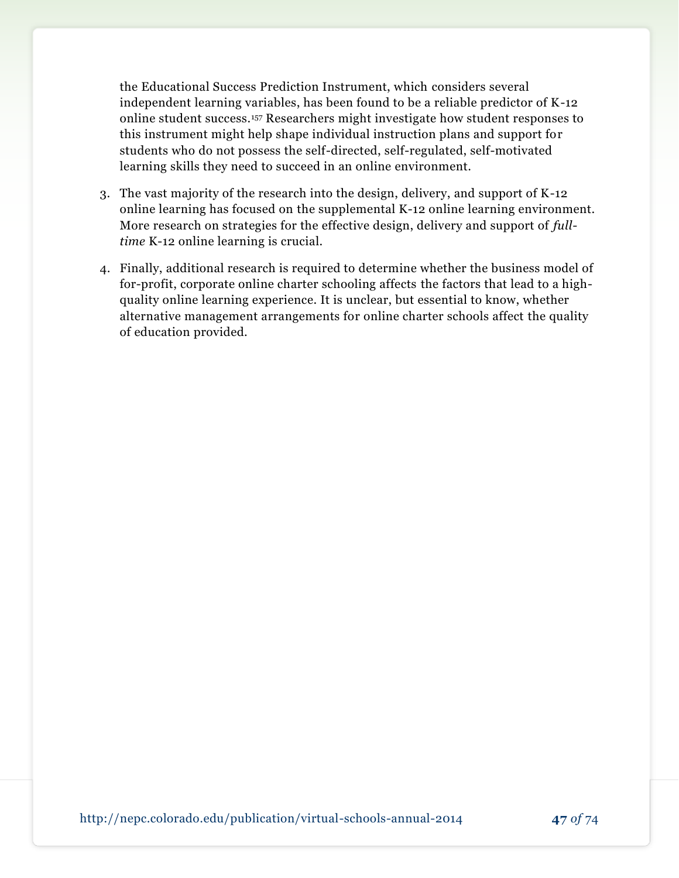the Educational Success Prediction Instrument, which considers several independent learning variables, has been found to be a reliable predictor of K-12 online student success.[157] Researchers might investigate how student responses to this instrument might help shape individual instruction plans and support for students who do not possess the self-directed, self-regulated, self-motivated learning skills they need to succeed in an online environment.

3. The vast majority of the research into the design, delivery, and support of K-12 online learning has focused on the supplemental K-12 online learning environment. More research on strategies for the effective design, delivery and support of *full-time* K-12 online learning is crucial.

4. Finally, additional research is required to determine whether the business model of for-profit, corporate online charter schooling affects the factors that lead to a high-quality online learning experience. It is unclear, but essential to know, whether alternative management arrangements for online charter schools affect the quality of education provided.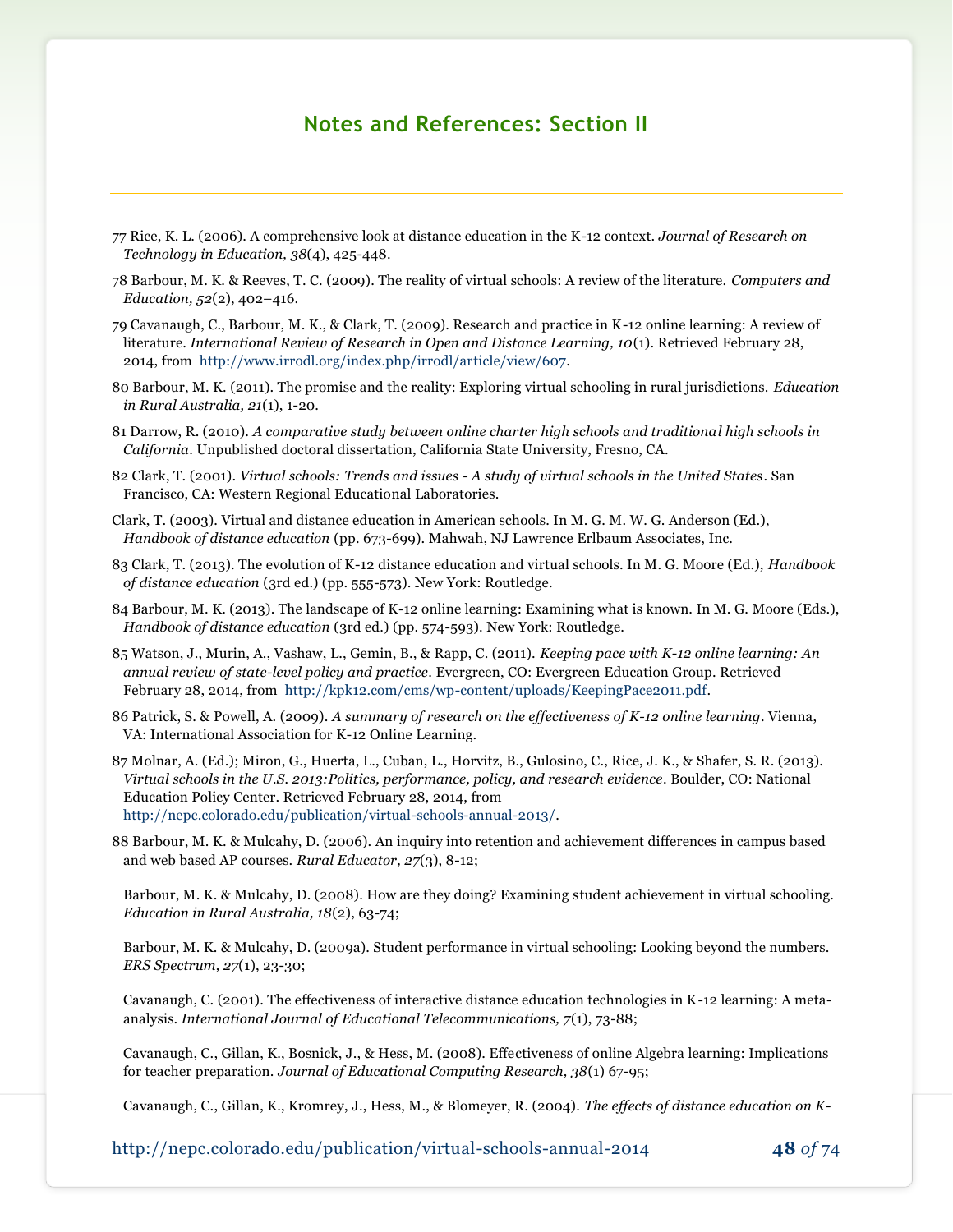## Notes and References: Section II

77 Rice, K. L. (2006). A comprehensive look at distance education in the K-12 context. *Journal of Research on Technology in Education, 38*(4), 425-448.

78 Barbour, M. K. & Reeves, T. C. (2009). The reality of virtual schools: A review of the literature. *Computers and Education, 52*(2), 402–416.

79 Cavanaugh, C., Barbour, M. K., & Clark, T. (2009). Research and practice in K-12 online learning: A review of literature. *International Review of Research in Open and Distance Learning, 10*(1). Retrieved February 28, 2014, from http://www.irrodl.org/index.php/irrodl/article/view/607.

80 Barbour, M. K. (2011). The promise and the reality: Exploring virtual schooling in rural jurisdictions. *Education in Rural Australia, 21*(1), 1-20.

81 Darrow, R. (2010). *A comparative study between online charter high schools and traditional high schools in California*. Unpublished doctoral dissertation, California State University, Fresno, CA.

82 Clark, T. (2001). *Virtual schools: Trends and issues - A study of virtual schools in the United States*. San Francisco, CA: Western Regional Educational Laboratories.

Clark, T. (2003). Virtual and distance education in American schools. In M. G. M. W. G. Anderson (Ed.), *Handbook of distance education* (pp. 673-699). Mahwah, NJ Lawrence Erlbaum Associates, Inc.

83 Clark, T. (2013). The evolution of K-12 distance education and virtual schools. In M. G. Moore (Ed.), *Handbook of distance education* (3rd ed.) (pp. 555-573). New York: Routledge.

84 Barbour, M. K. (2013). The landscape of K-12 online learning: Examining what is known. In M. G. Moore (Eds.), *Handbook of distance education* (3rd ed.) (pp. 574-593). New York: Routledge.

85 Watson, J., Murin, A., Vashaw, L., Gemin, B., & Rapp, C. (2011). *Keeping pace with K-12 online learning: An annual review of state-level policy and practice*. Evergreen, CO: Evergreen Education Group. Retrieved February 28, 2014, from http://kpk12.com/cms/wp-content/uploads/KeepingPace2011.pdf.

86 Patrick, S. & Powell, A. (2009). *A summary of research on the effectiveness of K-12 online learning*. Vienna, VA: International Association for K-12 Online Learning.

87 Molnar, A. (Ed.); Miron, G., Huerta, L., Cuban, L., Horvitz, B., Gulosino, C., Rice, J. K., & Shafer, S. R. (2013). *Virtual schools in the U.S. 2013:Politics, performance, policy, and research evidence*. Boulder, CO: National Education Policy Center. Retrieved February 28, 2014, from http://nepc.colorado.edu/publication/virtual-schools-annual-2013/.

88 Barbour, M. K. & Mulcahy, D. (2006). An inquiry into retention and achievement differences in campus based and web based AP courses. *Rural Educator, 27*(3), 8-12;

Barbour, M. K. & Mulcahy, D. (2008). How are they doing? Examining student achievement in virtual schooling. *Education in Rural Australia, 18*(2), 63-74;

Barbour, M. K. & Mulcahy, D. (2009a). Student performance in virtual schooling: Looking beyond the numbers. *ERS Spectrum, 27*(1), 23-30;

Cavanaugh, C. (2001). The effectiveness of interactive distance education technologies in K-12 learning: A meta-analysis. *International Journal of Educational Telecommunications, 7*(1), 73-88;

Cavanaugh, C., Gillan, K., Bosnick, J., & Hess, M. (2008). Effectiveness of online Algebra learning: Implications for teacher preparation. *Journal of Educational Computing Research, 38*(1) 67-95;

Cavanaugh, C., Gillan, K., Kromrey, J., Hess, M., & Blomeyer, R. (2004). *The effects of distance education on K-*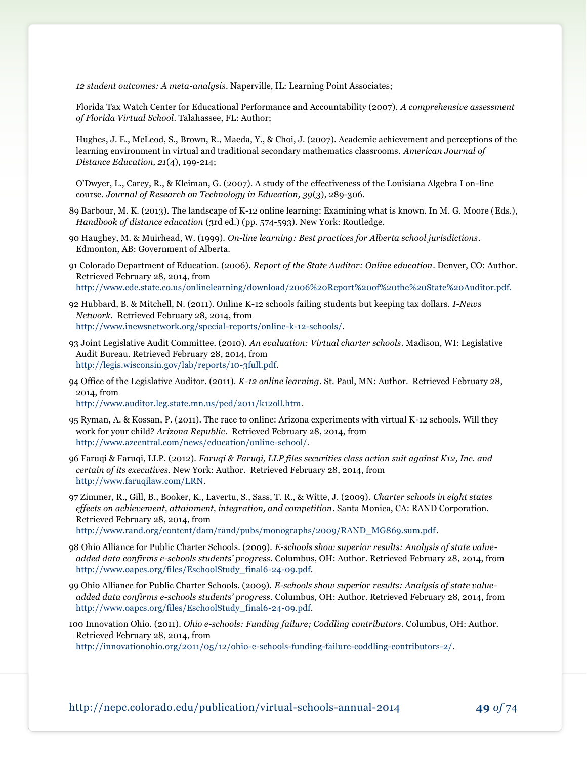*12 student outcomes: A meta-analysis*. Naperville, IL: Learning Point Associates;

Florida Tax Watch Center for Educational Performance and Accountability (2007). *A comprehensive assessment of Florida Virtual School*. Talahassee, FL: Author;

Hughes, J. E., McLeod, S., Brown, R., Maeda, Y., & Choi, J. (2007). Academic achievement and perceptions of the learning environment in virtual and traditional secondary mathematics classrooms. *American Journal of Distance Education, 21*(4), 199-214;

O'Dwyer, L., Carey, R., & Kleiman, G. (2007). A study of the effectiveness of the Louisiana Algebra I on-line course. *Journal of Research on Technology in Education, 39*(3), 289-306.

89 Barbour, M. K. (2013). The landscape of K-12 online learning: Examining what is known. In M. G. Moore (Eds.), *Handbook of distance education* (3rd ed.) (pp. 574-593). New York: Routledge.

90 Haughey, M. & Muirhead, W. (1999). *On-line learning: Best practices for Alberta school jurisdictions*. Edmonton, AB: Government of Alberta.

91 Colorado Department of Education. (2006). *Report of the State Auditor: Online education*. Denver, CO: Author. Retrieved February 28, 2014, from http://www.cde.state.co.us/onlinelearning/download/2006%20Report%20of%20the%20State%20Auditor.pdf.

92 Hubbard, B. & Mitchell, N. (2011). Online K-12 schools failing students but keeping tax dollars. *I-News Network*. Retrieved February 28, 2014, from http://www.inewsnetwork.org/special-reports/online-k-12-schools/.

93 Joint Legislative Audit Committee. (2010). *An evaluation: Virtual charter schools*. Madison, WI: Legislative Audit Bureau. Retrieved February 28, 2014, from http://legis.wisconsin.gov/lab/reports/10-3full.pdf.

94 Office of the Legislative Auditor. (2011). *K-12 online learning*. St. Paul, MN: Author. Retrieved February 28, 2014, from http://www.auditor.leg.state.mn.us/ped/2011/k12oll.htm.

95 Ryman, A. & Kossan, P. (2011). The race to online: Arizona experiments with virtual K-12 schools. Will they work for your child? *Arizona Republic*. Retrieved February 28, 2014, from http://www.azcentral.com/news/education/online-school/.

96 Faruqi & Faruqi, LLP. (2012). *Faruqi & Faruqi, LLP files securities class action suit against K12, Inc. and certain of its executives*. New York: Author. Retrieved February 28, 2014, from http://www.faruqilaw.com/LRN.

97 Zimmer, R., Gill, B., Booker, K., Lavertu, S., Sass, T. R., & Witte, J. (2009). *Charter schools in eight states effects on achievement, attainment, integration, and competition*. Santa Monica, CA: RAND Corporation. Retrieved February 28, 2014, from http://www.rand.org/content/dam/rand/pubs/monographs/2009/RAND_MG869.sum.pdf.

98 Ohio Alliance for Public Charter Schools. (2009). *E-schools show superior results: Analysis of state value-added data confirms e-schools students' progress*. Columbus, OH: Author. Retrieved February 28, 2014, from http://www.oapcs.org/files/EschoolStudy_final6-24-09.pdf.

99 Ohio Alliance for Public Charter Schools. (2009). *E-schools show superior results: Analysis of state value-added data confirms e-schools students' progress*. Columbus, OH: Author. Retrieved February 28, 2014, from http://www.oapcs.org/files/EschoolStudy_final6-24-09.pdf.

100 Innovation Ohio. (2011). *Ohio e-schools: Funding failure; Coddling contributors*. Columbus, OH: Author. Retrieved February 28, 2014, from http://innovationohio.org/2011/05/12/ohio-e-schools-funding-failure-coddling-contributors-2/.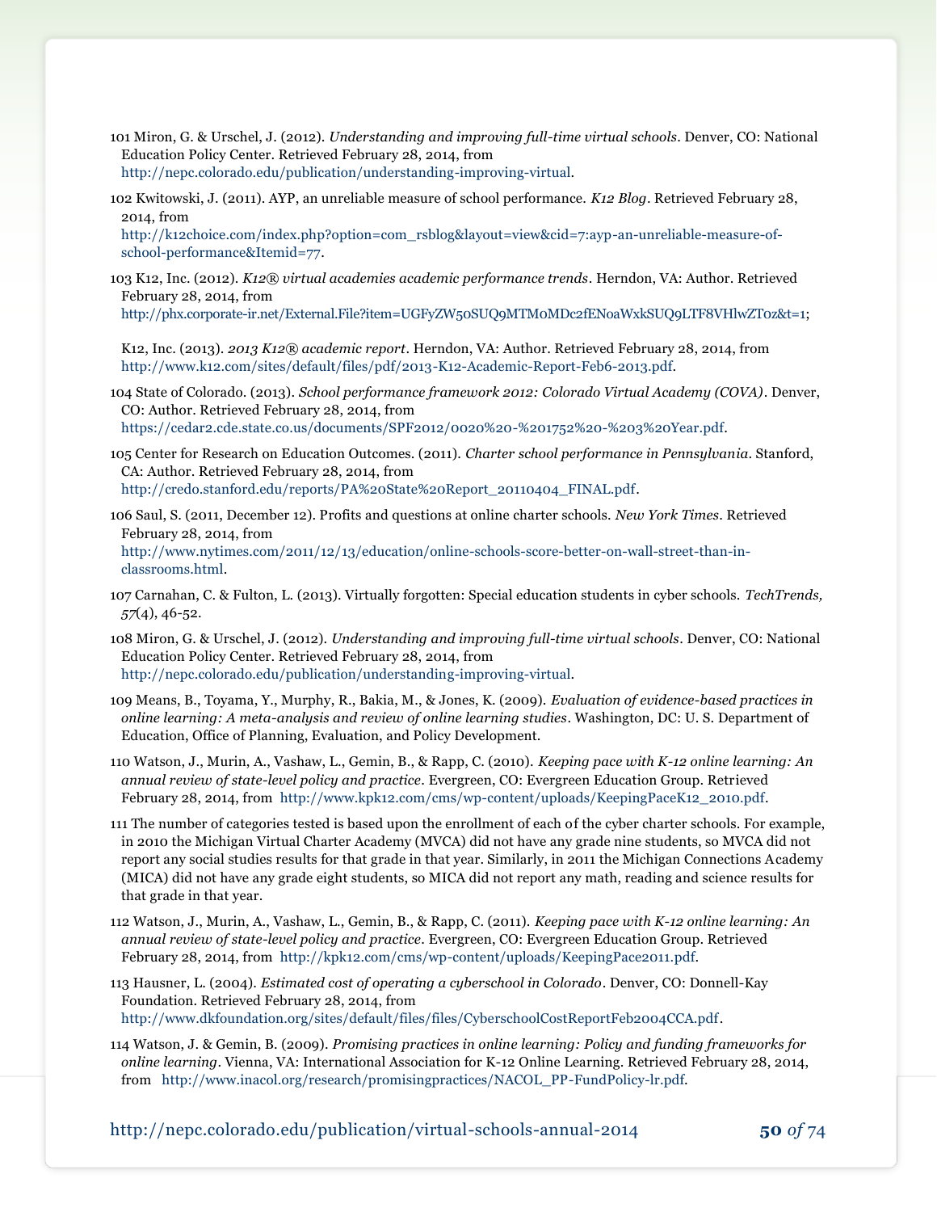101 Miron, G. & Urschel, J. (2012). *Understanding and improving full-time virtual schools*. Denver, CO: National Education Policy Center. Retrieved February 28, 2014, from http://nepc.colorado.edu/publication/understanding-improving-virtual.

102 Kwitowski, J. (2011). AYP, an unreliable measure of school performance. *K12 Blog*. Retrieved February 28, 2014, from http://k12choice.com/index.php?option=com_rsblog&layout=view&cid=7:ayp-an-unreliable-measure-of-school-performance&Itemid=77.

103 K12, Inc. (2012). *K12® virtual academies academic performance trends*. Herndon, VA: Author. Retrieved February 28, 2014, from http://phx.corporate-ir.net/External.File?item=UGFyZW50SUQ9MTM0MDc2fENoaWxkSUQ9LTF8VHlwZT0z&t=1;

K12, Inc. (2013). *2013 K12® academic report*. Herndon, VA: Author. Retrieved February 28, 2014, from http://www.k12.com/sites/default/files/pdf/2013-K12-Academic-Report-Feb6-2013.pdf.

104 State of Colorado. (2013). *School performance framework 2012: Colorado Virtual Academy (COVA)*. Denver, CO: Author. Retrieved February 28, 2014, from https://cedar2.cde.state.co.us/documents/SPF2012/0020%20-%201752%20-%203%20Year.pdf.

105 Center for Research on Education Outcomes. (2011). *Charter school performance in Pennsylvania*. Stanford, CA: Author. Retrieved February 28, 2014, from http://credo.stanford.edu/reports/PA%20State%20Report_20110404_FINAL.pdf.

106 Saul, S. (2011, December 12). Profits and questions at online charter schools. *New York Times*. Retrieved February 28, 2014, from http://www.nytimes.com/2011/12/13/education/online-schools-score-better-on-wall-street-than-in-classrooms.html.

107 Carnahan, C. & Fulton, L. (2013). Virtually forgotten: Special education students in cyber schools. *TechTrends, 57*(4), 46-52.

108 Miron, G. & Urschel, J. (2012). *Understanding and improving full-time virtual schools*. Denver, CO: National Education Policy Center. Retrieved February 28, 2014, from http://nepc.colorado.edu/publication/understanding-improving-virtual.

109 Means, B., Toyama, Y., Murphy, R., Bakia, M., & Jones, K. (2009). *Evaluation of evidence-based practices in online learning: A meta-analysis and review of online learning studies*. Washington, DC: U. S. Department of Education, Office of Planning, Evaluation, and Policy Development.

110 Watson, J., Murin, A., Vashaw, L., Gemin, B., & Rapp, C. (2010). *Keeping pace with K-12 online learning: An annual review of state-level policy and practice*. Evergreen, CO: Evergreen Education Group. Retrieved February 28, 2014, from http://www.kpk12.com/cms/wp-content/uploads/KeepingPaceK12_2010.pdf.

111 The number of categories tested is based upon the enrollment of each of the cyber charter schools. For example, in 2010 the Michigan Virtual Charter Academy (MVCA) did not have any grade nine students, so MVCA did not report any social studies results for that grade in that year. Similarly, in 2011 the Michigan Connections Academy (MICA) did not have any grade eight students, so MICA did not report any math, reading and science results for that grade in that year.

112 Watson, J., Murin, A., Vashaw, L., Gemin, B., & Rapp, C. (2011). *Keeping pace with K-12 online learning: An annual review of state-level policy and practice*. Evergreen, CO: Evergreen Education Group. Retrieved February 28, 2014, from http://kpk12.com/cms/wp-content/uploads/KeepingPace2011.pdf.

113 Hausner, L. (2004). *Estimated cost of operating a cyberschool in Colorado*. Denver, CO: Donnell-Kay Foundation. Retrieved February 28, 2014, from http://www.dkfoundation.org/sites/default/files/files/CyberschoolCostReportFeb2004CCA.pdf.

114 Watson, J. & Gemin, B. (2009). *Promising practices in online learning: Policy and funding frameworks for online learning*. Vienna, VA: International Association for K-12 Online Learning. Retrieved February 28, 2014, from http://www.inacol.org/research/promisingpractices/NACOL_PP-FundPolicy-lr.pdf.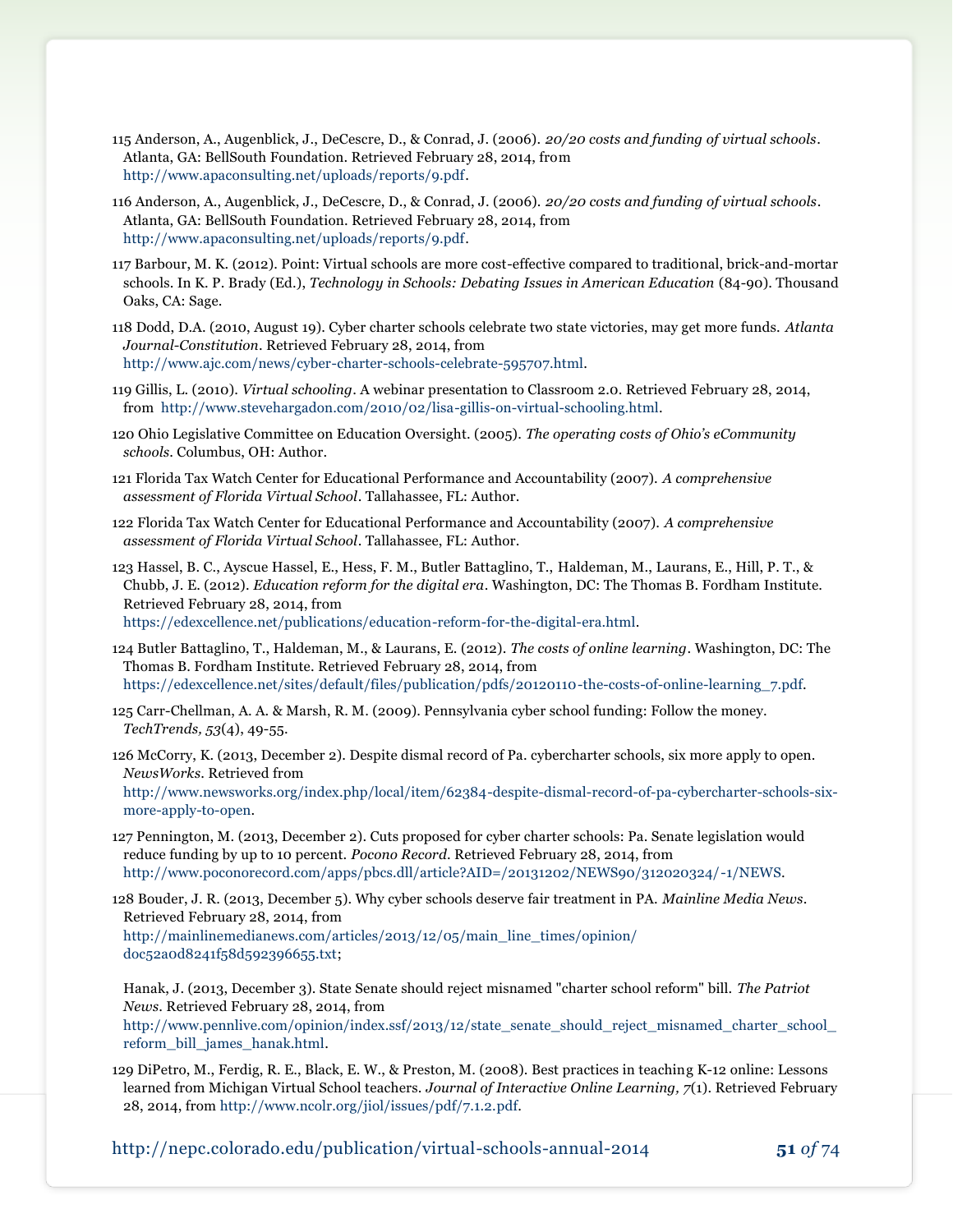115 Anderson, A., Augenblick, J., DeCescre, D., & Conrad, J. (2006). *20/20 costs and funding of virtual schools*. Atlanta, GA: BellSouth Foundation. Retrieved February 28, 2014, from http://www.apaconsulting.net/uploads/reports/9.pdf.

116 Anderson, A., Augenblick, J., DeCescre, D., & Conrad, J. (2006). *20/20 costs and funding of virtual schools*. Atlanta, GA: BellSouth Foundation. Retrieved February 28, 2014, from http://www.apaconsulting.net/uploads/reports/9.pdf.

117 Barbour, M. K. (2012). Point: Virtual schools are more cost-effective compared to traditional, brick-and-mortar schools. In K. P. Brady (Ed.), *Technology in Schools: Debating Issues in American Education* (84-90). Thousand Oaks, CA: Sage.

118 Dodd, D.A. (2010, August 19). Cyber charter schools celebrate two state victories, may get more funds. *Atlanta Journal-Constitution*. Retrieved February 28, 2014, from http://www.ajc.com/news/cyber-charter-schools-celebrate-595707.html.

119 Gillis, L. (2010). *Virtual schooling*. A webinar presentation to Classroom 2.0. Retrieved February 28, 2014, from http://www.stevehargadon.com/2010/02/lisa-gillis-on-virtual-schooling.html.

120 Ohio Legislative Committee on Education Oversight. (2005). *The operating costs of Ohio's eCommunity schools*. Columbus, OH: Author.

121 Florida Tax Watch Center for Educational Performance and Accountability (2007). *A comprehensive assessment of Florida Virtual School*. Tallahassee, FL: Author.

122 Florida Tax Watch Center for Educational Performance and Accountability (2007). *A comprehensive assessment of Florida Virtual School*. Tallahassee, FL: Author.

123 Hassel, B. C., Ayscue Hassel, E., Hess, F. M., Butler Battaglino, T., Haldeman, M., Laurans, E., Hill, P. T., & Chubb, J. E. (2012). *Education reform for the digital era*. Washington, DC: The Thomas B. Fordham Institute. Retrieved February 28, 2014, from https://edexcellence.net/publications/education-reform-for-the-digital-era.html.

124 Butler Battaglino, T., Haldeman, M., & Laurans, E. (2012). *The costs of online learning*. Washington, DC: The Thomas B. Fordham Institute. Retrieved February 28, 2014, from https://edexcellence.net/sites/default/files/publication/pdfs/20120110-the-costs-of-online-learning_7.pdf.

125 Carr-Chellman, A. A. & Marsh, R. M. (2009). Pennsylvania cyber school funding: Follow the money. *TechTrends, 53*(4), 49-55.

126 McCorry, K. (2013, December 2). Despite dismal record of Pa. cybercharter schools, six more apply to open. *NewsWorks*. Retrieved from http://www.newsworks.org/index.php/local/item/62384-despite-dismal-record-of-pa-cybercharter-schools-six-more-apply-to-open.

127 Pennington, M. (2013, December 2). Cuts proposed for cyber charter schools: Pa. Senate legislation would reduce funding by up to 10 percent. *Pocono Record*. Retrieved February 28, 2014, from http://www.poconorecord.com/apps/pbcs.dll/article?AID=/20131202/NEWS90/312020324/-1/NEWS.

128 Bouder, J. R. (2013, December 5). Why cyber schools deserve fair treatment in PA. *Mainline Media News*. Retrieved February 28, 2014, from http://mainlinemedianews.com/articles/2013/12/05/main_line_times/opinion/doc52a0d8241f58d592396655.txt;

Hanak, J. (2013, December 3). State Senate should reject misnamed "charter school reform" bill. *The Patriot News*. Retrieved February 28, 2014, from http://www.pennlive.com/opinion/index.ssf/2013/12/state_senate_should_reject_misnamed_charter_school_reform_bill_james_hanak.html.

129 DiPetro, M., Ferdig, R. E., Black, E. W., & Preston, M. (2008). Best practices in teaching K-12 online: Lessons learned from Michigan Virtual School teachers. *Journal of Interactive Online Learning, 7*(1). Retrieved February 28, 2014, from http://www.ncolr.org/jiol/issues/pdf/7.1.2.pdf.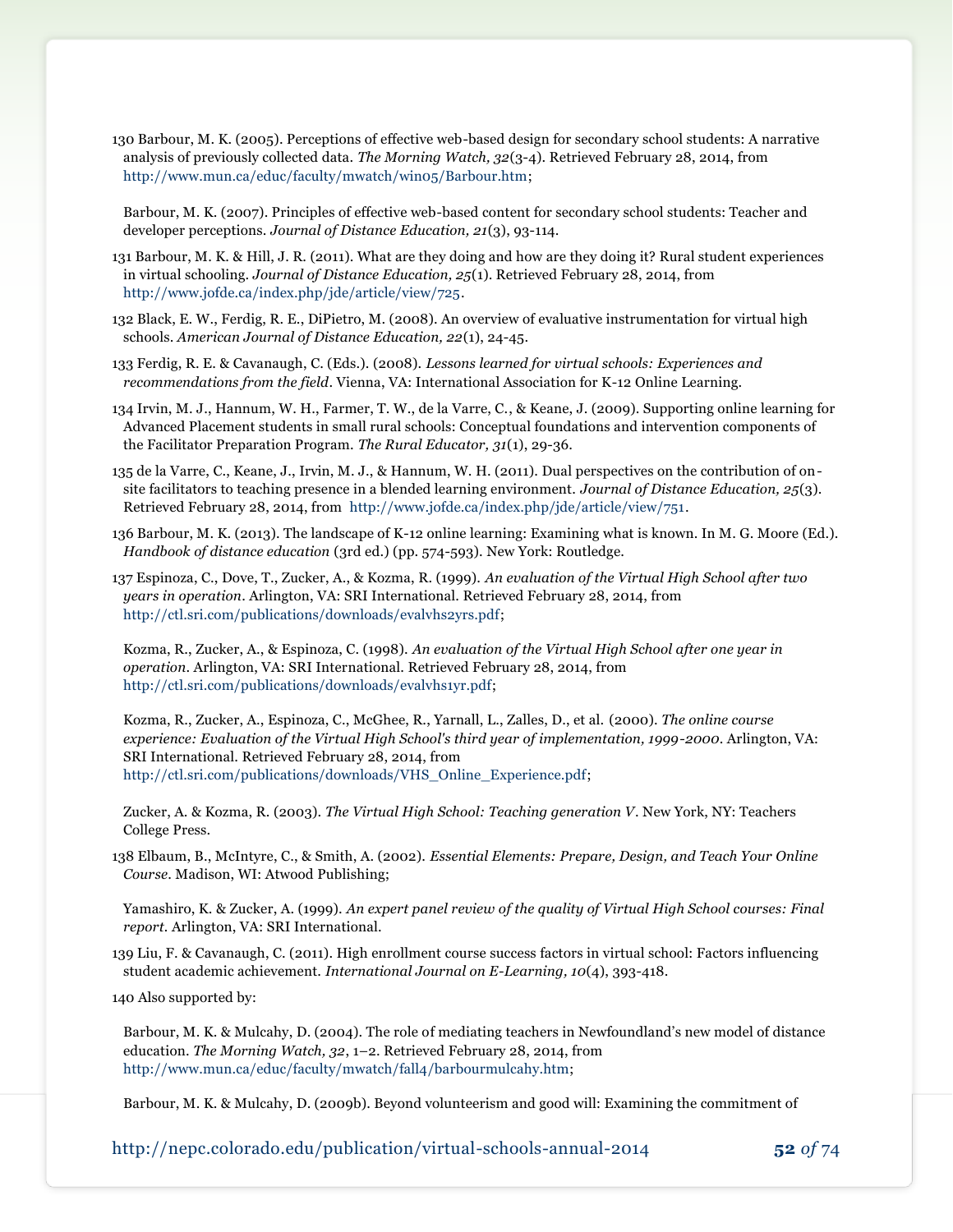130 Barbour, M. K. (2005). Perceptions of effective web-based design for secondary school students: A narrative analysis of previously collected data. *The Morning Watch, 32*(3-4). Retrieved February 28, 2014, from http://www.mun.ca/educ/faculty/mwatch/win05/Barbour.htm;

Barbour, M. K. (2007). Principles of effective web-based content for secondary school students: Teacher and developer perceptions. *Journal of Distance Education, 21*(3), 93-114.

131 Barbour, M. K. & Hill, J. R. (2011). What are they doing and how are they doing it? Rural student experiences in virtual schooling. *Journal of Distance Education, 25*(1). Retrieved February 28, 2014, from http://www.jofde.ca/index.php/jde/article/view/725.

132 Black, E. W., Ferdig, R. E., DiPietro, M. (2008). An overview of evaluative instrumentation for virtual high schools. *American Journal of Distance Education, 22*(1), 24-45.

133 Ferdig, R. E. & Cavanaugh, C. (Eds.). (2008). *Lessons learned for virtual schools: Experiences and recommendations from the field*. Vienna, VA: International Association for K-12 Online Learning.

134 Irvin, M. J., Hannum, W. H., Farmer, T. W., de la Varre, C., & Keane, J. (2009). Supporting online learning for Advanced Placement students in small rural schools: Conceptual foundations and intervention components of the Facilitator Preparation Program. *The Rural Educator, 31*(1), 29-36.

135 de la Varre, C., Keane, J., Irvin, M. J., & Hannum, W. H. (2011). Dual perspectives on the contribution of on-site facilitators to teaching presence in a blended learning environment. *Journal of Distance Education, 25*(3). Retrieved February 28, 2014, from http://www.jofde.ca/index.php/jde/article/view/751.

136 Barbour, M. K. (2013). The landscape of K-12 online learning: Examining what is known. In M. G. Moore (Ed.). *Handbook of distance education* (3rd ed.) (pp. 574-593). New York: Routledge.

137 Espinoza, C., Dove, T., Zucker, A., & Kozma, R. (1999). *An evaluation of the Virtual High School after two years in operation*. Arlington, VA: SRI International. Retrieved February 28, 2014, from http://ctl.sri.com/publications/downloads/evalvhs2yrs.pdf;

Kozma, R., Zucker, A., & Espinoza, C. (1998). *An evaluation of the Virtual High School after one year in operation*. Arlington, VA: SRI International. Retrieved February 28, 2014, from http://ctl.sri.com/publications/downloads/evalvhs1yr.pdf;

Kozma, R., Zucker, A., Espinoza, C., McGhee, R., Yarnall, L., Zalles, D., et al. (2000). *The online course experience: Evaluation of the Virtual High School's third year of implementation, 1999-2000*. Arlington, VA: SRI International. Retrieved February 28, 2014, from http://ctl.sri.com/publications/downloads/VHS_Online_Experience.pdf;

Zucker, A. & Kozma, R. (2003). *The Virtual High School: Teaching generation V*. New York, NY: Teachers College Press.

138 Elbaum, B., McIntyre, C., & Smith, A. (2002). *Essential Elements: Prepare, Design, and Teach Your Online Course*. Madison, WI: Atwood Publishing;

Yamashiro, K. & Zucker, A. (1999). *An expert panel review of the quality of Virtual High School courses: Final report*. Arlington, VA: SRI International.

139 Liu, F. & Cavanaugh, C. (2011). High enrollment course success factors in virtual school: Factors influencing student academic achievement. *International Journal on E-Learning, 10*(4), 393-418.

140 Also supported by:

Barbour, M. K. & Mulcahy, D. (2004). The role of mediating teachers in Newfoundland's new model of distance education. *The Morning Watch, 32*, 1–2. Retrieved February 28, 2014, from http://www.mun.ca/educ/faculty/mwatch/fall4/barbourmulcahy.htm;

Barbour, M. K. & Mulcahy, D. (2009b). Beyond volunteerism and good will: Examining the commitment of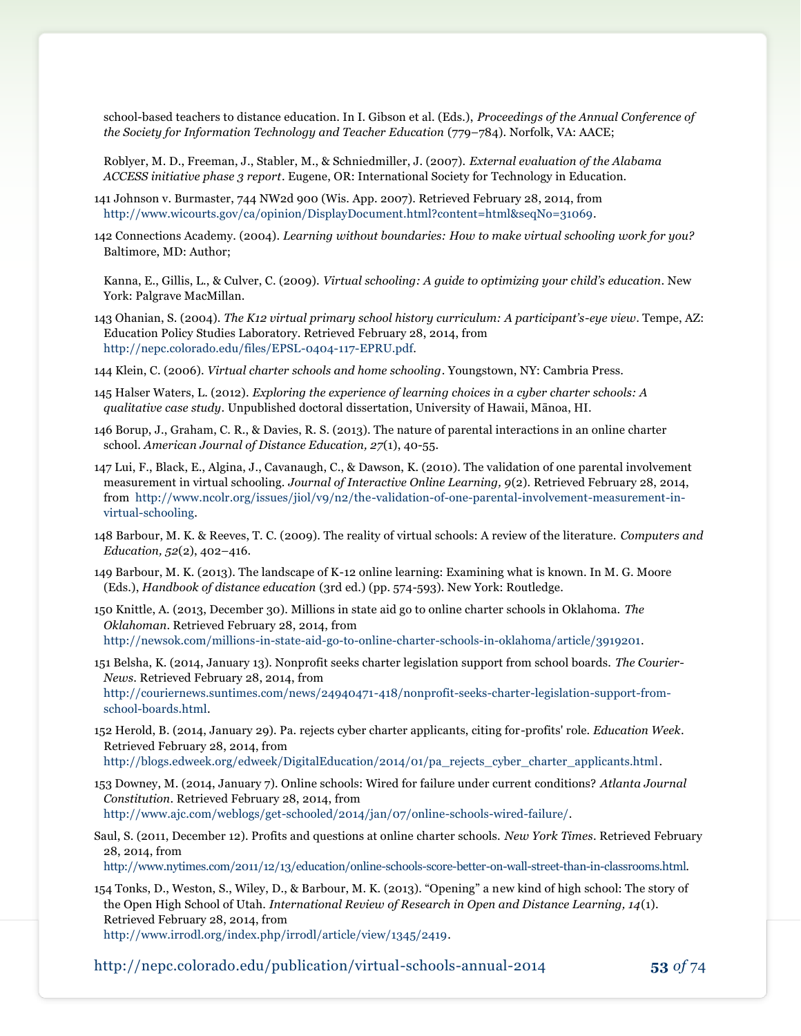school-based teachers to distance education. In I. Gibson et al. (Eds.), *Proceedings of the Annual Conference of the Society for Information Technology and Teacher Education* (779–784). Norfolk, VA: AACE;

Roblyer, M. D., Freeman, J., Stabler, M., & Schniedmiller, J. (2007). *External evaluation of the Alabama ACCESS initiative phase 3 report*. Eugene, OR: International Society for Technology in Education.

141 Johnson v. Burmaster, 744 NW2d 900 (Wis. App. 2007). Retrieved February 28, 2014, from http://www.wicourts.gov/ca/opinion/DisplayDocument.html?content=html&seqNo=31069.

142 Connections Academy. (2004). *Learning without boundaries: How to make virtual schooling work for you?* Baltimore, MD: Author;

Kanna, E., Gillis, L., & Culver, C. (2009). *Virtual schooling: A guide to optimizing your child's education*. New York: Palgrave MacMillan.

143 Ohanian, S. (2004). *The K12 virtual primary school history curriculum: A participant's-eye view*. Tempe, AZ: Education Policy Studies Laboratory. Retrieved February 28, 2014, from http://nepc.colorado.edu/files/EPSL-0404-117-EPRU.pdf.

144 Klein, C. (2006). *Virtual charter schools and home schooling*. Youngstown, NY: Cambria Press.

145 Halser Waters, L. (2012). *Exploring the experience of learning choices in a cyber charter schools: A qualitative case study*. Unpublished doctoral dissertation, University of Hawaii, Mānoa, HI.

146 Borup, J., Graham, C. R., & Davies, R. S. (2013). The nature of parental interactions in an online charter school. *American Journal of Distance Education, 27*(1), 40-55.

147 Lui, F., Black, E., Algina, J., Cavanaugh, C., & Dawson, K. (2010). The validation of one parental involvement measurement in virtual schooling. *Journal of Interactive Online Learning, 9*(2). Retrieved February 28, 2014, from http://www.ncolr.org/issues/jiol/v9/n2/the-validation-of-one-parental-involvement-measurement-in-virtual-schooling.

148 Barbour, M. K. & Reeves, T. C. (2009). The reality of virtual schools: A review of the literature. *Computers and Education, 52*(2), 402–416.

149 Barbour, M. K. (2013). The landscape of K-12 online learning: Examining what is known. In M. G. Moore (Eds.), *Handbook of distance education* (3rd ed.) (pp. 574-593). New York: Routledge.

150 Knittle, A. (2013, December 30). Millions in state aid go to online charter schools in Oklahoma. *The Oklahoman*. Retrieved February 28, 2014, from http://newsok.com/millions-in-state-aid-go-to-online-charter-schools-in-oklahoma/article/3919201.

151 Belsha, K. (2014, January 13). Nonprofit seeks charter legislation support from school boards. *The Courier-News*. Retrieved February 28, 2014, from http://couriernews.suntimes.com/news/24940471-418/nonprofit-seeks-charter-legislation-support-from-school-boards.html.

152 Herold, B. (2014, January 29). Pa. rejects cyber charter applicants, citing for-profits' role. *Education Week*. Retrieved February 28, 2014, from http://blogs.edweek.org/edweek/DigitalEducation/2014/01/pa_rejects_cyber_charter_applicants.html.

153 Downey, M. (2014, January 7). Online schools: Wired for failure under current conditions? *Atlanta Journal Constitution*. Retrieved February 28, 2014, from http://www.ajc.com/weblogs/get-schooled/2014/jan/07/online-schools-wired-failure/.

Saul, S. (2011, December 12). Profits and questions at online charter schools. *New York Times*. Retrieved February 28, 2014, from http://www.nytimes.com/2011/12/13/education/online-schools-score-better-on-wall-street-than-in-classrooms.html.

154 Tonks, D., Weston, S., Wiley, D., & Barbour, M. K. (2013). "Opening" a new kind of high school: The story of the Open High School of Utah. *International Review of Research in Open and Distance Learning, 14*(1). Retrieved February 28, 2014, from http://www.irrodl.org/index.php/irrodl/article/view/1345/2419.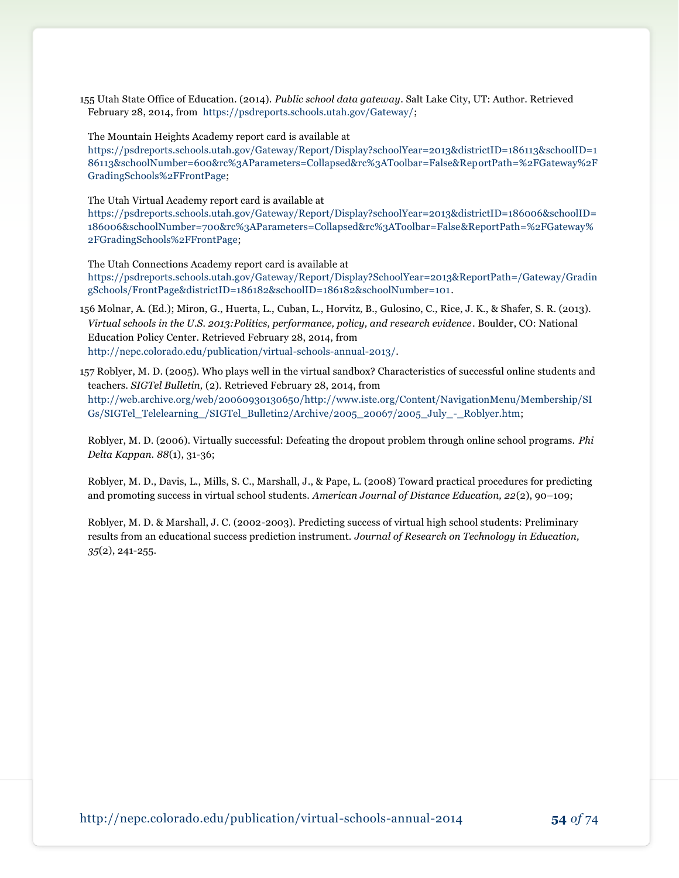155 Utah State Office of Education. (2014). *Public school data gateway*. Salt Lake City, UT: Author. Retrieved February 28, 2014, from https://psdreports.schools.utah.gov/Gateway/;

The Mountain Heights Academy report card is available at https://psdreports.schools.utah.gov/Gateway/Report/Display?schoolYear=2013&districtID=186113&schoolID=186113&schoolNumber=600&rc%3AParameters=Collapsed&rc%3AToolbar=False&ReportPath=%2FGateway%2FGradingSchools%2FFrontPage;

The Utah Virtual Academy report card is available at https://psdreports.schools.utah.gov/Gateway/Report/Display?schoolYear=2013&districtID=186006&schoolID=186006&schoolNumber=700&rc%3AParameters=Collapsed&rc%3AToolbar=False&ReportPath=%2FGateway%2FGradingSchools%2FFrontPage;

The Utah Connections Academy report card is available at https://psdreports.schools.utah.gov/Gateway/Report/Display?SchoolYear=2013&ReportPath=/Gateway/GradingSchools/FrontPage&districtID=186182&schoolID=186182&schoolNumber=101.

156 Molnar, A. (Ed.); Miron, G., Huerta, L., Cuban, L., Horvitz, B., Gulosino, C., Rice, J. K., & Shafer, S. R. (2013). *Virtual schools in the U.S. 2013:Politics, performance, policy, and research evidence*. Boulder, CO: National Education Policy Center. Retrieved February 28, 2014, from http://nepc.colorado.edu/publication/virtual-schools-annual-2013/.

157 Roblyer, M. D. (2005). Who plays well in the virtual sandbox? Characteristics of successful online students and teachers. *SIGTel Bulletin,* (2). Retrieved February 28, 2014, from http://web.archive.org/web/20060930130650/http://www.iste.org/Content/NavigationMenu/Membership/SIGs/SIGTel_Telelearning_/SIGTel_Bulletin2/Archive/2005_20067/2005_July_-_Roblyer.htm;

Roblyer, M. D. (2006). Virtually successful: Defeating the dropout problem through online school programs. *Phi Delta Kappan. 88*(1), 31-36;

Roblyer, M. D., Davis, L., Mills, S. C., Marshall, J., & Pape, L. (2008) Toward practical procedures for predicting and promoting success in virtual school students. *American Journal of Distance Education, 22*(2), 90–109;

Roblyer, M. D. & Marshall, J. C. (2002-2003). Predicting success of virtual high school students: Preliminary results from an educational success prediction instrument. *Journal of Research on Technology in Education, 35*(2), 241-255.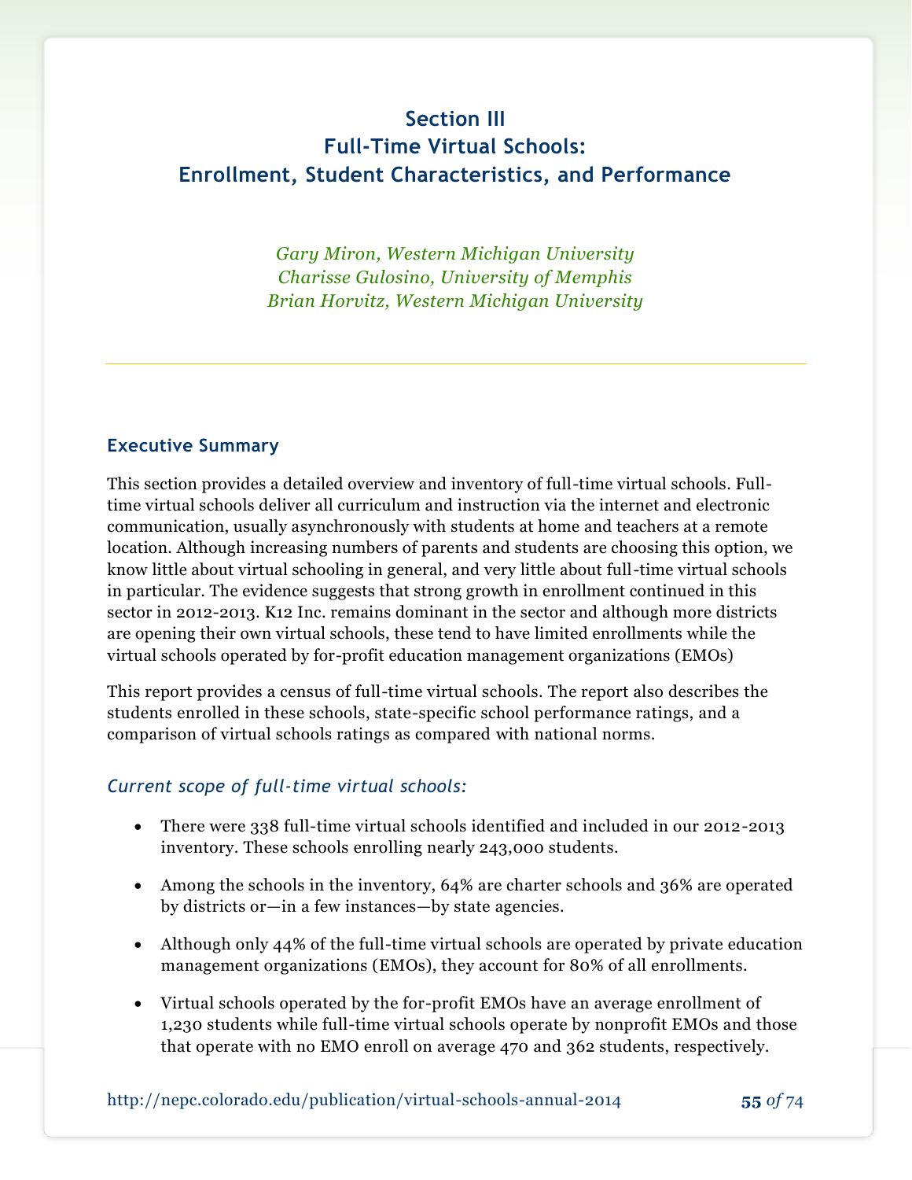# Section III
# Full-Time Virtual Schools: Enrollment, Student Characteristics, and Performance

*Gary Miron, Western Michigan University*
*Charisse Gulosino, University of Memphis*
*Brian Horvitz, Western Michigan University*

---

### Executive Summary

This section provides a detailed overview and inventory of full-time virtual schools. Full-time virtual schools deliver all curriculum and instruction via the internet and electronic communication, usually asynchronously with students at home and teachers at a remote location. Although increasing numbers of parents and students are choosing this option, we know little about virtual schooling in general, and very little about full-time virtual schools in particular. The evidence suggests that strong growth in enrollment continued in this sector in 2012-2013. K12 Inc. remains dominant in the sector and although more districts are opening their own virtual schools, these tend to have limited enrollments while the virtual schools operated by for-profit education management organizations (EMOs)

This report provides a census of full-time virtual schools. The report also describes the students enrolled in these schools, state-specific school performance ratings, and a comparison of virtual schools ratings as compared with national norms.

#### *Current scope of full-time virtual schools:*

- There were 338 full-time virtual schools identified and included in our 2012-2013 inventory. These schools enrolling nearly 243,000 students.
- Among the schools in the inventory, 64% are charter schools and 36% are operated by districts or—in a few instances—by state agencies.
- Although only 44% of the full-time virtual schools are operated by private education management organizations (EMOs), they account for 80% of all enrollments.
- Virtual schools operated by the for-profit EMOs have an average enrollment of 1,230 students while full-time virtual schools operate by nonprofit EMOs and those that operate with no EMO enroll on average 470 and 362 students, respectively.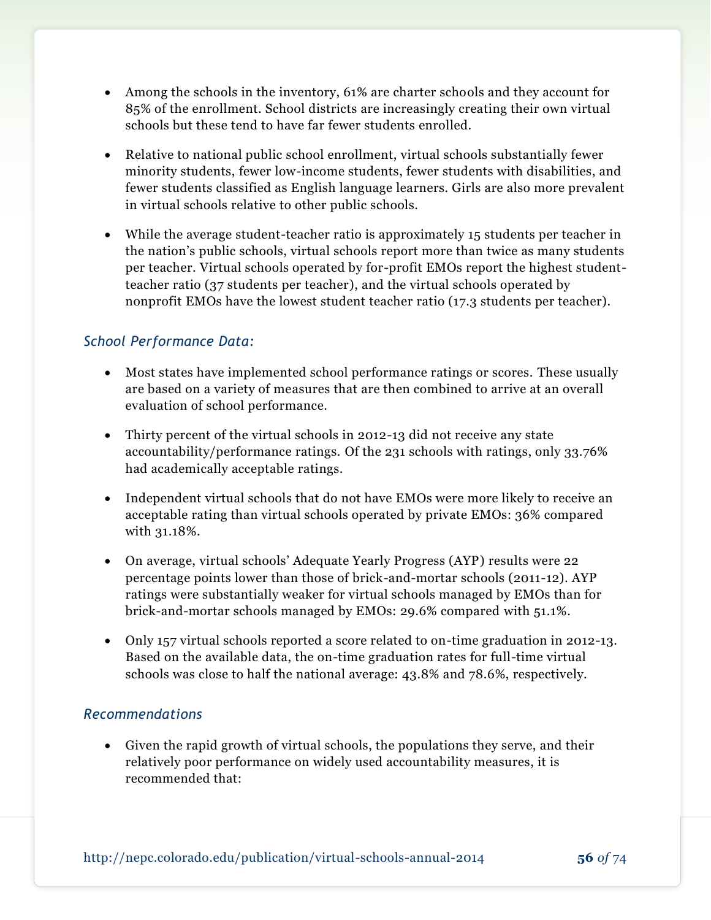- Among the schools in the inventory, 61% are charter schools and they account for 85% of the enrollment. School districts are increasingly creating their own virtual schools but these tend to have far fewer students enrolled.

- Relative to national public school enrollment, virtual schools substantially fewer minority students, fewer low-income students, fewer students with disabilities, and fewer students classified as English language learners. Girls are also more prevalent in virtual schools relative to other public schools.

- While the average student-teacher ratio is approximately 15 students per teacher in the nation's public schools, virtual schools report more than twice as many students per teacher. Virtual schools operated by for-profit EMOs report the highest student-teacher ratio (37 students per teacher), and the virtual schools operated by nonprofit EMOs have the lowest student teacher ratio (17.3 students per teacher).

*School Performance Data:*

- Most states have implemented school performance ratings or scores. These usually are based on a variety of measures that are then combined to arrive at an overall evaluation of school performance.

- Thirty percent of the virtual schools in 2012-13 did not receive any state accountability/performance ratings. Of the 231 schools with ratings, only 33.76% had academically acceptable ratings.

- Independent virtual schools that do not have EMOs were more likely to receive an acceptable rating than virtual schools operated by private EMOs: 36% compared with 31.18%.

- On average, virtual schools' Adequate Yearly Progress (AYP) results were 22 percentage points lower than those of brick-and-mortar schools (2011-12). AYP ratings were substantially weaker for virtual schools managed by EMOs than for brick-and-mortar schools managed by EMOs: 29.6% compared with 51.1%.

- Only 157 virtual schools reported a score related to on-time graduation in 2012-13. Based on the available data, the on-time graduation rates for full-time virtual schools was close to half the national average: 43.8% and 78.6%, respectively.

*Recommendations*

- Given the rapid growth of virtual schools, the populations they serve, and their relatively poor performance on widely used accountability measures, it is recommended that: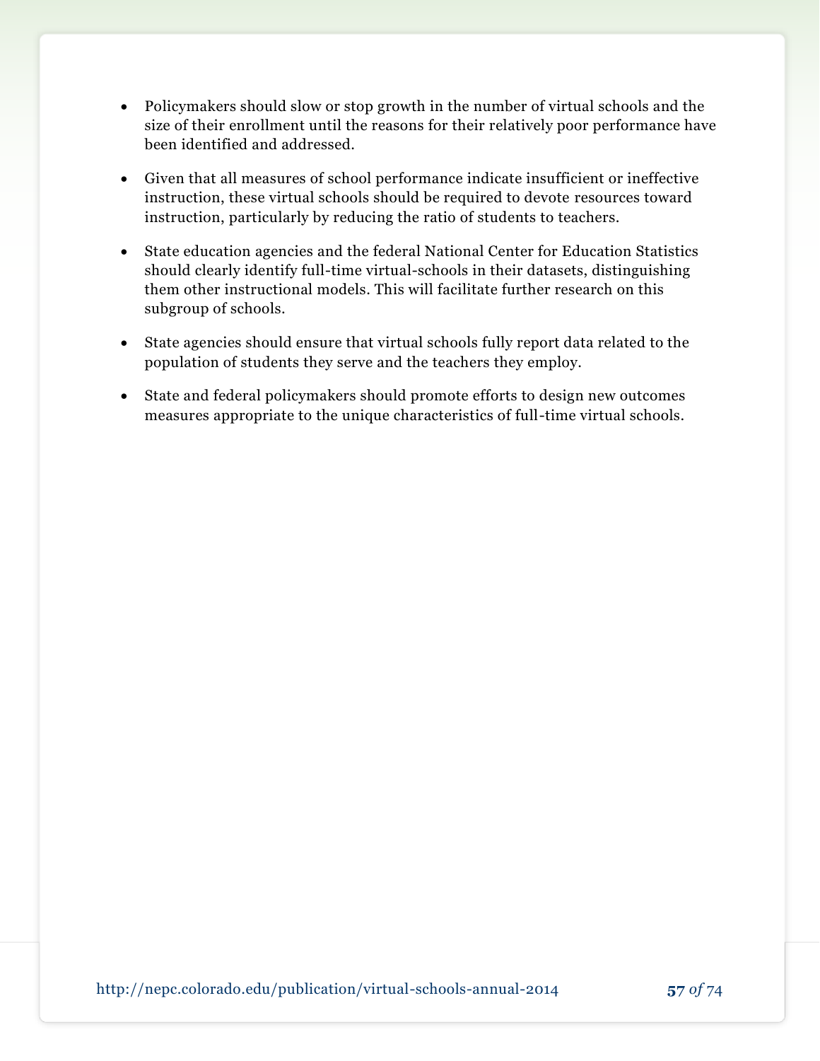- Policymakers should slow or stop growth in the number of virtual schools and the size of their enrollment until the reasons for their relatively poor performance have been identified and addressed.

- Given that all measures of school performance indicate insufficient or ineffective instruction, these virtual schools should be required to devote resources toward instruction, particularly by reducing the ratio of students to teachers.

- State education agencies and the federal National Center for Education Statistics should clearly identify full-time virtual-schools in their datasets, distinguishing them other instructional models. This will facilitate further research on this subgroup of schools.

- State agencies should ensure that virtual schools fully report data related to the population of students they serve and the teachers they employ.

- State and federal policymakers should promote efforts to design new outcomes measures appropriate to the unique characteristics of full-time virtual schools.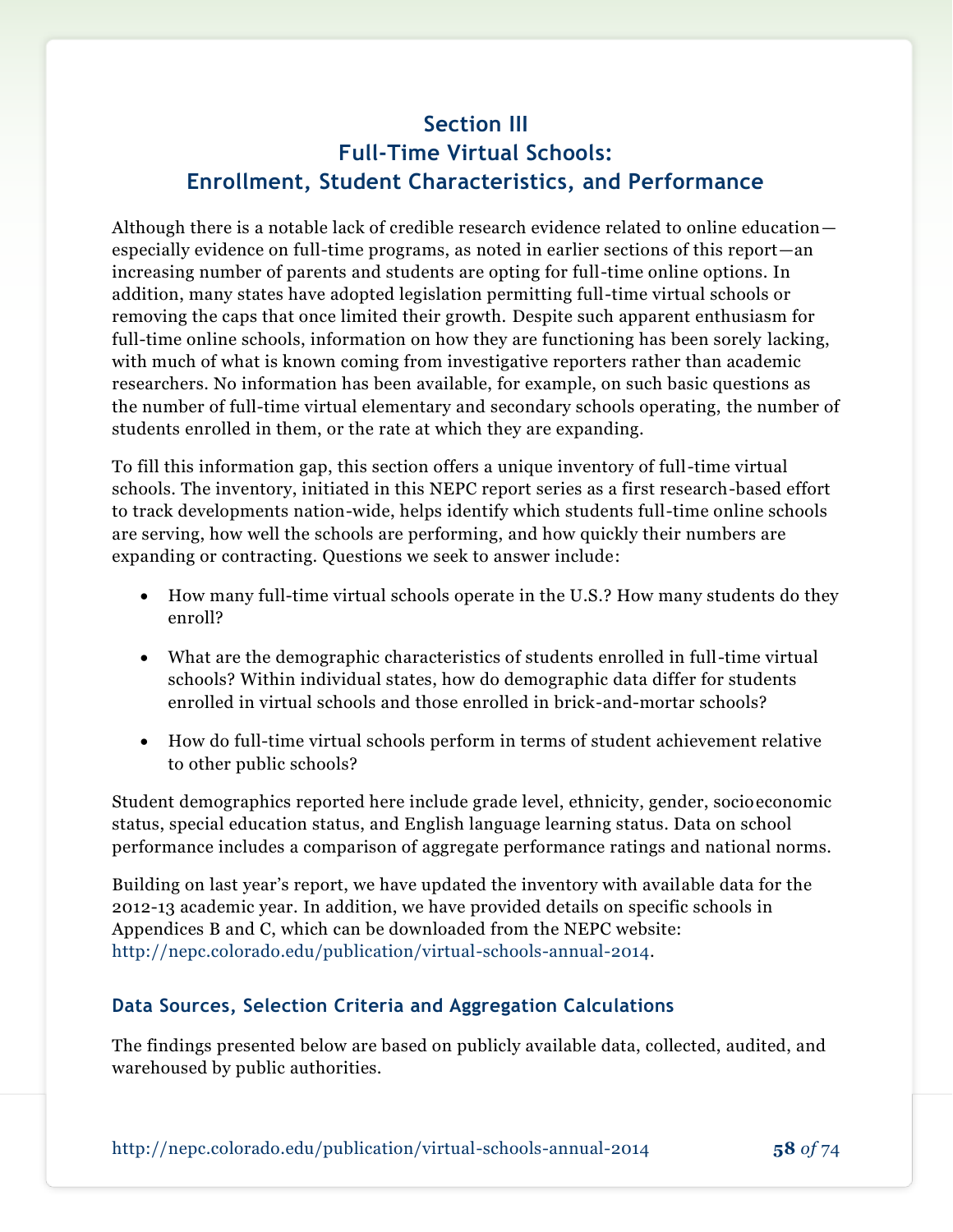## Section III
## Full-Time Virtual Schools:
## Enrollment, Student Characteristics, and Performance

Although there is a notable lack of credible research evidence related to online education—especially evidence on full-time programs, as noted in earlier sections of this report—an increasing number of parents and students are opting for full-time online options. In addition, many states have adopted legislation permitting full-time virtual schools or removing the caps that once limited their growth. Despite such apparent enthusiasm for full-time online schools, information on how they are functioning has been sorely lacking, with much of what is known coming from investigative reporters rather than academic researchers. No information has been available, for example, on such basic questions as the number of full-time virtual elementary and secondary schools operating, the number of students enrolled in them, or the rate at which they are expanding.

To fill this information gap, this section offers a unique inventory of full-time virtual schools. The inventory, initiated in this NEPC report series as a first research-based effort to track developments nation-wide, helps identify which students full-time online schools are serving, how well the schools are performing, and how quickly their numbers are expanding or contracting. Questions we seek to answer include:

- How many full-time virtual schools operate in the U.S.? How many students do they enroll?
- What are the demographic characteristics of students enrolled in full-time virtual schools? Within individual states, how do demographic data differ for students enrolled in virtual schools and those enrolled in brick-and-mortar schools?
- How do full-time virtual schools perform in terms of student achievement relative to other public schools?

Student demographics reported here include grade level, ethnicity, gender, socioeconomic status, special education status, and English language learning status. Data on school performance includes a comparison of aggregate performance ratings and national norms.

Building on last year's report, we have updated the inventory with available data for the 2012-13 academic year. In addition, we have provided details on specific schools in Appendices B and C, which can be downloaded from the NEPC website: http://nepc.colorado.edu/publication/virtual-schools-annual-2014.

### Data Sources, Selection Criteria and Aggregation Calculations

The findings presented below are based on publicly available data, collected, audited, and warehoused by public authorities.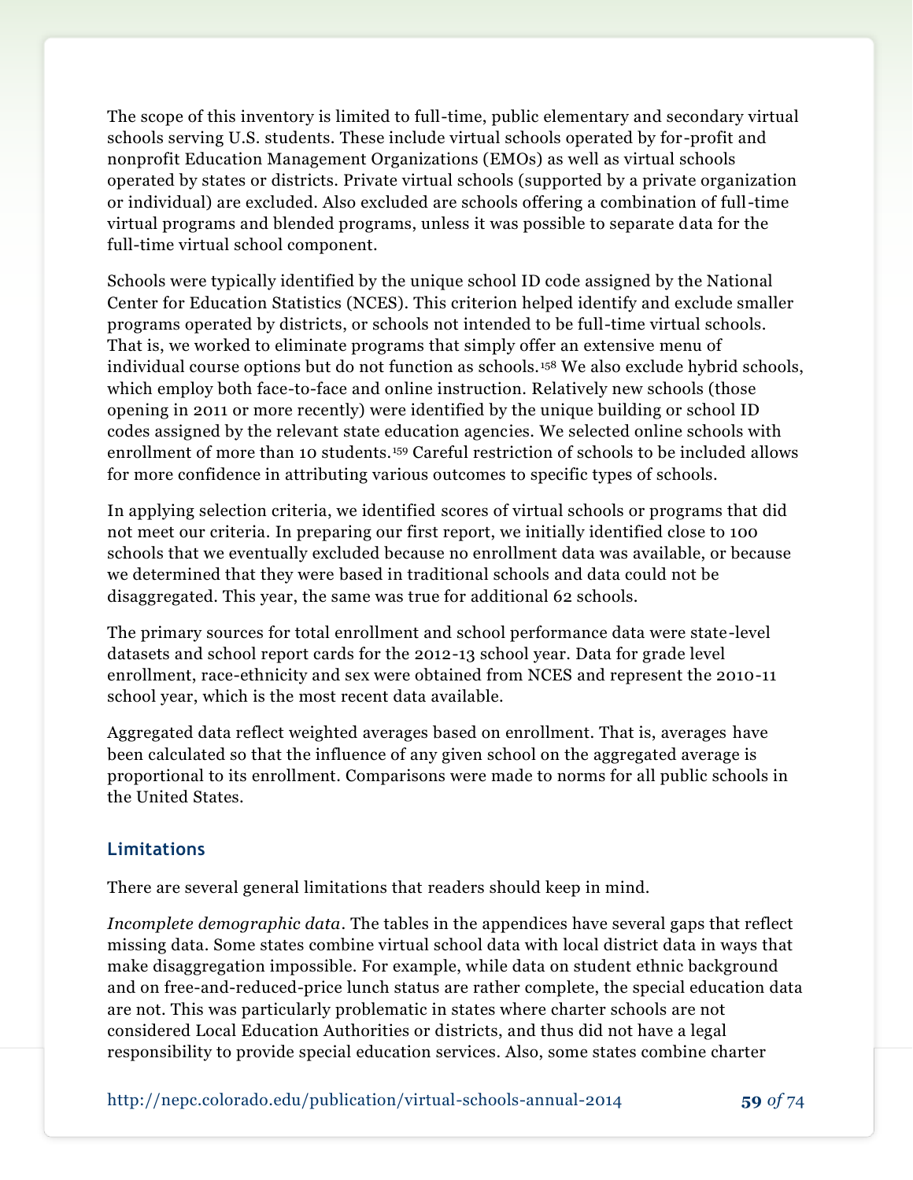The scope of this inventory is limited to full-time, public elementary and secondary virtual schools serving U.S. students. These include virtual schools operated by for-profit and nonprofit Education Management Organizations (EMOs) as well as virtual schools operated by states or districts. Private virtual schools (supported by a private organization or individual) are excluded. Also excluded are schools offering a combination of full-time virtual programs and blended programs, unless it was possible to separate data for the full-time virtual school component.

Schools were typically identified by the unique school ID code assigned by the National Center for Education Statistics (NCES). This criterion helped identify and exclude smaller programs operated by districts, or schools not intended to be full-time virtual schools. That is, we worked to eliminate programs that simply offer an extensive menu of individual course options but do not function as schools.[158] We also exclude hybrid schools, which employ both face-to-face and online instruction. Relatively new schools (those opening in 2011 or more recently) were identified by the unique building or school ID codes assigned by the relevant state education agencies. We selected online schools with enrollment of more than 10 students.[159] Careful restriction of schools to be included allows for more confidence in attributing various outcomes to specific types of schools.

In applying selection criteria, we identified scores of virtual schools or programs that did not meet our criteria. In preparing our first report, we initially identified close to 100 schools that we eventually excluded because no enrollment data was available, or because we determined that they were based in traditional schools and data could not be disaggregated. This year, the same was true for additional 62 schools.

The primary sources for total enrollment and school performance data were state-level datasets and school report cards for the 2012-13 school year. Data for grade level enrollment, race-ethnicity and sex were obtained from NCES and represent the 2010-11 school year, which is the most recent data available.

Aggregated data reflect weighted averages based on enrollment. That is, averages have been calculated so that the influence of any given school on the aggregated average is proportional to its enrollment. Comparisons were made to norms for all public schools in the United States.

### Limitations

There are several general limitations that readers should keep in mind.

*Incomplete demographic data*. The tables in the appendices have several gaps that reflect missing data. Some states combine virtual school data with local district data in ways that make disaggregation impossible. For example, while data on student ethnic background and on free-and-reduced-price lunch status are rather complete, the special education data are not. This was particularly problematic in states where charter schools are not considered Local Education Authorities or districts, and thus did not have a legal responsibility to provide special education services. Also, some states combine charter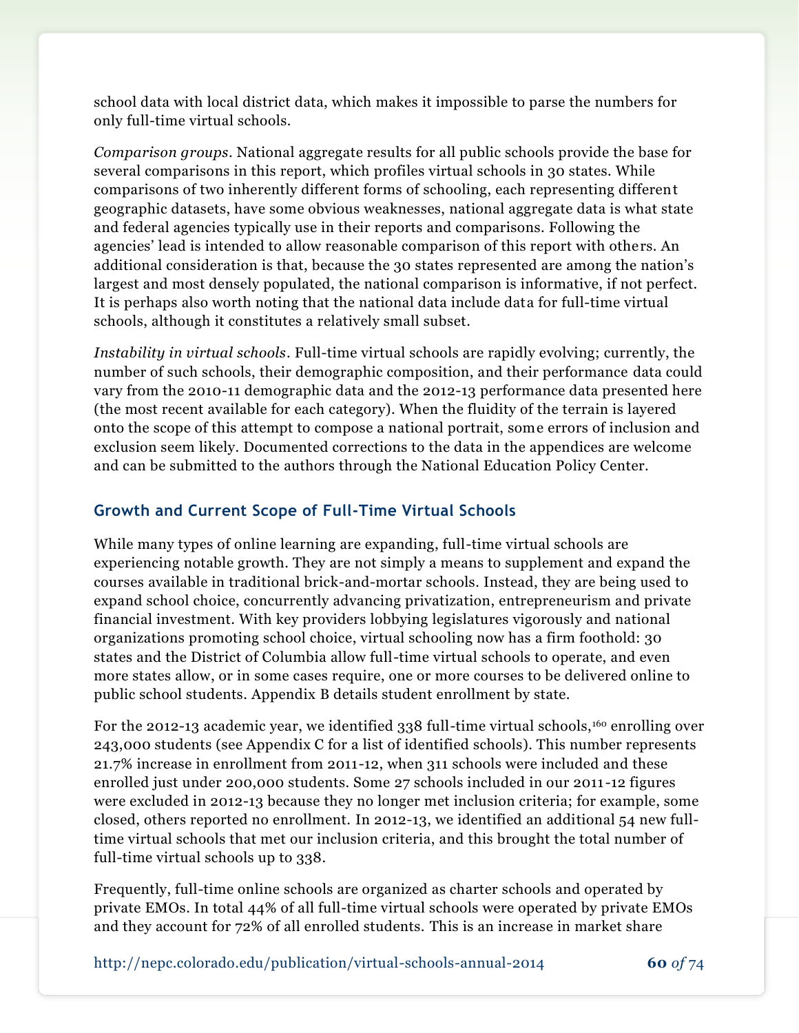school data with local district data, which makes it impossible to parse the numbers for only full-time virtual schools.

*Comparison groups*. National aggregate results for all public schools provide the base for several comparisons in this report, which profiles virtual schools in 30 states. While comparisons of two inherently different forms of schooling, each representing different geographic datasets, have some obvious weaknesses, national aggregate data is what state and federal agencies typically use in their reports and comparisons. Following the agencies' lead is intended to allow reasonable comparison of this report with others. An additional consideration is that, because the 30 states represented are among the nation's largest and most densely populated, the national comparison is informative, if not perfect. It is perhaps also worth noting that the national data include data for full-time virtual schools, although it constitutes a relatively small subset.

*Instability in virtual schools*. Full-time virtual schools are rapidly evolving; currently, the number of such schools, their demographic composition, and their performance data could vary from the 2010-11 demographic data and the 2012-13 performance data presented here (the most recent available for each category). When the fluidity of the terrain is layered onto the scope of this attempt to compose a national portrait, some errors of inclusion and exclusion seem likely. Documented corrections to the data in the appendices are welcome and can be submitted to the authors through the National Education Policy Center.

## Growth and Current Scope of Full-Time Virtual Schools

While many types of online learning are expanding, full-time virtual schools are experiencing notable growth. They are not simply a means to supplement and expand the courses available in traditional brick-and-mortar schools. Instead, they are being used to expand school choice, concurrently advancing privatization, entrepreneurism and private financial investment. With key providers lobbying legislatures vigorously and national organizations promoting school choice, virtual schooling now has a firm foothold: 30 states and the District of Columbia allow full-time virtual schools to operate, and even more states allow, or in some cases require, one or more courses to be delivered online to public school students. Appendix B details student enrollment by state.

For the 2012-13 academic year, we identified 338 full-time virtual schools,[160] enrolling over 243,000 students (see Appendix C for a list of identified schools). This number represents 21.7% increase in enrollment from 2011-12, when 311 schools were included and these enrolled just under 200,000 students. Some 27 schools included in our 2011-12 figures were excluded in 2012-13 because they no longer met inclusion criteria; for example, some closed, others reported no enrollment. In 2012-13, we identified an additional 54 new full-time virtual schools that met our inclusion criteria, and this brought the total number of full-time virtual schools up to 338.

Frequently, full-time online schools are organized as charter schools and operated by private EMOs. In total 44% of all full-time virtual schools were operated by private EMOs and they account for 72% of all enrolled students. This is an increase in market share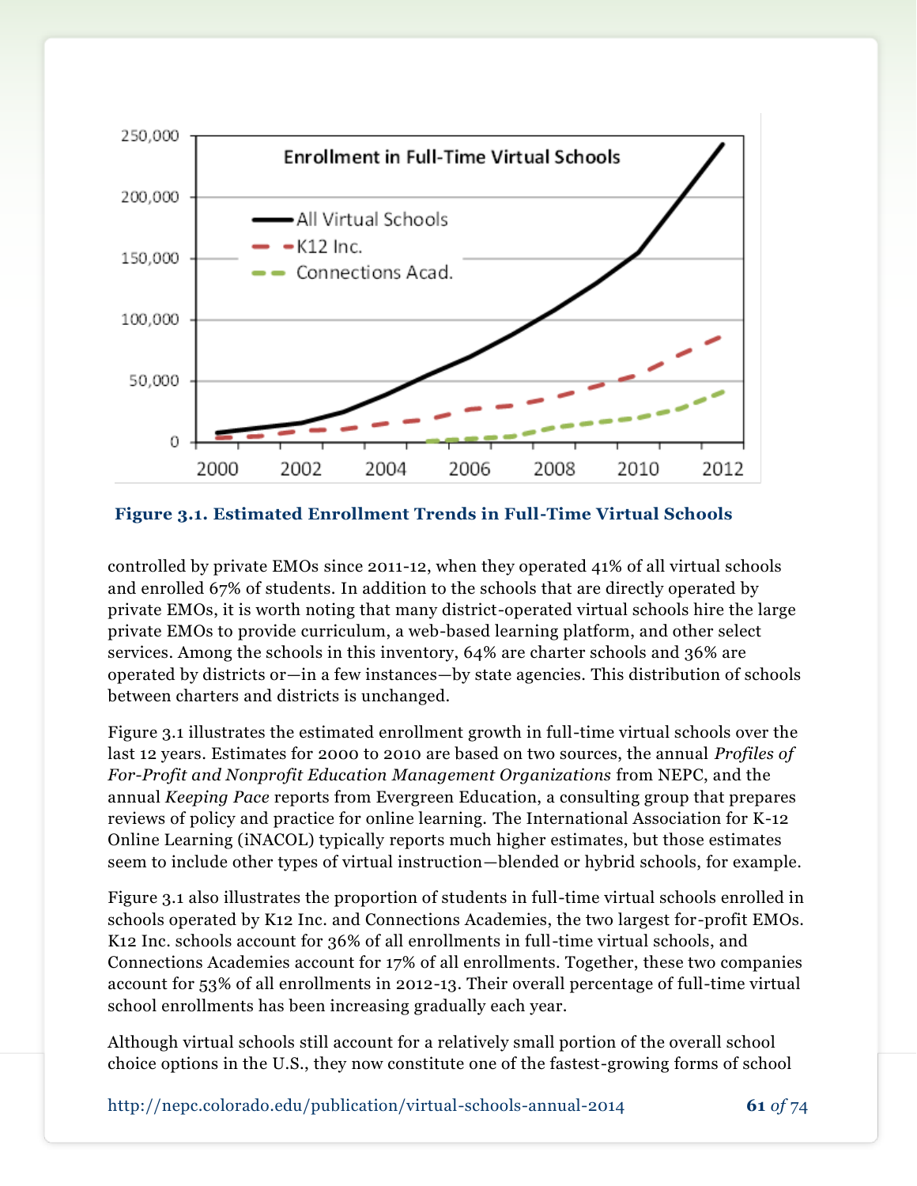**Figure 3.1. Estimated Enrollment Trends in Full-Time Virtual Schools**

controlled by private EMOs since 2011-12, when they operated 41% of all virtual schools and enrolled 67% of students. In addition to the schools that are directly operated by private EMOs, it is worth noting that many district-operated virtual schools hire the large private EMOs to provide curriculum, a web-based learning platform, and other select services. Among the schools in this inventory, 64% are charter schools and 36% are operated by districts or—in a few instances—by state agencies. This distribution of schools between charters and districts is unchanged.

Figure 3.1 illustrates the estimated enrollment growth in full-time virtual schools over the last 12 years. Estimates for 2000 to 2010 are based on two sources, the annual *Profiles of For-Profit and Nonprofit Education Management Organizations* from NEPC, and the annual *Keeping Pace* reports from Evergreen Education, a consulting group that prepares reviews of policy and practice for online learning. The International Association for K-12 Online Learning (iNACOL) typically reports much higher estimates, but those estimates seem to include other types of virtual instruction—blended or hybrid schools, for example.

Figure 3.1 also illustrates the proportion of students in full-time virtual schools enrolled in schools operated by K12 Inc. and Connections Academies, the two largest for-profit EMOs. K12 Inc. schools account for 36% of all enrollments in full-time virtual schools, and Connections Academies account for 17% of all enrollments. Together, these two companies account for 53% of all enrollments in 2012-13. Their overall percentage of full-time virtual school enrollments has been increasing gradually each year.

Although virtual schools still account for a relatively small portion of the overall school choice options in the U.S., they now constitute one of the fastest-growing forms of school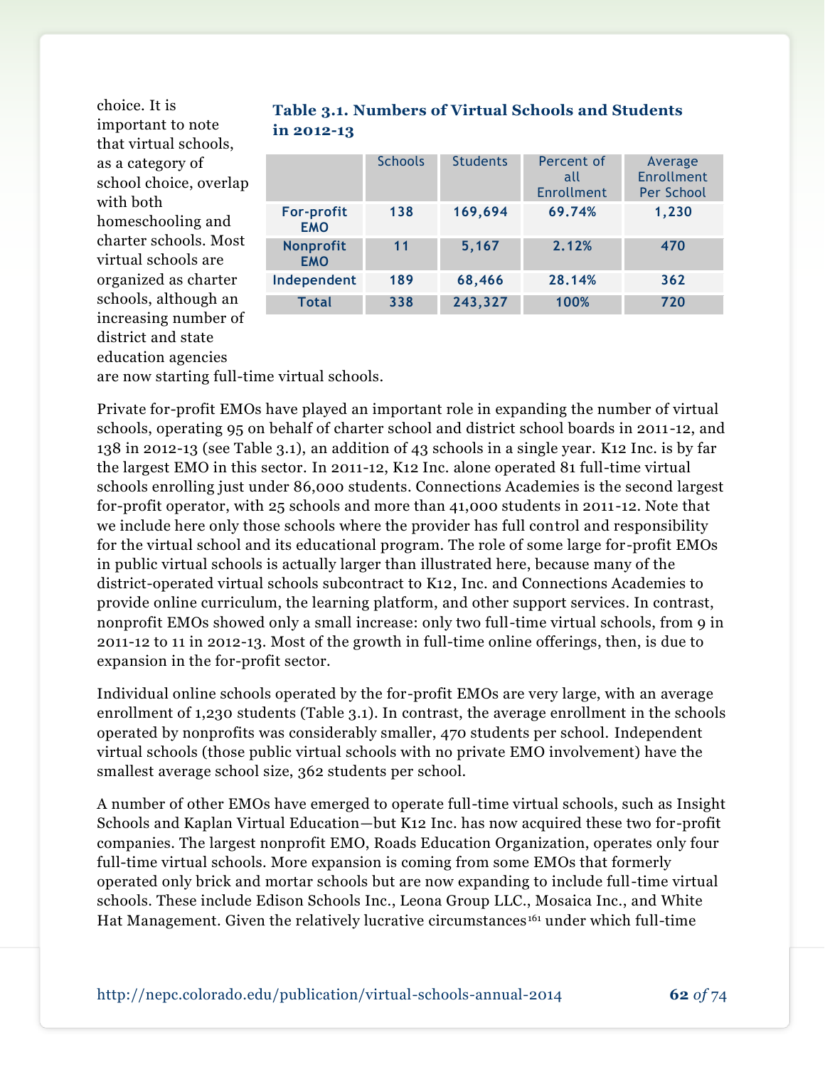choice. It is important to note that virtual schools, as a category of school choice, overlap with both homeschooling and charter schools. Most virtual schools are organized as charter schools, although an increasing number of district and state education agencies are now starting full-time virtual schools.

**Table 3.1. Numbers of Virtual Schools and Students in 2012-13**

| | Schools | Students | Percent of all Enrollment | Average Enrollment Per School |
|---|---|---|---|---|
| For-profit EMO | 138 | 169,694 | 69.74% | 1,230 |
| Nonprofit EMO | 11 | 5,167 | 2.12% | 470 |
| Independent | 189 | 68,466 | 28.14% | 362 |
| Total | 338 | 243,327 | 100% | 720 |

Private for-profit EMOs have played an important role in expanding the number of virtual schools, operating 95 on behalf of charter school and district school boards in 2011-12, and 138 in 2012-13 (see Table 3.1), an addition of 43 schools in a single year. K12 Inc. is by far the largest EMO in this sector. In 2011-12, K12 Inc. alone operated 81 full-time virtual schools enrolling just under 86,000 students. Connections Academies is the second largest for-profit operator, with 25 schools and more than 41,000 students in 2011-12. Note that we include here only those schools where the provider has full control and responsibility for the virtual school and its educational program. The role of some large for-profit EMOs in public virtual schools is actually larger than illustrated here, because many of the district-operated virtual schools subcontract to K12, Inc. and Connections Academies to provide online curriculum, the learning platform, and other support services. In contrast, nonprofit EMOs showed only a small increase: only two full-time virtual schools, from 9 in 2011-12 to 11 in 2012-13. Most of the growth in full-time online offerings, then, is due to expansion in the for-profit sector.

Individual online schools operated by the for-profit EMOs are very large, with an average enrollment of 1,230 students (Table 3.1). In contrast, the average enrollment in the schools operated by nonprofits was considerably smaller, 470 students per school. Independent virtual schools (those public virtual schools with no private EMO involvement) have the smallest average school size, 362 students per school.

A number of other EMOs have emerged to operate full-time virtual schools, such as Insight Schools and Kaplan Virtual Education—but K12 Inc. has now acquired these two for-profit companies. The largest nonprofit EMO, Roads Education Organization, operates only four full-time virtual schools. More expansion is coming from some EMOs that formerly operated only brick and mortar schools but are now expanding to include full-time virtual schools. These include Edison Schools Inc., Leona Group LLC., Mosaica Inc., and White Hat Management. Given the relatively lucrative circumstances[161] under which full-time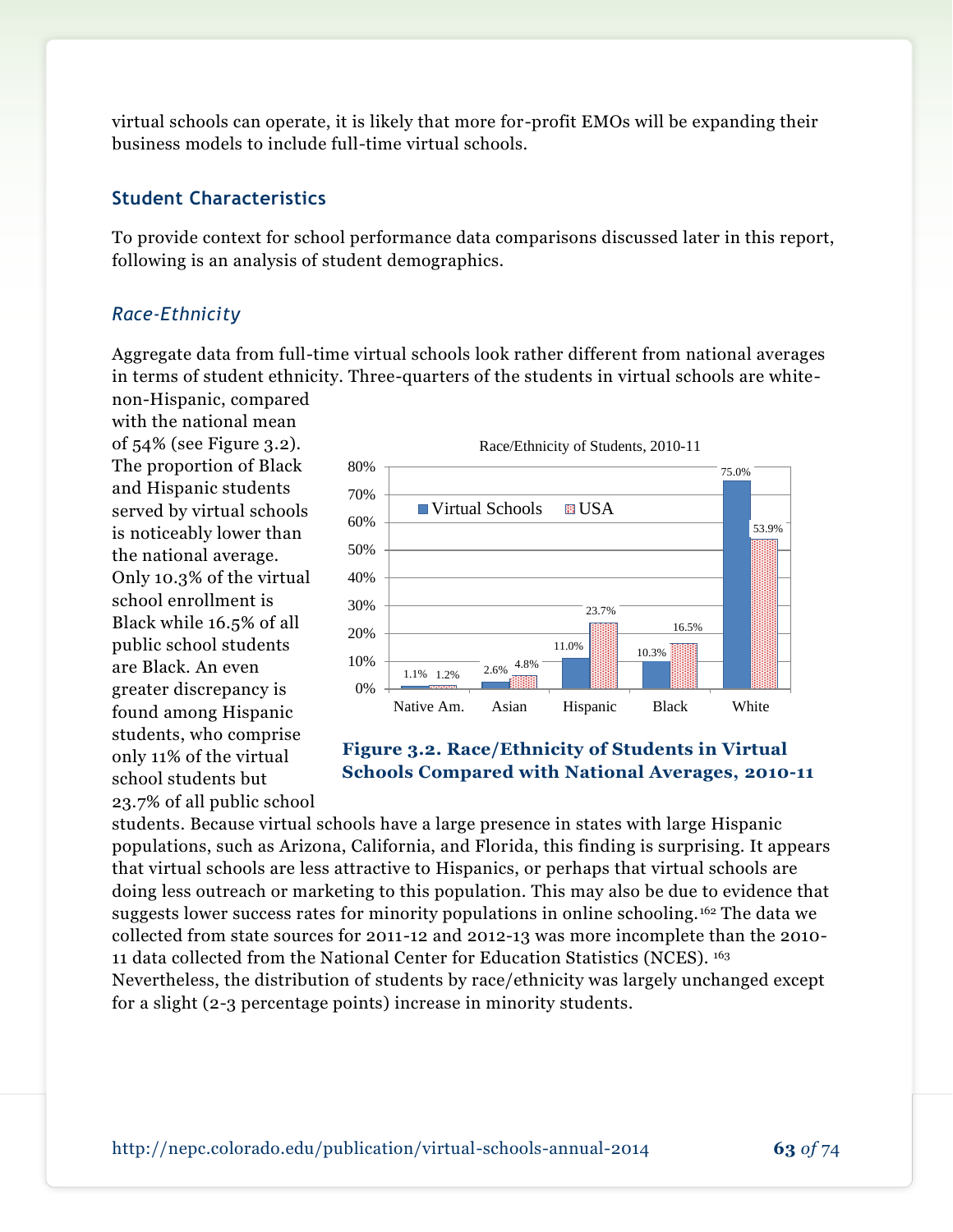virtual schools can operate, it is likely that more for-profit EMOs will be expanding their business models to include full-time virtual schools.

## Student Characteristics

To provide context for school performance data comparisons discussed later in this report, following is an analysis of student demographics.

### *Race-Ethnicity*

Aggregate data from full-time virtual schools look rather different from national averages in terms of student ethnicity. Three-quarters of the students in virtual schools are white-non-Hispanic, compared with the national mean of 54% (see Figure 3.2). The proportion of Black and Hispanic students served by virtual schools is noticeably lower than the national average. Only 10.3% of the virtual school enrollment is Black while 16.5% of all public school students are Black. An even greater discrepancy is found among Hispanic students, who comprise only 11% of the virtual school students but 23.7% of all public school students. Because virtual schools have a large presence in states with large Hispanic populations, such as Arizona, California, and Florida, this finding is surprising. It appears that virtual schools are less attractive to Hispanics, or perhaps that virtual schools are doing less outreach or marketing to this population. This may also be due to evidence that suggests lower success rates for minority populations in online schooling.[162] The data we collected from state sources for 2011-12 and 2012-13 was more incomplete than the 2010-11 data collected from the National Center for Education Statistics (NCES). [163] Nevertheless, the distribution of students by race/ethnicity was largely unchanged except for a slight (2-3 percentage points) increase in minority students.

Race/Ethnicity of Students, 2010-11

| | Native Am. | Asian | Hispanic | Black | White |
|---|---|---|---|---|---|
| Virtual Schools | 1.1% | 2.6% | 11.0% | 10.3% | 75.0% |
| USA | 1.2% | 4.8% | 23.7% | 16.5% | 53.9% |

**Figure 3.2. Race/Ethnicity of Students in Virtual Schools Compared with National Averages, 2010-11**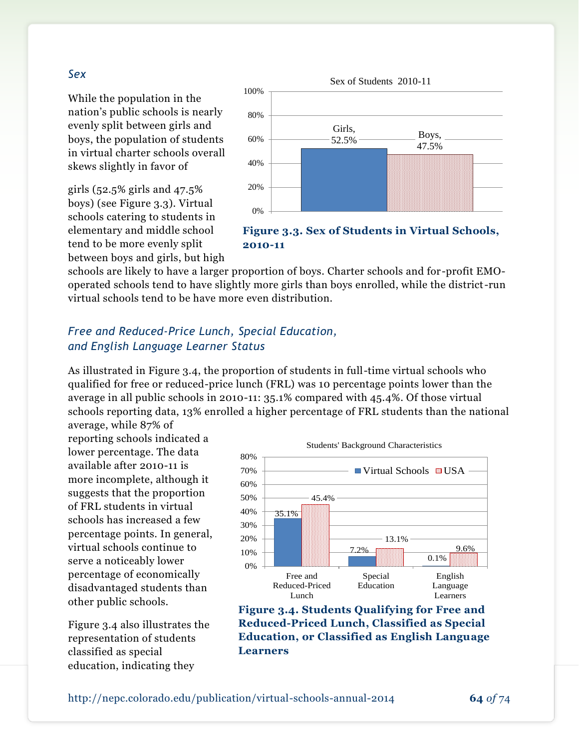### *Sex*

While the population in the nation's public schools is nearly evenly split between girls and boys, the population of students in virtual charter schools overall skews slightly in favor of girls (52.5% girls and 47.5% boys) (see Figure 3.3). Virtual schools catering to students in elementary and middle school tend to be more evenly split between boys and girls, but high schools are likely to have a larger proportion of boys. Charter schools and for-profit EMO-operated schools tend to have slightly more girls than boys enrolled, while the district-run virtual schools tend to be have more even distribution.

Sex of Students 2010-11

| | Percentage |
|---|---|
| Girls | 52.5% |
| Boys | 47.5% |

**Figure 3.3. Sex of Students in Virtual Schools, 2010-11**

### *Free and Reduced-Price Lunch, Special Education, and English Language Learner Status*

As illustrated in Figure 3.4, the proportion of students in full-time virtual schools who qualified for free or reduced-price lunch (FRL) was 10 percentage points lower than the average in all public schools in 2010-11: 35.1% compared with 45.4%. Of those virtual schools reporting data, 13% enrolled a higher percentage of FRL students than the national average, while 87% of reporting schools indicated a lower percentage. The data available after 2010-11 is more incomplete, although it suggests that the proportion of FRL students in virtual schools has increased a few percentage points. In general, virtual schools continue to serve a noticeably lower percentage of economically disadvantaged students than other public schools.

Students' Background Characteristics

| | Virtual Schools | USA |
|---|---|---|
| Free and Reduced-Priced Lunch | 35.1% | 45.4% |
| Special Education | 7.2% | 13.1% |
| English Language Learners | 0.1% | 9.6% |

**Figure 3.4. Students Qualifying for Free and Reduced-Priced Lunch, Classified as Special Education, or Classified as English Language Learners**

Figure 3.4 also illustrates the representation of students classified as special education, indicating they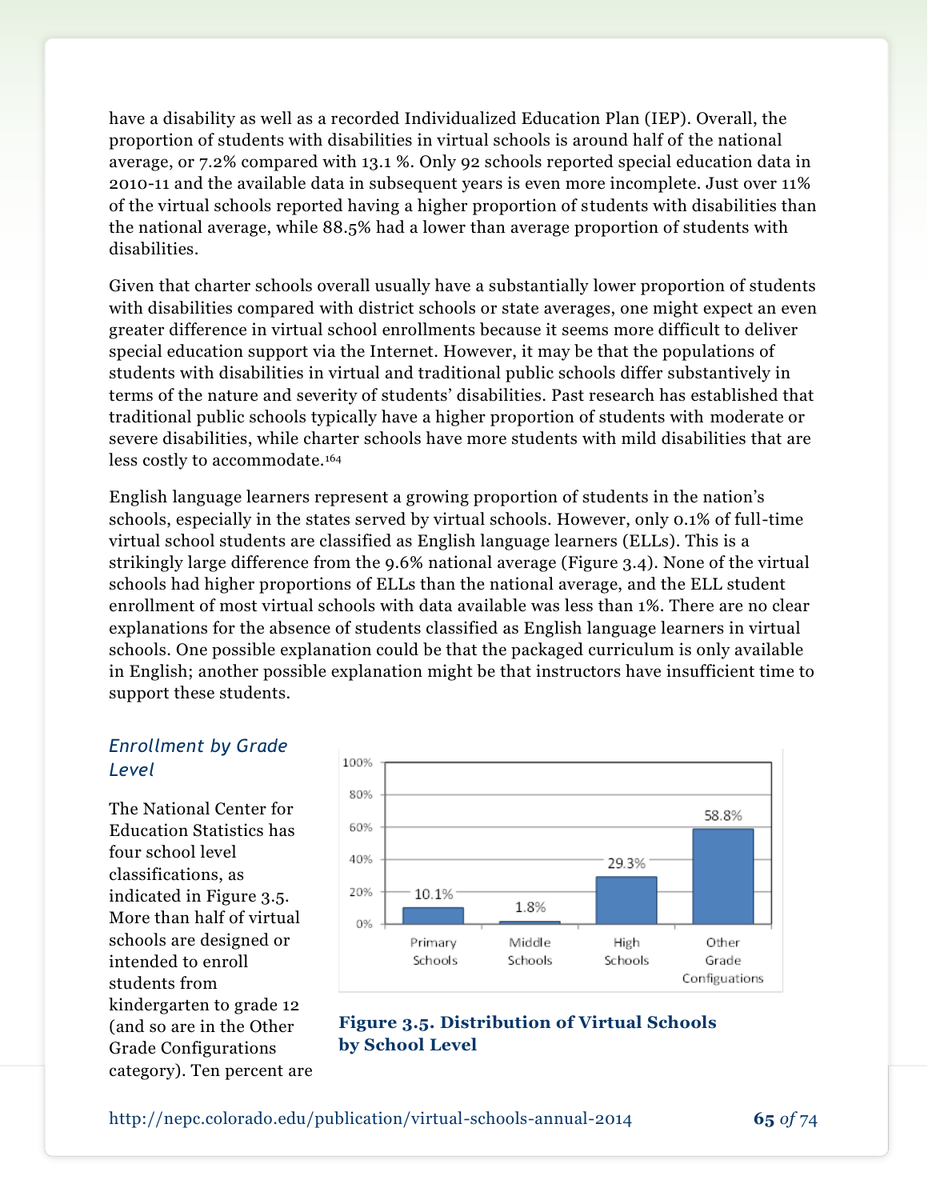have a disability as well as a recorded Individualized Education Plan (IEP). Overall, the proportion of students with disabilities in virtual schools is around half of the national average, or 7.2% compared with 13.1 %. Only 92 schools reported special education data in 2010-11 and the available data in subsequent years is even more incomplete. Just over 11% of the virtual schools reported having a higher proportion of students with disabilities than the national average, while 88.5% had a lower than average proportion of students with disabilities.

Given that charter schools overall usually have a substantially lower proportion of students with disabilities compared with district schools or state averages, one might expect an even greater difference in virtual school enrollments because it seems more difficult to deliver special education support via the Internet. However, it may be that the populations of students with disabilities in virtual and traditional public schools differ substantively in terms of the nature and severity of students' disabilities. Past research has established that traditional public schools typically have a higher proportion of students with moderate or severe disabilities, while charter schools have more students with mild disabilities that are less costly to accommodate.[164]

English language learners represent a growing proportion of students in the nation's schools, especially in the states served by virtual schools. However, only 0.1% of full-time virtual school students are classified as English language learners (ELLs). This is a strikingly large difference from the 9.6% national average (Figure 3.4). None of the virtual schools had higher proportions of ELLs than the national average, and the ELL student enrollment of most virtual schools with data available was less than 1%. There are no clear explanations for the absence of students classified as English language learners in virtual schools. One possible explanation could be that the packaged curriculum is only available in English; another possible explanation might be that instructors have insufficient time to support these students.

### *Enrollment by Grade Level*

The National Center for Education Statistics has four school level classifications, as indicated in Figure 3.5. More than half of virtual schools are designed or intended to enroll students from kindergarten to grade 12 (and so are in the Other Grade Configurations category). Ten percent are

| School Level | Percentage |
| --- | --- |
| Primary Schools | 10.1% |
| Middle Schools | 1.8% |
| High Schools | 29.3% |
| Other Grade Configuations | 58.8% |

**Figure 3.5. Distribution of Virtual Schools by School Level**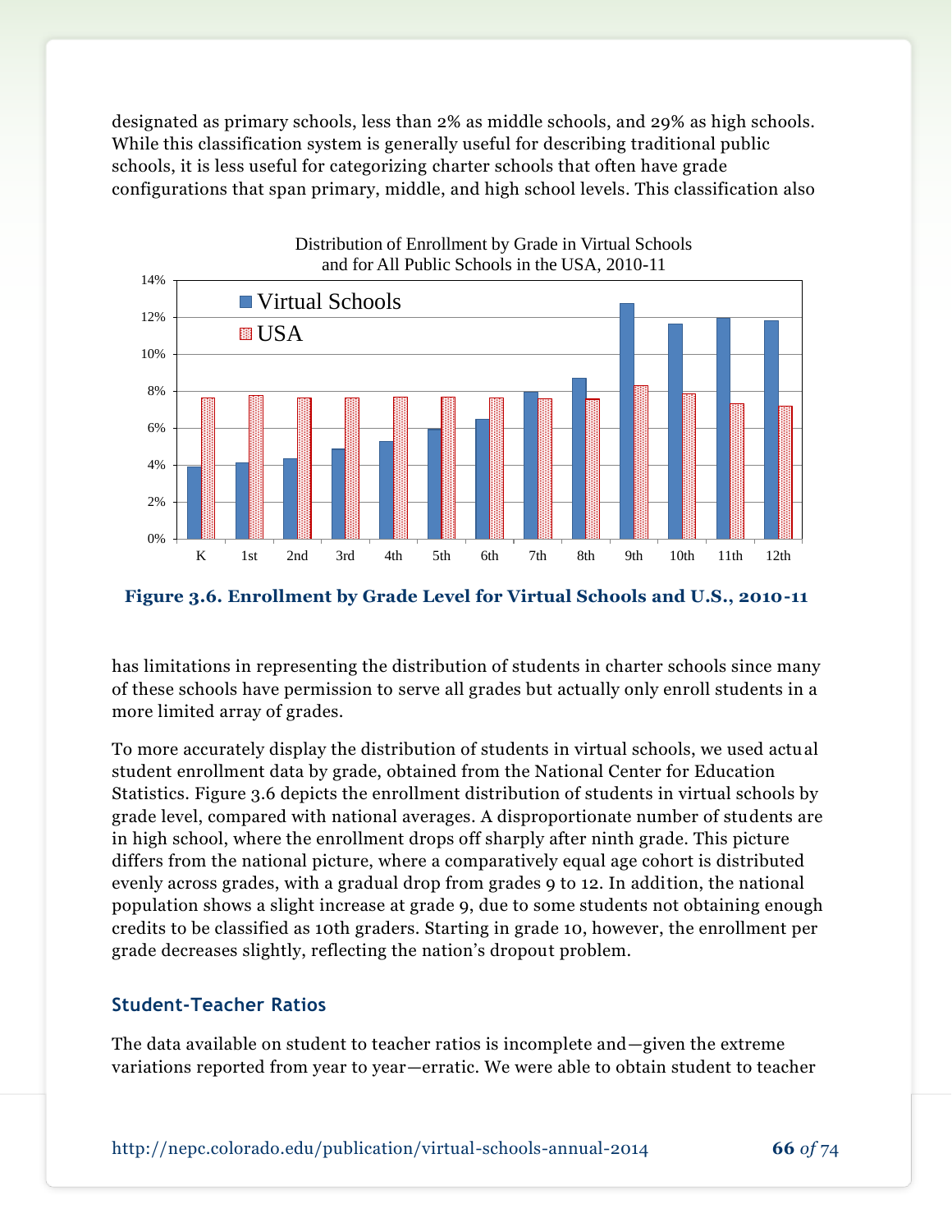designated as primary schools, less than 2% as middle schools, and 29% as high schools. While this classification system is generally useful for describing traditional public schools, it is less useful for categorizing charter schools that often have grade configurations that span primary, middle, and high school levels. This classification also

**Figure 3.6. Enrollment by Grade Level for Virtual Schools and U.S., 2010-11**

has limitations in representing the distribution of students in charter schools since many of these schools have permission to serve all grades but actually only enroll students in a more limited array of grades.

To more accurately display the distribution of students in virtual schools, we used actual student enrollment data by grade, obtained from the National Center for Education Statistics. Figure 3.6 depicts the enrollment distribution of students in virtual schools by grade level, compared with national averages. A disproportionate number of students are in high school, where the enrollment drops off sharply after ninth grade. This picture differs from the national picture, where a comparatively equal age cohort is distributed evenly across grades, with a gradual drop from grades 9 to 12. In addition, the national population shows a slight increase at grade 9, due to some students not obtaining enough credits to be classified as 10th graders. Starting in grade 10, however, the enrollment per grade decreases slightly, reflecting the nation's dropout problem.

## Student-Teacher Ratios

The data available on student to teacher ratios is incomplete and—given the extreme variations reported from year to year—erratic. We were able to obtain student to teacher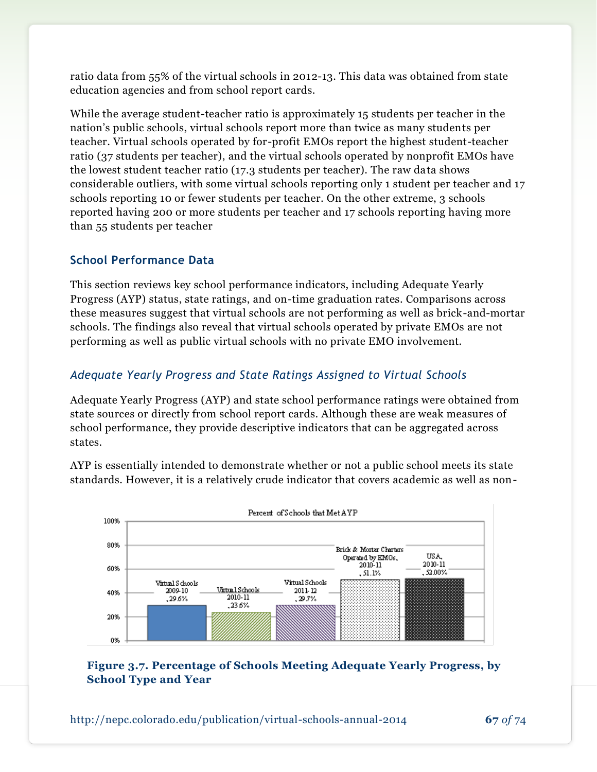ratio data from 55% of the virtual schools in 2012-13. This data was obtained from state education agencies and from school report cards.

While the average student-teacher ratio is approximately 15 students per teacher in the nation's public schools, virtual schools report more than twice as many students per teacher. Virtual schools operated by for-profit EMOs report the highest student-teacher ratio (37 students per teacher), and the virtual schools operated by nonprofit EMOs have the lowest student teacher ratio (17.3 students per teacher). The raw data shows considerable outliers, with some virtual schools reporting only 1 student per teacher and 17 schools reporting 10 or fewer students per teacher. On the other extreme, 3 schools reported having 200 or more students per teacher and 17 schools reporting having more than 55 students per teacher

## School Performance Data

This section reviews key school performance indicators, including Adequate Yearly Progress (AYP) status, state ratings, and on-time graduation rates. Comparisons across these measures suggest that virtual schools are not performing as well as brick-and-mortar schools. The findings also reveal that virtual schools operated by private EMOs are not performing as well as public virtual schools with no private EMO involvement.

### *Adequate Yearly Progress and State Ratings Assigned to Virtual Schools*

Adequate Yearly Progress (AYP) and state school performance ratings were obtained from state sources or directly from school report cards. Although these are weak measures of school performance, they provide descriptive indicators that can be aggregated across states.

AYP is essentially intended to demonstrate whether or not a public school meets its state standards. However, it is a relatively crude indicator that covers academic as well as non-

Percent of Schools that Met AYP

| School Type and Year | Percent |
|---|---|
| Virtual Schools 2009-10 | 29.6% |
| Virtual Schools 2010-11 | 23.6% |
| Virtual Schools 2011-12 | 29.7% |
| Brick & Mortar Charters Operated by EMOs, 2010-11 | 51.1% |
| USA, 2010-11 | 52.00% |

**Figure 3.7. Percentage of Schools Meeting Adequate Yearly Progress, by School Type and Year**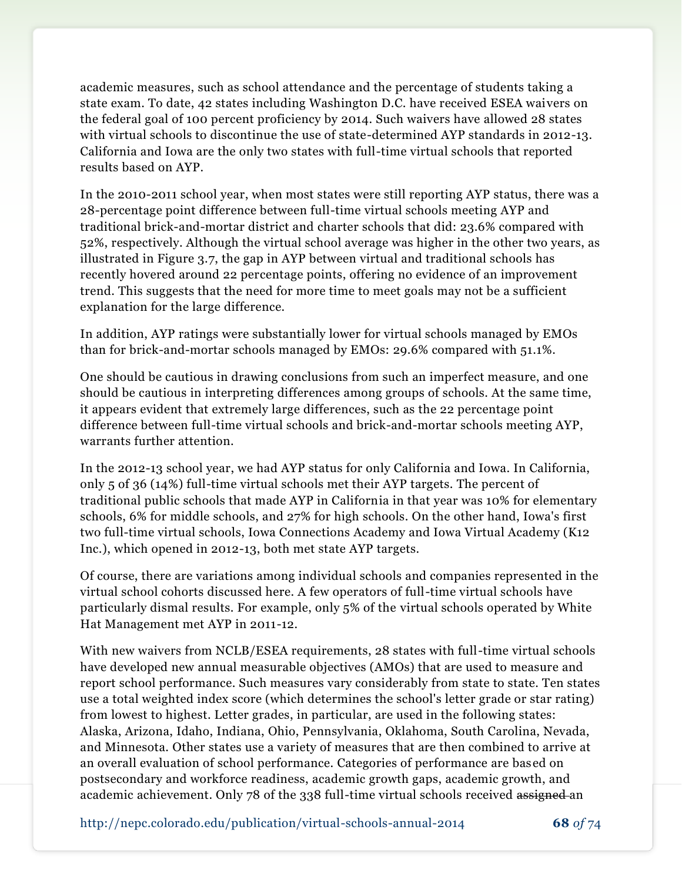academic measures, such as school attendance and the percentage of students taking a state exam. To date, 42 states including Washington D.C. have received ESEA waivers on the federal goal of 100 percent proficiency by 2014. Such waivers have allowed 28 states with virtual schools to discontinue the use of state-determined AYP standards in 2012-13. California and Iowa are the only two states with full-time virtual schools that reported results based on AYP.

In the 2010-2011 school year, when most states were still reporting AYP status, there was a 28-percentage point difference between full-time virtual schools meeting AYP and traditional brick-and-mortar district and charter schools that did: 23.6% compared with 52%, respectively. Although the virtual school average was higher in the other two years, as illustrated in Figure 3.7, the gap in AYP between virtual and traditional schools has recently hovered around 22 percentage points, offering no evidence of an improvement trend. This suggests that the need for more time to meet goals may not be a sufficient explanation for the large difference.

In addition, AYP ratings were substantially lower for virtual schools managed by EMOs than for brick-and-mortar schools managed by EMOs: 29.6% compared with 51.1%.

One should be cautious in drawing conclusions from such an imperfect measure, and one should be cautious in interpreting differences among groups of schools. At the same time, it appears evident that extremely large differences, such as the 22 percentage point difference between full-time virtual schools and brick-and-mortar schools meeting AYP, warrants further attention.

In the 2012-13 school year, we had AYP status for only California and Iowa. In California, only 5 of 36 (14%) full-time virtual schools met their AYP targets. The percent of traditional public schools that made AYP in California in that year was 10% for elementary schools, 6% for middle schools, and 27% for high schools. On the other hand, Iowa's first two full-time virtual schools, Iowa Connections Academy and Iowa Virtual Academy (K12 Inc.), which opened in 2012-13, both met state AYP targets.

Of course, there are variations among individual schools and companies represented in the virtual school cohorts discussed here. A few operators of full-time virtual schools have particularly dismal results. For example, only 5% of the virtual schools operated by White Hat Management met AYP in 2011-12.

With new waivers from NCLB/ESEA requirements, 28 states with full-time virtual schools have developed new annual measurable objectives (AMOs) that are used to measure and report school performance. Such measures vary considerably from state to state. Ten states use a total weighted index score (which determines the school's letter grade or star rating) from lowest to highest. Letter grades, in particular, are used in the following states: Alaska, Arizona, Idaho, Indiana, Ohio, Pennsylvania, Oklahoma, South Carolina, Nevada, and Minnesota. Other states use a variety of measures that are then combined to arrive at an overall evaluation of school performance. Categories of performance are based on postsecondary and workforce readiness, academic growth gaps, academic growth, and academic achievement. Only 78 of the 338 full-time virtual schools received ~~assigned~~ an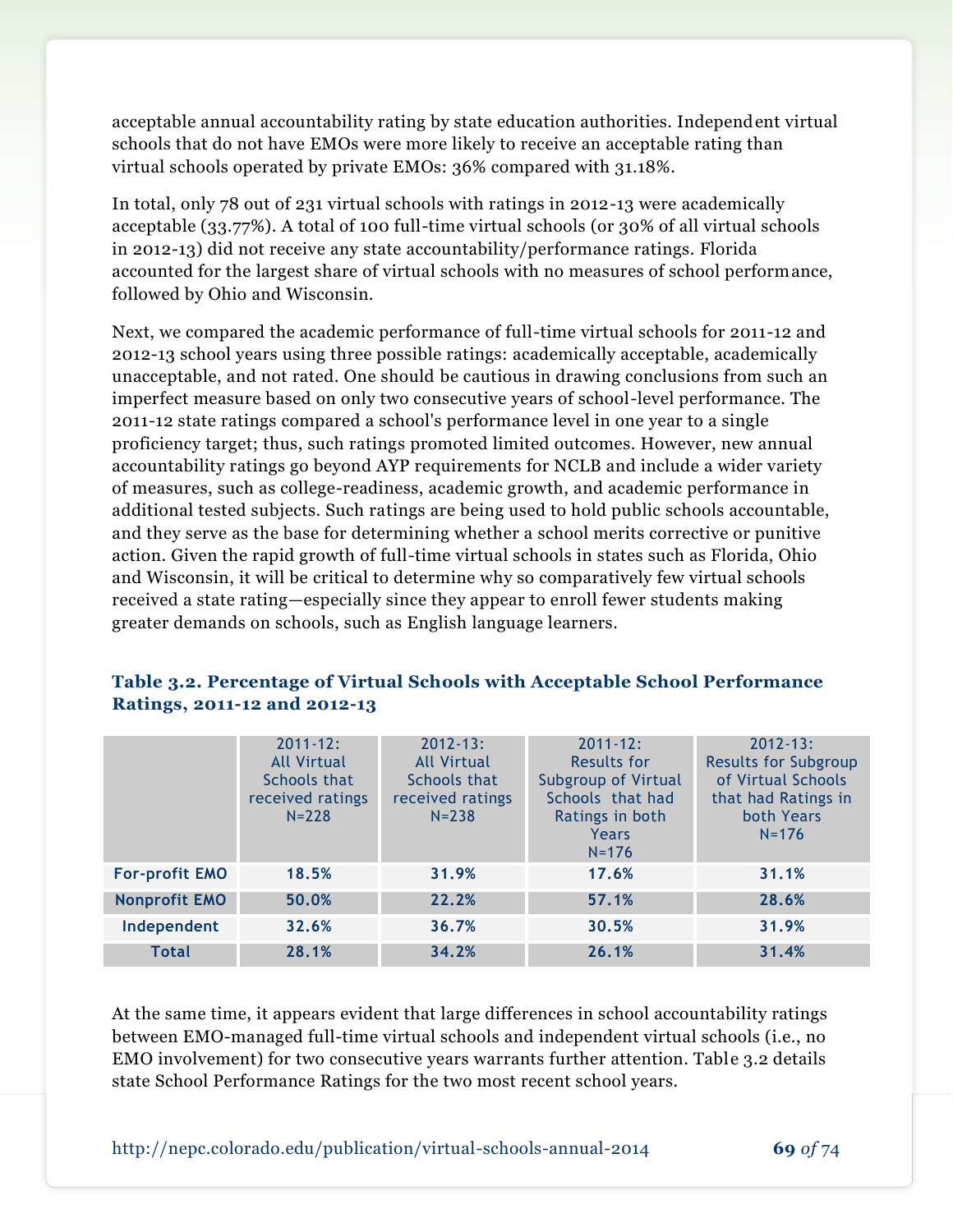acceptable annual accountability rating by state education authorities. Independent virtual schools that do not have EMOs were more likely to receive an acceptable rating than virtual schools operated by private EMOs: 36% compared with 31.18%.

In total, only 78 out of 231 virtual schools with ratings in 2012-13 were academically acceptable (33.77%). A total of 100 full-time virtual schools (or 30% of all virtual schools in 2012-13) did not receive any state accountability/performance ratings. Florida accounted for the largest share of virtual schools with no measures of school performance, followed by Ohio and Wisconsin.

Next, we compared the academic performance of full-time virtual schools for 2011-12 and 2012-13 school years using three possible ratings: academically acceptable, academically unacceptable, and not rated. One should be cautious in drawing conclusions from such an imperfect measure based on only two consecutive years of school-level performance. The 2011-12 state ratings compared a school's performance level in one year to a single proficiency target; thus, such ratings promoted limited outcomes. However, new annual accountability ratings go beyond AYP requirements for NCLB and include a wider variety of measures, such as college-readiness, academic growth, and academic performance in additional tested subjects. Such ratings are being used to hold public schools accountable, and they serve as the base for determining whether a school merits corrective or punitive action. Given the rapid growth of full-time virtual schools in states such as Florida, Ohio and Wisconsin, it will be critical to determine why so comparatively few virtual schools received a state rating—especially since they appear to enroll fewer students making greater demands on schools, such as English language learners.

**Table 3.2. Percentage of Virtual Schools with Acceptable School Performance Ratings, 2011-12 and 2012-13**

| | 2011-12: All Virtual Schools that received ratings N=228 | 2012-13: All Virtual Schools that received ratings N=238 | 2011-12: Results for Subgroup of Virtual Schools that had Ratings in both Years N=176 | 2012-13: Results for Subgroup of Virtual Schools that had Ratings in both Years N=176 |
|---|---|---|---|---|
| For-profit EMO | 18.5% | 31.9% | 17.6% | 31.1% |
| Nonprofit EMO | 50.0% | 22.2% | 57.1% | 28.6% |
| Independent | 32.6% | 36.7% | 30.5% | 31.9% |
| Total | 28.1% | 34.2% | 26.1% | 31.4% |

At the same time, it appears evident that large differences in school accountability ratings between EMO-managed full-time virtual schools and independent virtual schools (i.e., no EMO involvement) for two consecutive years warrants further attention. Table 3.2 details state School Performance Ratings for the two most recent school years.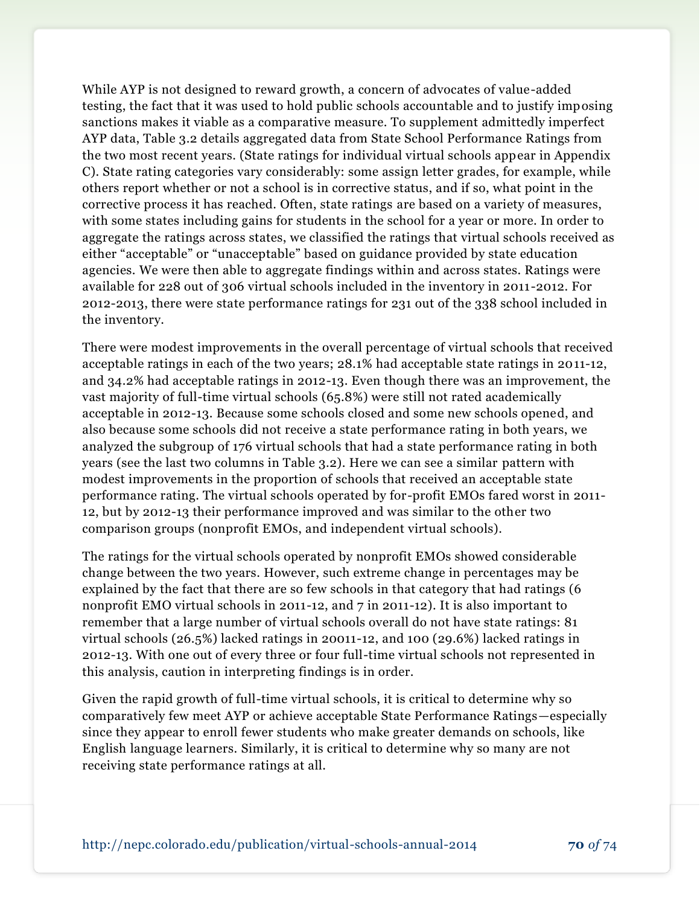While AYP is not designed to reward growth, a concern of advocates of value-added testing, the fact that it was used to hold public schools accountable and to justify imposing sanctions makes it viable as a comparative measure. To supplement admittedly imperfect AYP data, Table 3.2 details aggregated data from State School Performance Ratings from the two most recent years. (State ratings for individual virtual schools appear in Appendix C). State rating categories vary considerably: some assign letter grades, for example, while others report whether or not a school is in corrective status, and if so, what point in the corrective process it has reached. Often, state ratings are based on a variety of measures, with some states including gains for students in the school for a year or more. In order to aggregate the ratings across states, we classified the ratings that virtual schools received as either "acceptable" or "unacceptable" based on guidance provided by state education agencies. We were then able to aggregate findings within and across states. Ratings were available for 228 out of 306 virtual schools included in the inventory in 2011-2012. For 2012-2013, there were state performance ratings for 231 out of the 338 school included in the inventory.

There were modest improvements in the overall percentage of virtual schools that received acceptable ratings in each of the two years; 28.1% had acceptable state ratings in 2011-12, and 34.2% had acceptable ratings in 2012-13. Even though there was an improvement, the vast majority of full-time virtual schools (65.8%) were still not rated academically acceptable in 2012-13. Because some schools closed and some new schools opened, and also because some schools did not receive a state performance rating in both years, we analyzed the subgroup of 176 virtual schools that had a state performance rating in both years (see the last two columns in Table 3.2). Here we can see a similar pattern with modest improvements in the proportion of schools that received an acceptable state performance rating. The virtual schools operated by for-profit EMOs fared worst in 2011-12, but by 2012-13 their performance improved and was similar to the other two comparison groups (nonprofit EMOs, and independent virtual schools).

The ratings for the virtual schools operated by nonprofit EMOs showed considerable change between the two years. However, such extreme change in percentages may be explained by the fact that there are so few schools in that category that had ratings (6 nonprofit EMO virtual schools in 2011-12, and 7 in 2011-12). It is also important to remember that a large number of virtual schools overall do not have state ratings: 81 virtual schools (26.5%) lacked ratings in 20011-12, and 100 (29.6%) lacked ratings in 2012-13. With one out of every three or four full-time virtual schools not represented in this analysis, caution in interpreting findings is in order.

Given the rapid growth of full-time virtual schools, it is critical to determine why so comparatively few meet AYP or achieve acceptable State Performance Ratings—especially since they appear to enroll fewer students who make greater demands on schools, like English language learners. Similarly, it is critical to determine why so many are not receiving state performance ratings at all.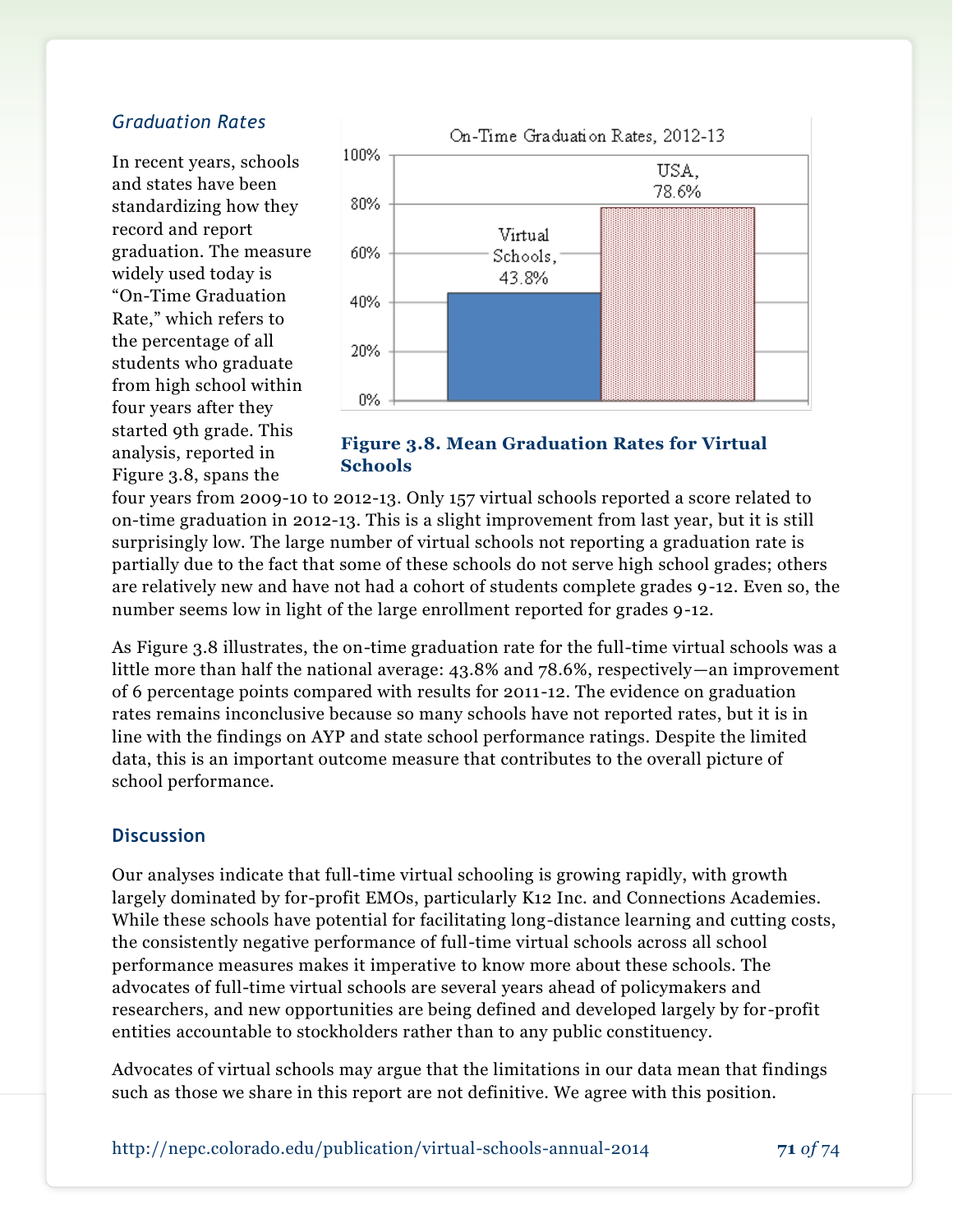### *Graduation Rates*

In recent years, schools and states have been standardizing how they record and report graduation. The measure widely used today is "On-Time Graduation Rate," which refers to the percentage of all students who graduate from high school within four years after they started 9th grade. This analysis, reported in Figure 3.8, spans the four years from 2009-10 to 2012-13. Only 157 virtual schools reported a score related to on-time graduation in 2012-13. This is a slight improvement from last year, but it is still surprisingly low. The large number of virtual schools not reporting a graduation rate is partially due to the fact that some of these schools do not serve high school grades; others are relatively new and have not had a cohort of students complete grades 9-12. Even so, the number seems low in light of the large enrollment reported for grades 9-12.

On-Time Graduation Rates, 2012-13

| | Rate |
|---|---|
| Virtual Schools | 43.8% |
| USA | 78.6% |

**Figure 3.8. Mean Graduation Rates for Virtual Schools**

As Figure 3.8 illustrates, the on-time graduation rate for the full-time virtual schools was a little more than half the national average: 43.8% and 78.6%, respectively—an improvement of 6 percentage points compared with results for 2011-12. The evidence on graduation rates remains inconclusive because so many schools have not reported rates, but it is in line with the findings on AYP and state school performance ratings. Despite the limited data, this is an important outcome measure that contributes to the overall picture of school performance.

## Discussion

Our analyses indicate that full-time virtual schooling is growing rapidly, with growth largely dominated by for-profit EMOs, particularly K12 Inc. and Connections Academies. While these schools have potential for facilitating long-distance learning and cutting costs, the consistently negative performance of full-time virtual schools across all school performance measures makes it imperative to know more about these schools. The advocates of full-time virtual schools are several years ahead of policymakers and researchers, and new opportunities are being defined and developed largely by for-profit entities accountable to stockholders rather than to any public constituency.

Advocates of virtual schools may argue that the limitations in our data mean that findings such as those we share in this report are not definitive. We agree with this position.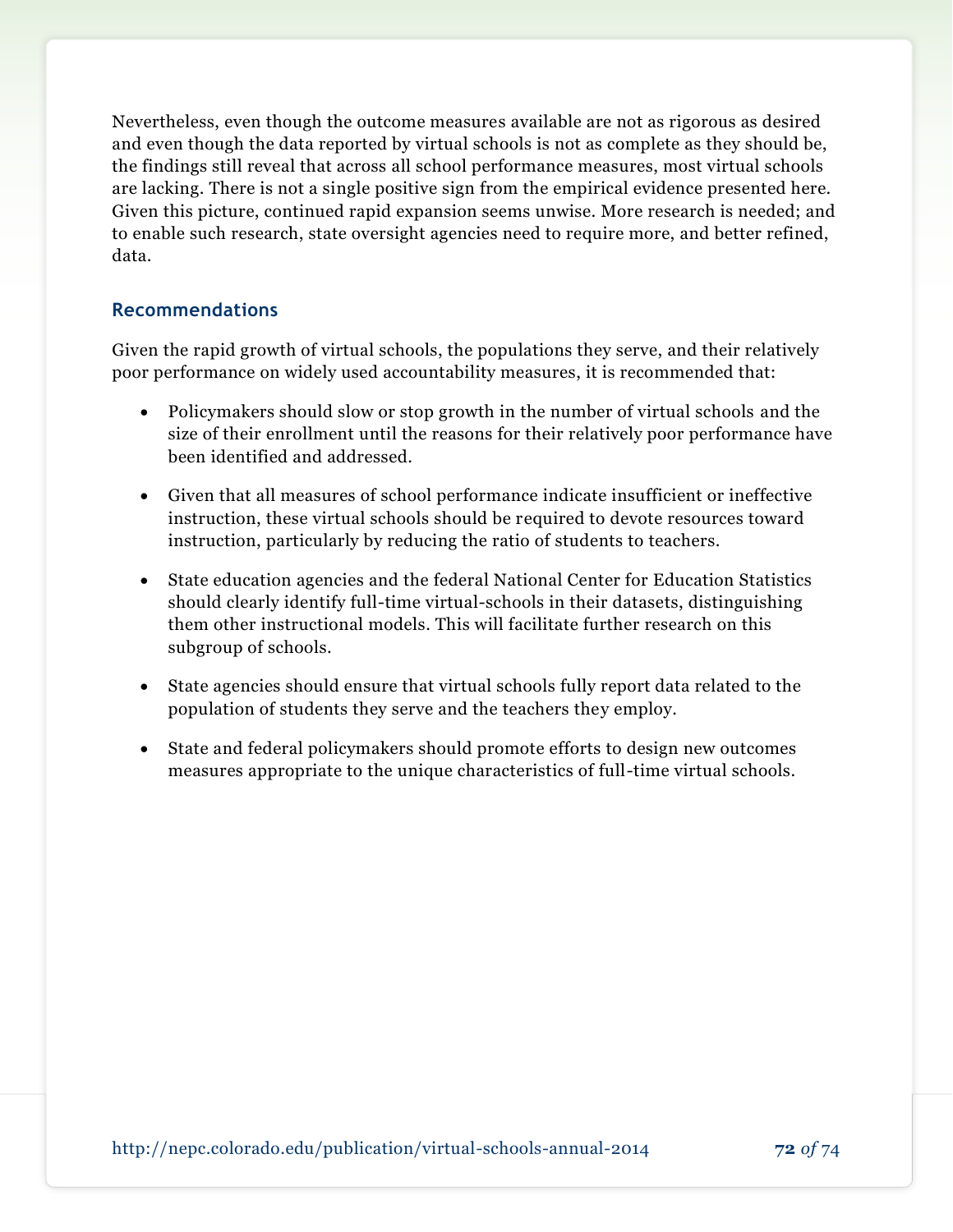Nevertheless, even though the outcome measures available are not as rigorous as desired and even though the data reported by virtual schools is not as complete as they should be, the findings still reveal that across all school performance measures, most virtual schools are lacking. There is not a single positive sign from the empirical evidence presented here. Given this picture, continued rapid expansion seems unwise. More research is needed; and to enable such research, state oversight agencies need to require more, and better refined, data.

### Recommendations

Given the rapid growth of virtual schools, the populations they serve, and their relatively poor performance on widely used accountability measures, it is recommended that:

- Policymakers should slow or stop growth in the number of virtual schools and the size of their enrollment until the reasons for their relatively poor performance have been identified and addressed.
- Given that all measures of school performance indicate insufficient or ineffective instruction, these virtual schools should be required to devote resources toward instruction, particularly by reducing the ratio of students to teachers.
- State education agencies and the federal National Center for Education Statistics should clearly identify full-time virtual-schools in their datasets, distinguishing them other instructional models. This will facilitate further research on this subgroup of schools.
- State agencies should ensure that virtual schools fully report data related to the population of students they serve and the teachers they employ.
- State and federal policymakers should promote efforts to design new outcomes measures appropriate to the unique characteristics of full-time virtual schools.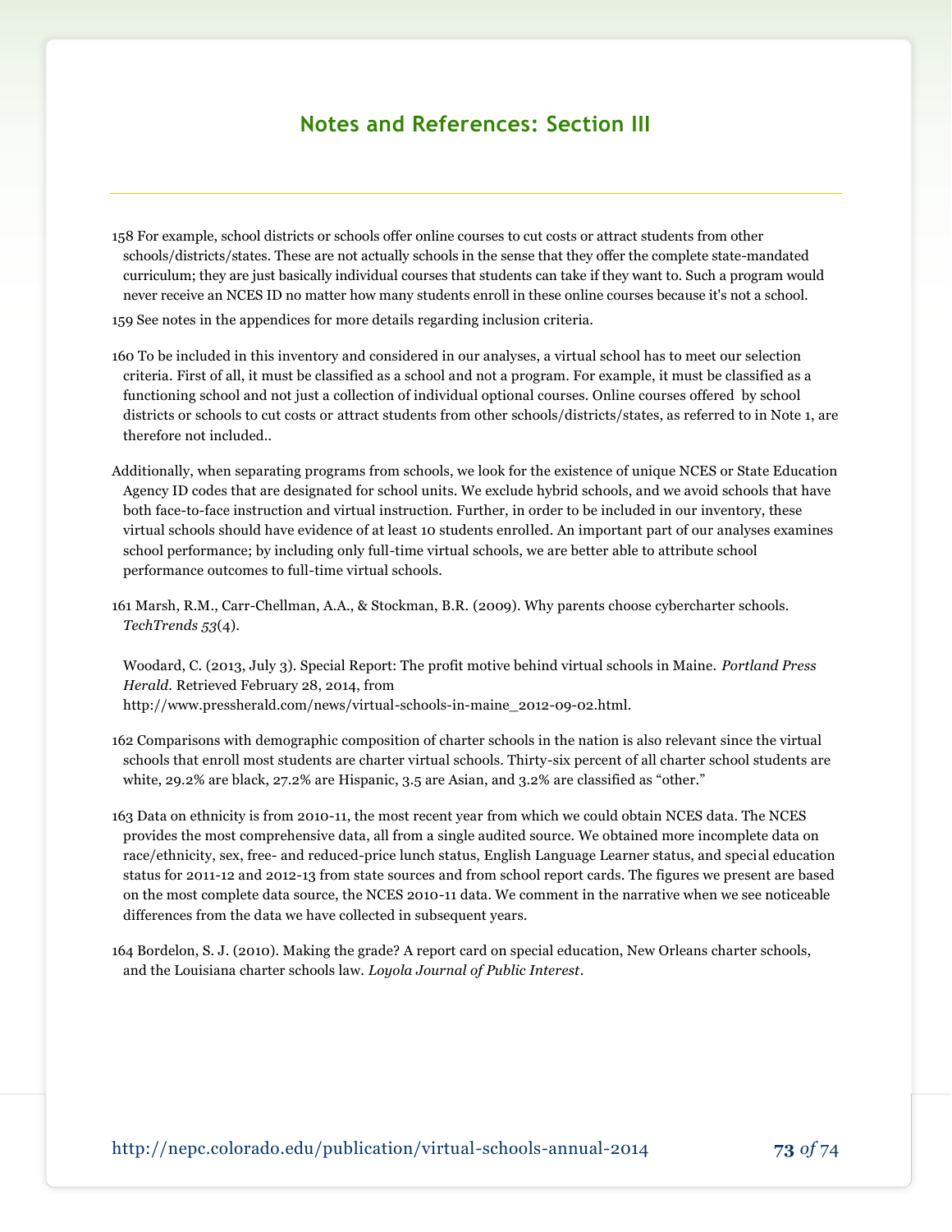## Notes and References: Section III

158 For example, school districts or schools offer online courses to cut costs or attract students from other schools/districts/states. These are not actually schools in the sense that they offer the complete state-mandated curriculum; they are just basically individual courses that students can take if they want to. Such a program would never receive an NCES ID no matter how many students enroll in these online courses because it's not a school.

159 See notes in the appendices for more details regarding inclusion criteria.

160 To be included in this inventory and considered in our analyses, a virtual school has to meet our selection criteria. First of all, it must be classified as a school and not a program. For example, it must be classified as a functioning school and not just a collection of individual optional courses. Online courses offered by school districts or schools to cut costs or attract students from other schools/districts/states, as referred to in Note 1, are therefore not included..

Additionally, when separating programs from schools, we look for the existence of unique NCES or State Education Agency ID codes that are designated for school units. We exclude hybrid schools, and we avoid schools that have both face-to-face instruction and virtual instruction. Further, in order to be included in our inventory, these virtual schools should have evidence of at least 10 students enrolled. An important part of our analyses examines school performance; by including only full-time virtual schools, we are better able to attribute school performance outcomes to full-time virtual schools.

161 Marsh, R.M., Carr-Chellman, A.A., & Stockman, B.R. (2009). Why parents choose cybercharter schools. *TechTrends 53*(4).

Woodard, C. (2013, July 3). Special Report: The profit motive behind virtual schools in Maine. *Portland Press Herald*. Retrieved February 28, 2014, from http://www.pressherald.com/news/virtual-schools-in-maine_2012-09-02.html.

162 Comparisons with demographic composition of charter schools in the nation is also relevant since the virtual schools that enroll most students are charter virtual schools. Thirty-six percent of all charter school students are white, 29.2% are black, 27.2% are Hispanic, 3.5 are Asian, and 3.2% are classified as "other."

163 Data on ethnicity is from 2010-11, the most recent year from which we could obtain NCES data. The NCES provides the most comprehensive data, all from a single audited source. We obtained more incomplete data on race/ethnicity, sex, free- and reduced-price lunch status, English Language Learner status, and special education status for 2011-12 and 2012-13 from state sources and from school report cards. The figures we present are based on the most complete data source, the NCES 2010-11 data. We comment in the narrative when we see noticeable differences from the data we have collected in subsequent years.

164 Bordelon, S. J. (2010). Making the grade? A report card on special education, New Orleans charter schools, and the Louisiana charter schools law. *Loyola Journal of Public Interest*.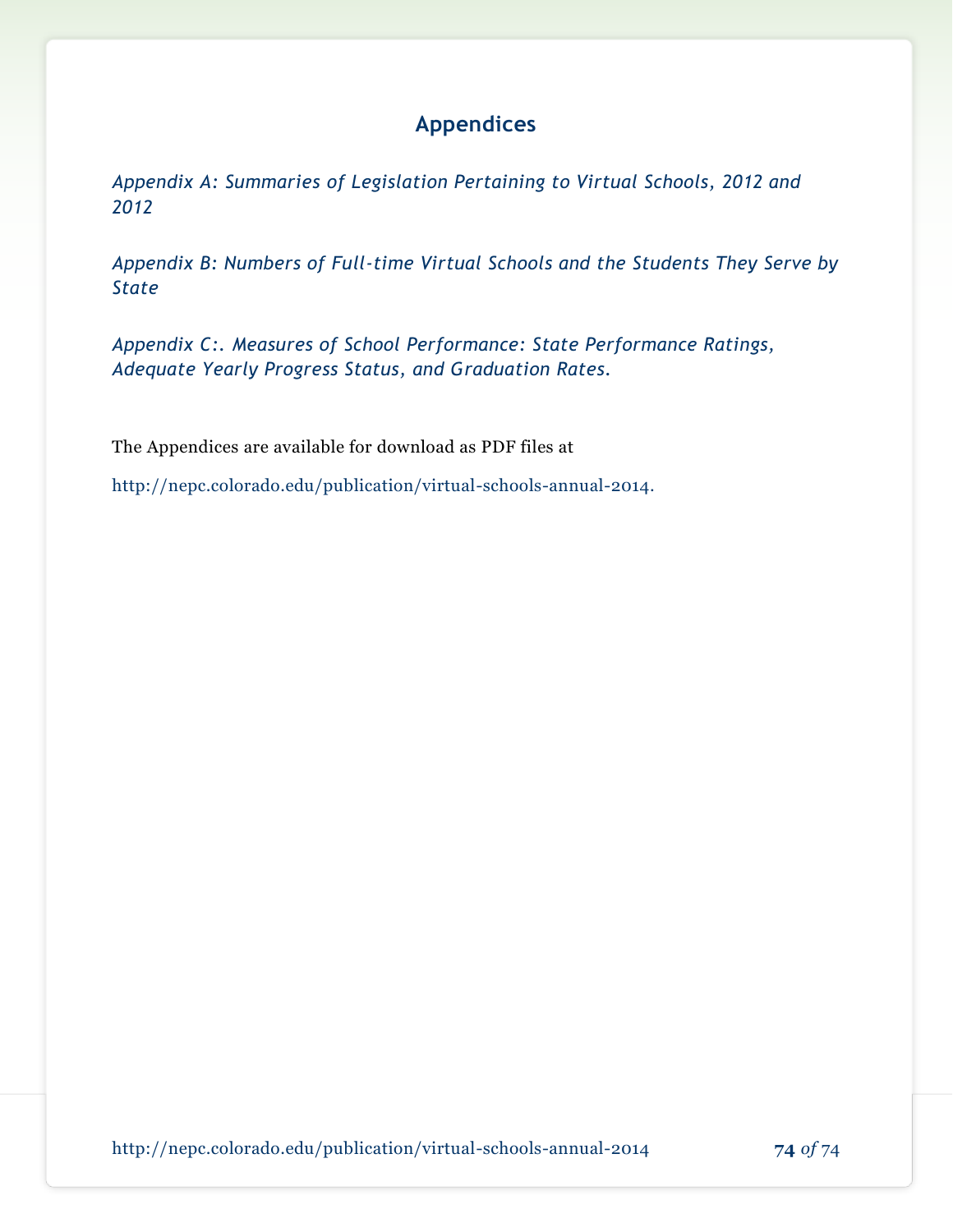## Appendices

*Appendix A: Summaries of Legislation Pertaining to Virtual Schools, 2012 and 2012*

*Appendix B: Numbers of Full-time Virtual Schools and the Students They Serve by State*

*Appendix C:. Measures of School Performance: State Performance Ratings, Adequate Yearly Progress Status, and Graduation Rates.*

The Appendices are available for download as PDF files at

http://nepc.colorado.edu/publication/virtual-schools-annual-2014.